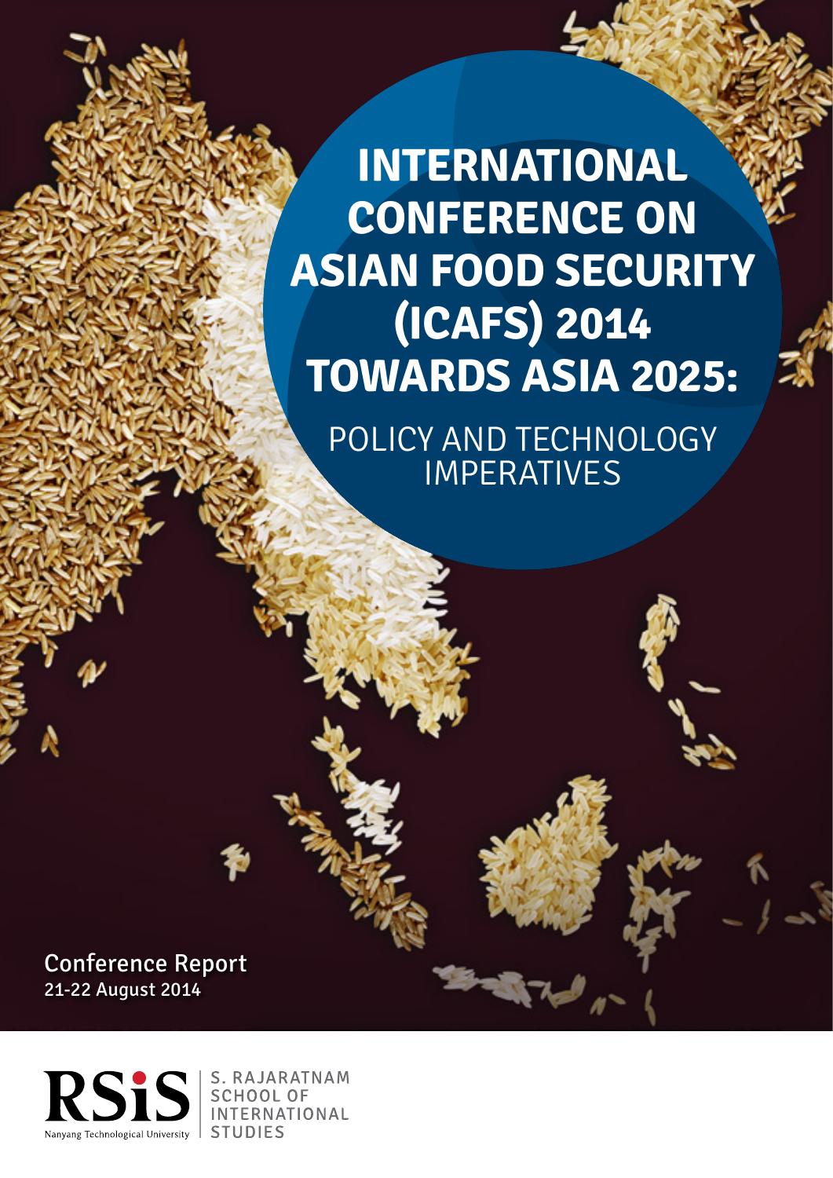# INTERNATIONAL CONFERENCE ON ASIAN FOOD SECURITY (ICAFS) 2014 TOWARDS ASIA 2025:

## POLICY AND TECHNOLOGY IMPERATIVES

Conference Report

21-22 August 2014

RSiS

Nanyang Technological University

S. RAJARATNAM SCHOOL OF INTERNATIONAL STUDIES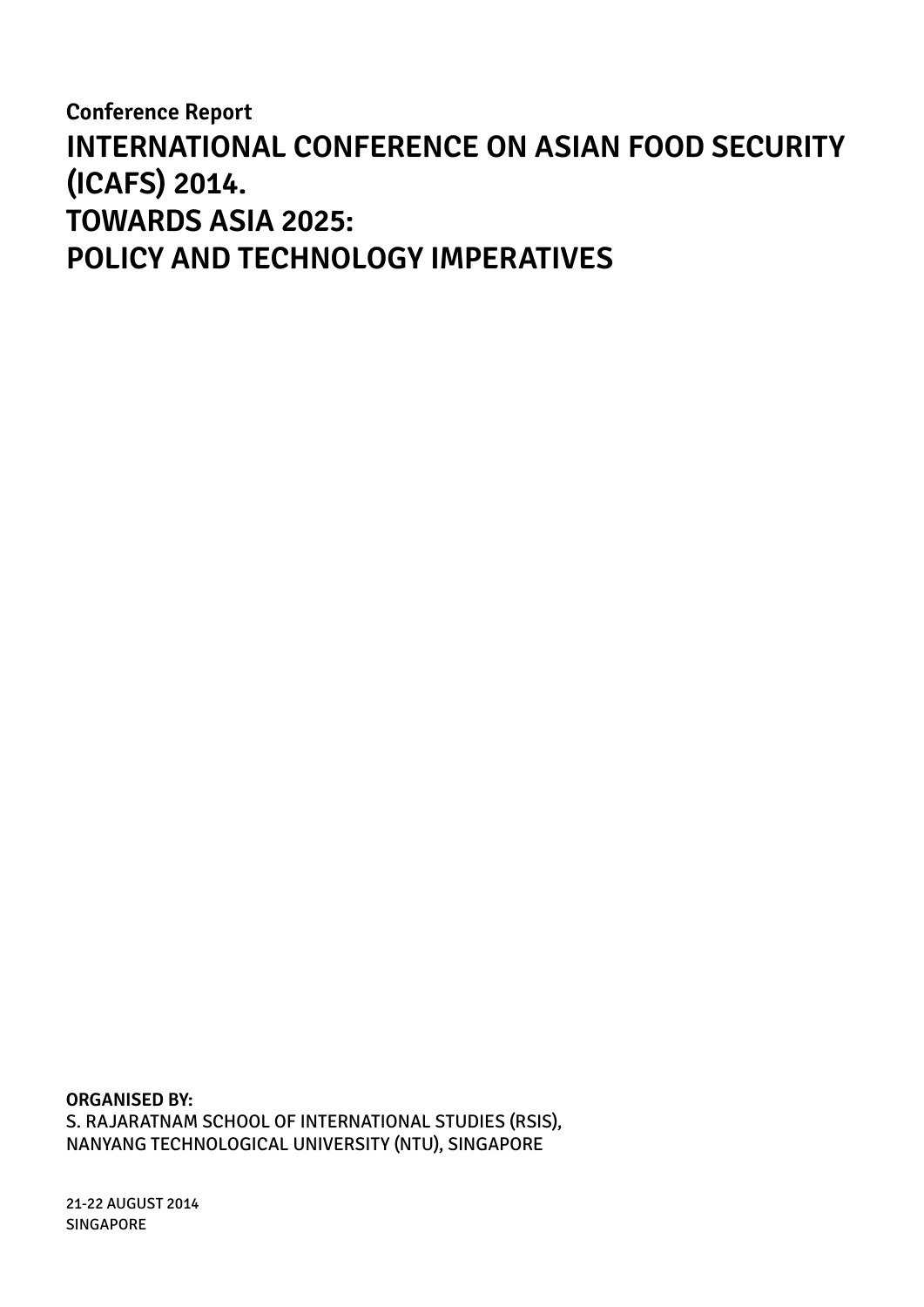**Conference Report**

# INTERNATIONAL CONFERENCE ON ASIAN FOOD SECURITY (ICAFS) 2014. TOWARDS ASIA 2025: POLICY AND TECHNOLOGY IMPERATIVES

**ORGANISED BY:**
S. RAJARATNAM SCHOOL OF INTERNATIONAL STUDIES (RSIS),
NANYANG TECHNOLOGICAL UNIVERSITY (NTU), SINGAPORE

21-22 AUGUST 2014
SINGAPORE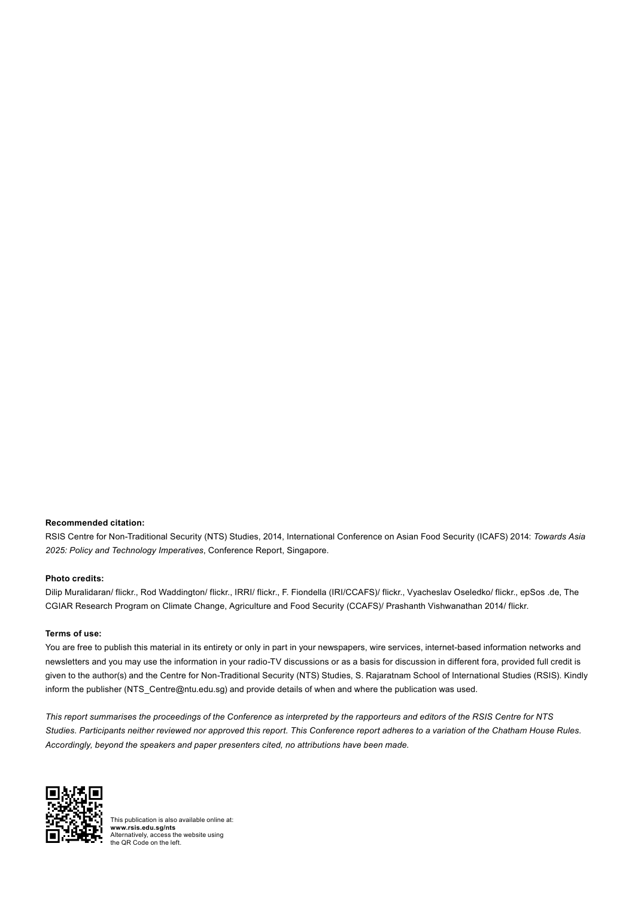**Recommended citation:**

RSIS Centre for Non-Traditional Security (NTS) Studies, 2014, International Conference on Asian Food Security (ICAFS) 2014: *Towards Asia 2025: Policy and Technology Imperatives*, Conference Report, Singapore.

**Photo credits:**

Dilip Muralidaran/ flickr., Rod Waddington/ flickr., IRRI/ flickr., F. Fiondella (IRI/CCAFS)/ flickr., Vyacheslav Oseledko/ flickr., epSos .de, The CGIAR Research Program on Climate Change, Agriculture and Food Security (CCAFS)/ Prashanth Vishwanathan 2014/ flickr.

**Terms of use:**

You are free to publish this material in its entirety or only in part in your newspapers, wire services, internet-based information networks and newsletters and you may use the information in your radio-TV discussions or as a basis for discussion in different fora, provided full credit is given to the author(s) and the Centre for Non-Traditional Security (NTS) Studies, S. Rajaratnam School of International Studies (RSIS). Kindly inform the publisher (NTS_Centre@ntu.edu.sg) and provide details of when and where the publication was used.

*This report summarises the proceedings of the Conference as interpreted by the rapporteurs and editors of the RSIS Centre for NTS Studies. Participants neither reviewed nor approved this report. This Conference report adheres to a variation of the Chatham House Rules. Accordingly, beyond the speakers and paper presenters cited, no attributions have been made.*

This publication is also available online at:
**www.rsis.edu.sg/nts**
Alternatively, access the website using the QR Code on the left.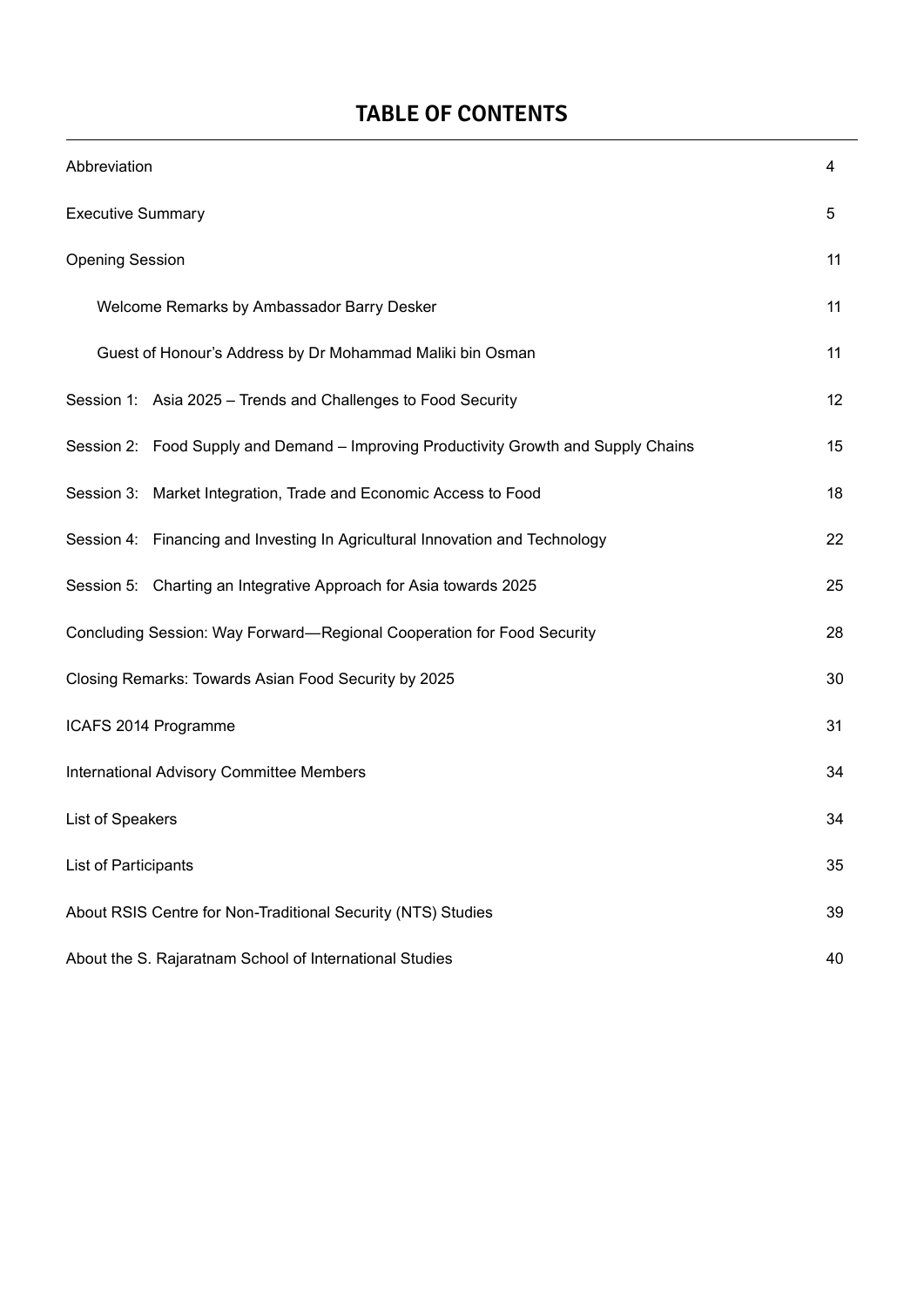## TABLE OF CONTENTS

| | |
|---|---|
| Abbreviation | 4 |
| Executive Summary | 5 |
| Opening Session | 11 |
| Welcome Remarks by Ambassador Barry Desker | 11 |
| Guest of Honour's Address by Dr Mohammad Maliki bin Osman | 11 |
| Session 1: Asia 2025 – Trends and Challenges to Food Security | 12 |
| Session 2: Food Supply and Demand – Improving Productivity Growth and Supply Chains | 15 |
| Session 3: Market Integration, Trade and Economic Access to Food | 18 |
| Session 4: Financing and Investing In Agricultural Innovation and Technology | 22 |
| Session 5: Charting an Integrative Approach for Asia towards 2025 | 25 |
| Concluding Session: Way Forward—Regional Cooperation for Food Security | 28 |
| Closing Remarks: Towards Asian Food Security by 2025 | 30 |
| ICAFS 2014 Programme | 31 |
| International Advisory Committee Members | 34 |
| List of Speakers | 34 |
| List of Participants | 35 |
| About RSIS Centre for Non-Traditional Security (NTS) Studies | 39 |
| About the S. Rajaratnam School of International Studies | 40 |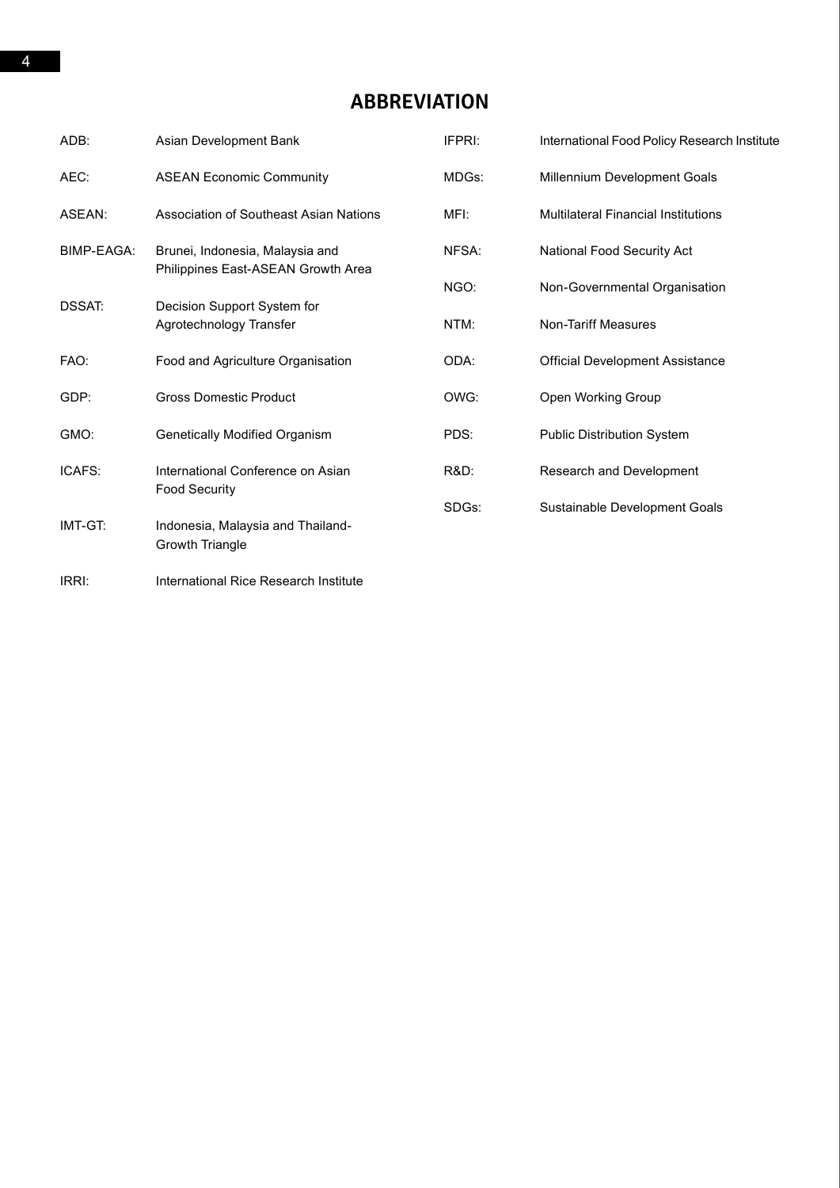## ABBREVIATION

| | |
|---|---|
| ADB: | Asian Development Bank |
| AEC: | ASEAN Economic Community |
| ASEAN: | Association of Southeast Asian Nations |
| BIMP-EAGA: | Brunei, Indonesia, Malaysia and Philippines East-ASEAN Growth Area |
| DSSAT: | Decision Support System for Agrotechnology Transfer |
| FAO: | Food and Agriculture Organisation |
| GDP: | Gross Domestic Product |
| GMO: | Genetically Modified Organism |
| ICAFS: | International Conference on Asian Food Security |
| IMT-GT: | Indonesia, Malaysia and Thailand-Growth Triangle |
| IRRI: | International Rice Research Institute |
| IFPRI: | International Food Policy Research Institute |
| MDGs: | Millennium Development Goals |
| MFI: | Multilateral Financial Institutions |
| NFSA: | National Food Security Act |
| NGO: | Non-Governmental Organisation |
| NTM: | Non-Tariff Measures |
| ODA: | Official Development Assistance |
| OWG: | Open Working Group |
| PDS: | Public Distribution System |
| R&D: | Research and Development |
| SDGs: | Sustainable Development Goals |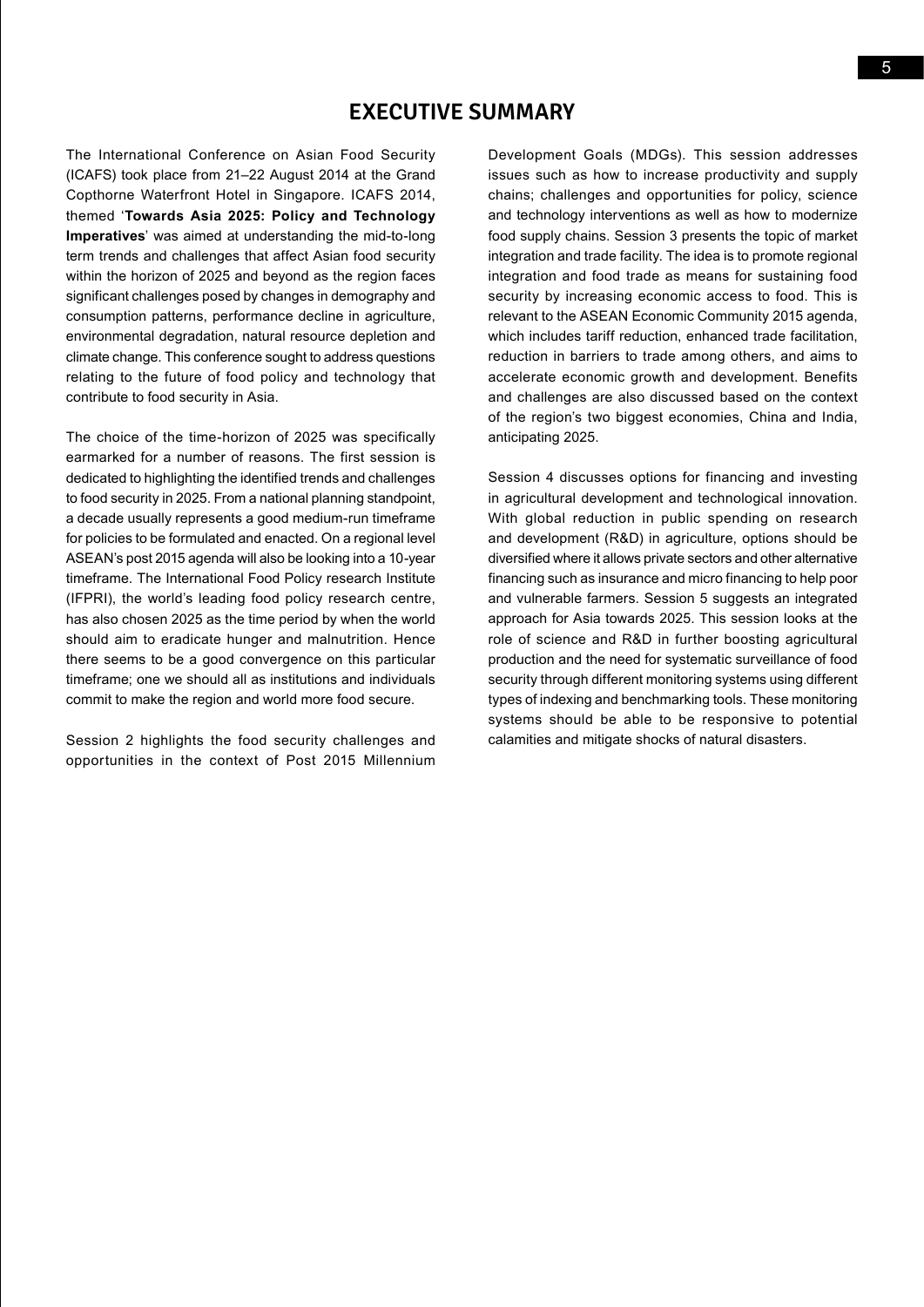# EXECUTIVE SUMMARY

The International Conference on Asian Food Security (ICAFS) took place from 21–22 August 2014 at the Grand Copthorne Waterfront Hotel in Singapore. ICAFS 2014, themed '**Towards Asia 2025: Policy and Technology Imperatives**' was aimed at understanding the mid-to-long term trends and challenges that affect Asian food security within the horizon of 2025 and beyond as the region faces significant challenges posed by changes in demography and consumption patterns, performance decline in agriculture, environmental degradation, natural resource depletion and climate change. This conference sought to address questions relating to the future of food policy and technology that contribute to food security in Asia.

The choice of the time-horizon of 2025 was specifically earmarked for a number of reasons. The first session is dedicated to highlighting the identified trends and challenges to food security in 2025. From a national planning standpoint, a decade usually represents a good medium-run timeframe for policies to be formulated and enacted. On a regional level ASEAN's post 2015 agenda will also be looking into a 10-year timeframe. The International Food Policy research Institute (IFPRI), the world's leading food policy research centre, has also chosen 2025 as the time period by when the world should aim to eradicate hunger and malnutrition. Hence there seems to be a good convergence on this particular timeframe; one we should all as institutions and individuals commit to make the region and world more food secure.

Session 2 highlights the food security challenges and opportunities in the context of Post 2015 Millennium Development Goals (MDGs). This session addresses issues such as how to increase productivity and supply chains; challenges and opportunities for policy, science and technology interventions as well as how to modernize food supply chains. Session 3 presents the topic of market integration and trade facility. The idea is to promote regional integration and food trade as means for sustaining food security by increasing economic access to food. This is relevant to the ASEAN Economic Community 2015 agenda, which includes tariff reduction, enhanced trade facilitation, reduction in barriers to trade among others, and aims to accelerate economic growth and development. Benefits and challenges are also discussed based on the context of the region's two biggest economies, China and India, anticipating 2025.

Session 4 discusses options for financing and investing in agricultural development and technological innovation. With global reduction in public spending on research and development (R&D) in agriculture, options should be diversified where it allows private sectors and other alternative financing such as insurance and micro financing to help poor and vulnerable farmers. Session 5 suggests an integrated approach for Asia towards 2025. This session looks at the role of science and R&D in further boosting agricultural production and the need for systematic surveillance of food security through different monitoring systems using different types of indexing and benchmarking tools. These monitoring systems should be able to be responsive to potential calamities and mitigate shocks of natural disasters.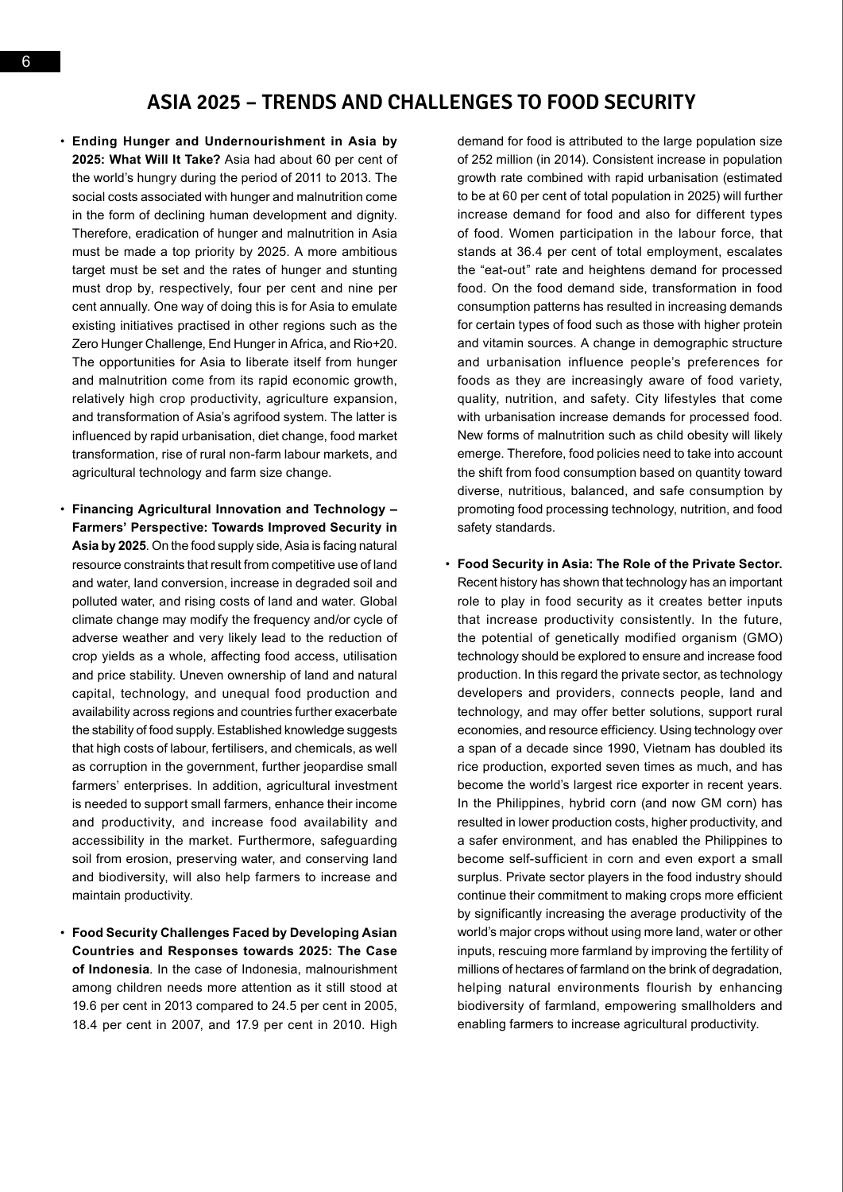# ASIA 2025 – TRENDS AND CHALLENGES TO FOOD SECURITY

- **Ending Hunger and Undernourishment in Asia by 2025: What Will It Take?** Asia had about 60 per cent of the world's hungry during the period of 2011 to 2013. The social costs associated with hunger and malnutrition come in the form of declining human development and dignity. Therefore, eradication of hunger and malnutrition in Asia must be made a top priority by 2025. A more ambitious target must be set and the rates of hunger and stunting must drop by, respectively, four per cent and nine per cent annually. One way of doing this is for Asia to emulate existing initiatives practised in other regions such as the Zero Hunger Challenge, End Hunger in Africa, and Rio+20. The opportunities for Asia to liberate itself from hunger and malnutrition come from its rapid economic growth, relatively high crop productivity, agriculture expansion, and transformation of Asia's agrifood system. The latter is influenced by rapid urbanisation, diet change, food market transformation, rise of rural non-farm labour markets, and agricultural technology and farm size change.

- **Financing Agricultural Innovation and Technology – Farmers' Perspective: Towards Improved Security in Asia by 2025**. On the food supply side, Asia is facing natural resource constraints that result from competitive use of land and water, land conversion, increase in degraded soil and polluted water, and rising costs of land and water. Global climate change may modify the frequency and/or cycle of adverse weather and very likely lead to the reduction of crop yields as a whole, affecting food access, utilisation and price stability. Uneven ownership of land and natural capital, technology, and unequal food production and availability across regions and countries further exacerbate the stability of food supply. Established knowledge suggests that high costs of labour, fertilisers, and chemicals, as well as corruption in the government, further jeopardise small farmers' enterprises. In addition, agricultural investment is needed to support small farmers, enhance their income and productivity, and increase food availability and accessibility in the market. Furthermore, safeguarding soil from erosion, preserving water, and conserving land and biodiversity, will also help farmers to increase and maintain productivity.

- **Food Security Challenges Faced by Developing Asian Countries and Responses towards 2025: The Case of Indonesia**. In the case of Indonesia, malnourishment among children needs more attention as it still stood at 19.6 per cent in 2013 compared to 24.5 per cent in 2005, 18.4 per cent in 2007, and 17.9 per cent in 2010. High demand for food is attributed to the large population size of 252 million (in 2014). Consistent increase in population growth rate combined with rapid urbanisation (estimated to be at 60 per cent of total population in 2025) will further increase demand for food and also for different types of food. Women participation in the labour force, that stands at 36.4 per cent of total employment, escalates the "eat-out" rate and heightens demand for processed food. On the food demand side, transformation in food consumption patterns has resulted in increasing demands for certain types of food such as those with higher protein and vitamin sources. A change in demographic structure and urbanisation influence people's preferences for foods as they are increasingly aware of food variety, quality, nutrition, and safety. City lifestyles that come with urbanisation increase demands for processed food. New forms of malnutrition such as child obesity will likely emerge. Therefore, food policies need to take into account the shift from food consumption based on quantity toward diverse, nutritious, balanced, and safe consumption by promoting food processing technology, nutrition, and food safety standards.

- **Food Security in Asia: The Role of the Private Sector.** Recent history has shown that technology has an important role to play in food security as it creates better inputs that increase productivity consistently. In the future, the potential of genetically modified organism (GMO) technology should be explored to ensure and increase food production. In this regard the private sector, as technology developers and providers, connects people, land and technology, and may offer better solutions, support rural economies, and resource efficiency. Using technology over a span of a decade since 1990, Vietnam has doubled its rice production, exported seven times as much, and has become the world's largest rice exporter in recent years. In the Philippines, hybrid corn (and now GM corn) has resulted in lower production costs, higher productivity, and a safer environment, and has enabled the Philippines to become self-sufficient in corn and even export a small surplus. Private sector players in the food industry should continue their commitment to making crops more efficient by significantly increasing the average productivity of the world's major crops without using more land, water or other inputs, rescuing more farmland by improving the fertility of millions of hectares of farmland on the brink of degradation, helping natural environments flourish by enhancing biodiversity of farmland, empowering smallholders and enabling farmers to increase agricultural productivity.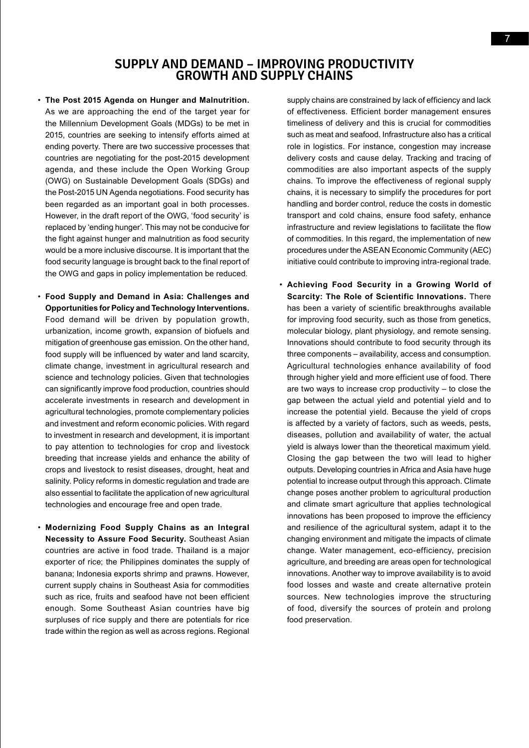## SUPPLY AND DEMAND – IMPROVING PRODUCTIVITY GROWTH AND SUPPLY CHAINS

- **The Post 2015 Agenda on Hunger and Malnutrition.** As we are approaching the end of the target year for the Millennium Development Goals (MDGs) to be met in 2015, countries are seeking to intensify efforts aimed at ending poverty. There are two successive processes that countries are negotiating for the post-2015 development agenda, and these include the Open Working Group (OWG) on Sustainable Development Goals (SDGs) and the Post-2015 UN Agenda negotiations. Food security has been regarded as an important goal in both processes. However, in the draft report of the OWG, 'food security' is replaced by 'ending hunger'. This may not be conducive for the fight against hunger and malnutrition as food security would be a more inclusive discourse. It is important that the food security language is brought back to the final report of the OWG and gaps in policy implementation be reduced.

- **Food Supply and Demand in Asia: Challenges and Opportunities for Policy and Technology Interventions.** Food demand will be driven by population growth, urbanization, income growth, expansion of biofuels and mitigation of greenhouse gas emission. On the other hand, food supply will be influenced by water and land scarcity, climate change, investment in agricultural research and science and technology policies. Given that technologies can significantly improve food production, countries should accelerate investments in research and development in agricultural technologies, promote complementary policies and investment and reform economic policies. With regard to investment in research and development, it is important to pay attention to technologies for crop and livestock breeding that increase yields and enhance the ability of crops and livestock to resist diseases, drought, heat and salinity. Policy reforms in domestic regulation and trade are also essential to facilitate the application of new agricultural technologies and encourage free and open trade.

- **Modernizing Food Supply Chains as an Integral Necessity to Assure Food Security.** Southeast Asian countries are active in food trade. Thailand is a major exporter of rice; the Philippines dominates the supply of banana; Indonesia exports shrimp and prawns. However, current supply chains in Southeast Asia for commodities such as rice, fruits and seafood have not been efficient enough. Some Southeast Asian countries have big surpluses of rice supply and there are potentials for rice trade within the region as well as across regions. Regional supply chains are constrained by lack of efficiency and lack of effectiveness. Efficient border management ensures timeliness of delivery and this is crucial for commodities such as meat and seafood. Infrastructure also has a critical role in logistics. For instance, congestion may increase delivery costs and cause delay. Tracking and tracing of commodities are also important aspects of the supply chains. To improve the effectiveness of regional supply chains, it is necessary to simplify the procedures for port handling and border control, reduce the costs in domestic transport and cold chains, ensure food safety, enhance infrastructure and review legislations to facilitate the flow of commodities. In this regard, the implementation of new procedures under the ASEAN Economic Community (AEC) initiative could contribute to improving intra-regional trade.

- **Achieving Food Security in a Growing World of Scarcity: The Role of Scientific Innovations.** There has been a variety of scientific breakthroughs available for improving food security, such as those from genetics, molecular biology, plant physiology, and remote sensing. Innovations should contribute to food security through its three components – availability, access and consumption. Agricultural technologies enhance availability of food through higher yield and more efficient use of food. There are two ways to increase crop productivity – to close the gap between the actual yield and potential yield and to increase the potential yield. Because the yield of crops is affected by a variety of factors, such as weeds, pests, diseases, pollution and availability of water, the actual yield is always lower than the theoretical maximum yield. Closing the gap between the two will lead to higher outputs. Developing countries in Africa and Asia have huge potential to increase output through this approach. Climate change poses another problem to agricultural production and climate smart agriculture that applies technological innovations has been proposed to improve the efficiency and resilience of the agricultural system, adapt it to the changing environment and mitigate the impacts of climate change. Water management, eco-efficiency, precision agriculture, and breeding are areas open for technological innovations. Another way to improve availability is to avoid food losses and waste and create alternative protein sources. New technologies improve the structuring of food, diversify the sources of protein and prolong food preservation.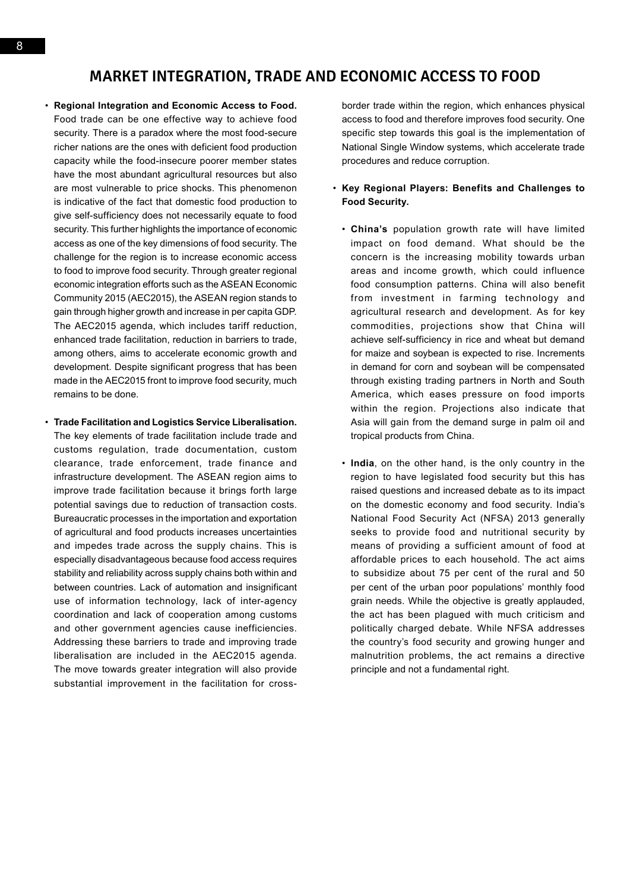## MARKET INTEGRATION, TRADE AND ECONOMIC ACCESS TO FOOD

- **Regional Integration and Economic Access to Food.** Food trade can be one effective way to achieve food security. There is a paradox where the most food-secure richer nations are the ones with deficient food production capacity while the food-insecure poorer member states have the most abundant agricultural resources but also are most vulnerable to price shocks. This phenomenon is indicative of the fact that domestic food production to give self-sufficiency does not necessarily equate to food security. This further highlights the importance of economic access as one of the key dimensions of food security. The challenge for the region is to increase economic access to food to improve food security. Through greater regional economic integration efforts such as the ASEAN Economic Community 2015 (AEC2015), the ASEAN region stands to gain through higher growth and increase in per capita GDP. The AEC2015 agenda, which includes tariff reduction, enhanced trade facilitation, reduction in barriers to trade, among others, aims to accelerate economic growth and development. Despite significant progress that has been made in the AEC2015 front to improve food security, much remains to be done.

- **Trade Facilitation and Logistics Service Liberalisation.** The key elements of trade facilitation include trade and customs regulation, trade documentation, custom clearance, trade enforcement, trade finance and infrastructure development. The ASEAN region aims to improve trade facilitation because it brings forth large potential savings due to reduction of transaction costs. Bureaucratic processes in the importation and exportation of agricultural and food products increases uncertainties and impedes trade across the supply chains. This is especially disadvantageous because food access requires stability and reliability across supply chains both within and between countries. Lack of automation and insignificant use of information technology, lack of inter-agency coordination and lack of cooperation among customs and other government agencies cause inefficiencies. Addressing these barriers to trade and improving trade liberalisation are included in the AEC2015 agenda. The move towards greater integration will also provide substantial improvement in the facilitation for cross-border trade within the region, which enhances physical access to food and therefore improves food security. One specific step towards this goal is the implementation of National Single Window systems, which accelerate trade procedures and reduce corruption.

- **Key Regional Players: Benefits and Challenges to Food Security.**

  - **China's** population growth rate will have limited impact on food demand. What should be the concern is the increasing mobility towards urban areas and income growth, which could influence food consumption patterns. China will also benefit from investment in farming technology and agricultural research and development. As for key commodities, projections show that China will achieve self-sufficiency in rice and wheat but demand for maize and soybean is expected to rise. Increments in demand for corn and soybean will be compensated through existing trading partners in North and South America, which eases pressure on food imports within the region. Projections also indicate that Asia will gain from the demand surge in palm oil and tropical products from China.

  - **India**, on the other hand, is the only country in the region to have legislated food security but this has raised questions and increased debate as to its impact on the domestic economy and food security. India's National Food Security Act (NFSA) 2013 generally seeks to provide food and nutritional security by means of providing a sufficient amount of food at affordable prices to each household. The act aims to subsidize about 75 per cent of the rural and 50 per cent of the urban poor populations' monthly food grain needs. While the objective is greatly applauded, the act has been plagued with much criticism and politically charged debate. While NFSA addresses the country's food security and growing hunger and malnutrition problems, the act remains a directive principle and not a fundamental right.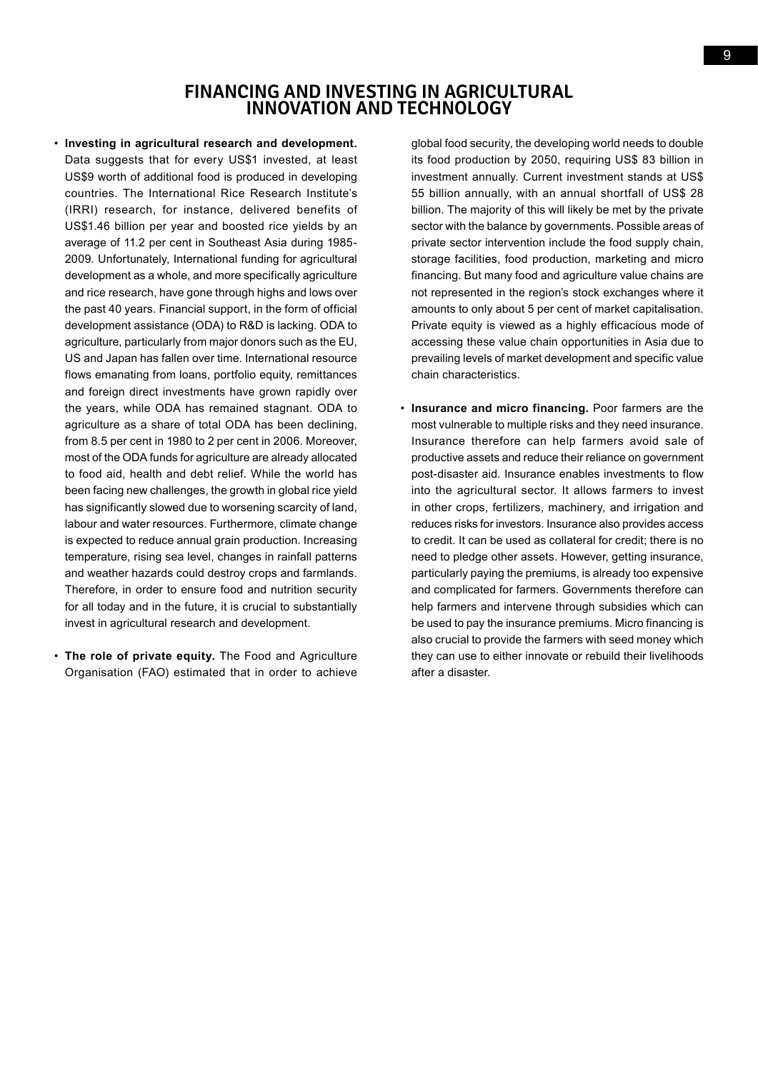# FINANCING AND INVESTING IN AGRICULTURAL INNOVATION AND TECHNOLOGY

- **Investing in agricultural research and development.** Data suggests that for every US$1 invested, at least US$9 worth of additional food is produced in developing countries. The International Rice Research Institute's (IRRI) research, for instance, delivered benefits of US$1.46 billion per year and boosted rice yields by an average of 11.2 per cent in Southeast Asia during 1985-2009. Unfortunately, International funding for agricultural development as a whole, and more specifically agriculture and rice research, have gone through highs and lows over the past 40 years. Financial support, in the form of official development assistance (ODA) to R&D is lacking. ODA to agriculture, particularly from major donors such as the EU, US and Japan has fallen over time. International resource flows emanating from loans, portfolio equity, remittances and foreign direct investments have grown rapidly over the years, while ODA has remained stagnant. ODA to agriculture as a share of total ODA has been declining, from 8.5 per cent in 1980 to 2 per cent in 2006. Moreover, most of the ODA funds for agriculture are already allocated to food aid, health and debt relief. While the world has been facing new challenges, the growth in global rice yield has significantly slowed due to worsening scarcity of land, labour and water resources. Furthermore, climate change is expected to reduce annual grain production. Increasing temperature, rising sea level, changes in rainfall patterns and weather hazards could destroy crops and farmlands. Therefore, in order to ensure food and nutrition security for all today and in the future, it is crucial to substantially invest in agricultural research and development.

- **The role of private equity.** The Food and Agriculture Organisation (FAO) estimated that in order to achieve global food security, the developing world needs to double its food production by 2050, requiring US$ 83 billion in investment annually. Current investment stands at US$ 55 billion annually, with an annual shortfall of US$ 28 billion. The majority of this will likely be met by the private sector with the balance by governments. Possible areas of private sector intervention include the food supply chain, storage facilities, food production, marketing and micro financing. But many food and agriculture value chains are not represented in the region's stock exchanges where it amounts to only about 5 per cent of market capitalisation. Private equity is viewed as a highly efficacious mode of accessing these value chain opportunities in Asia due to prevailing levels of market development and specific value chain characteristics.

- **Insurance and micro financing.** Poor farmers are the most vulnerable to multiple risks and they need insurance. Insurance therefore can help farmers avoid sale of productive assets and reduce their reliance on government post-disaster aid. Insurance enables investments to flow into the agricultural sector. It allows farmers to invest in other crops, fertilizers, machinery, and irrigation and reduces risks for investors. Insurance also provides access to credit. It can be used as collateral for credit; there is no need to pledge other assets. However, getting insurance, particularly paying the premiums, is already too expensive and complicated for farmers. Governments therefore can help farmers and intervene through subsidies which can be used to pay the insurance premiums. Micro financing is also crucial to provide the farmers with seed money which they can use to either innovate or rebuild their livelihoods after a disaster.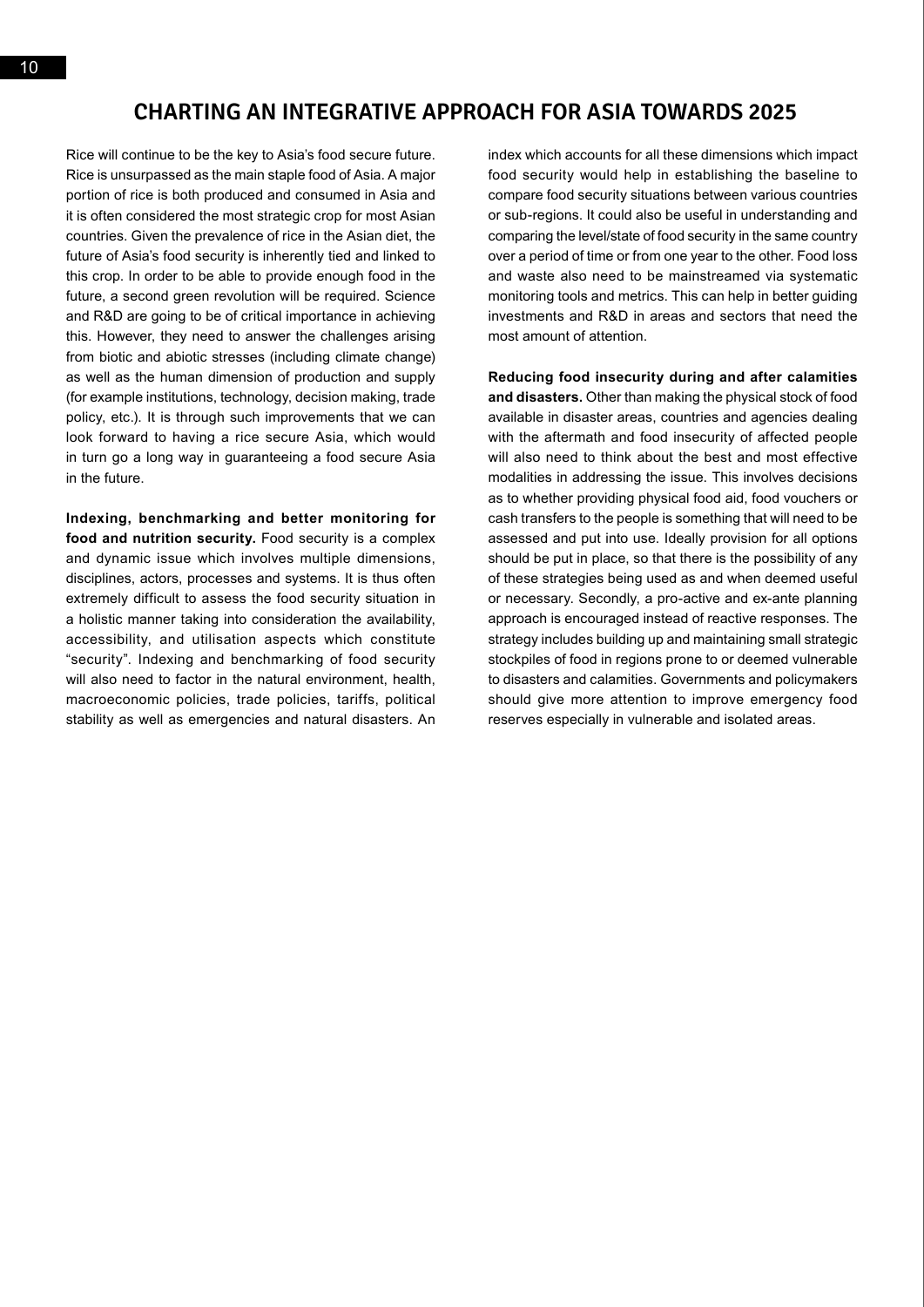## CHARTING AN INTEGRATIVE APPROACH FOR ASIA TOWARDS 2025

Rice will continue to be the key to Asia's food secure future. Rice is unsurpassed as the main staple food of Asia. A major portion of rice is both produced and consumed in Asia and it is often considered the most strategic crop for most Asian countries. Given the prevalence of rice in the Asian diet, the future of Asia's food security is inherently tied and linked to this crop. In order to be able to provide enough food in the future, a second green revolution will be required. Science and R&D are going to be of critical importance in achieving this. However, they need to answer the challenges arising from biotic and abiotic stresses (including climate change) as well as the human dimension of production and supply (for example institutions, technology, decision making, trade policy, etc.). It is through such improvements that we can look forward to having a rice secure Asia, which would in turn go a long way in guaranteeing a food secure Asia in the future.

**Indexing, benchmarking and better monitoring for food and nutrition security.** Food security is a complex and dynamic issue which involves multiple dimensions, disciplines, actors, processes and systems. It is thus often extremely difficult to assess the food security situation in a holistic manner taking into consideration the availability, accessibility, and utilisation aspects which constitute "security". Indexing and benchmarking of food security will also need to factor in the natural environment, health, macroeconomic policies, trade policies, tariffs, political stability as well as emergencies and natural disasters. An index which accounts for all these dimensions which impact food security would help in establishing the baseline to compare food security situations between various countries or sub-regions. It could also be useful in understanding and comparing the level/state of food security in the same country over a period of time or from one year to the other. Food loss and waste also need to be mainstreamed via systematic monitoring tools and metrics. This can help in better guiding investments and R&D in areas and sectors that need the most amount of attention.

**Reducing food insecurity during and after calamities and disasters.** Other than making the physical stock of food available in disaster areas, countries and agencies dealing with the aftermath and food insecurity of affected people will also need to think about the best and most effective modalities in addressing the issue. This involves decisions as to whether providing physical food aid, food vouchers or cash transfers to the people is something that will need to be assessed and put into use. Ideally provision for all options should be put in place, so that there is the possibility of any of these strategies being used as and when deemed useful or necessary. Secondly, a pro-active and ex-ante planning approach is encouraged instead of reactive responses. The strategy includes building up and maintaining small strategic stockpiles of food in regions prone to or deemed vulnerable to disasters and calamities. Governments and policymakers should give more attention to improve emergency food reserves especially in vulnerable and isolated areas.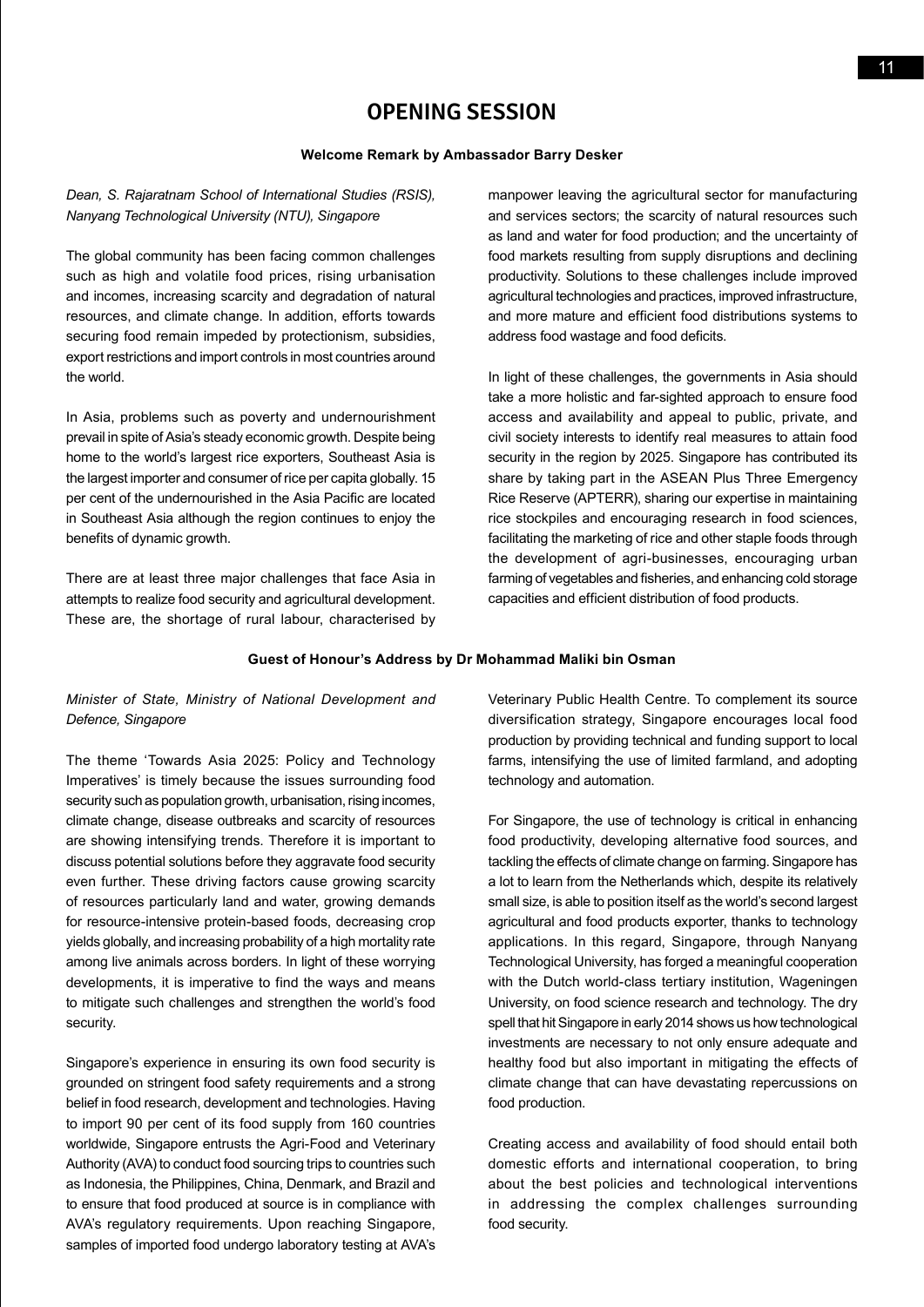# OPENING SESSION

**Welcome Remark by Ambassador Barry Desker**

*Dean, S. Rajaratnam School of International Studies (RSIS), Nanyang Technological University (NTU), Singapore*

The global community has been facing common challenges such as high and volatile food prices, rising urbanisation and incomes, increasing scarcity and degradation of natural resources, and climate change. In addition, efforts towards securing food remain impeded by protectionism, subsidies, export restrictions and import controls in most countries around the world.

In Asia, problems such as poverty and undernourishment prevail in spite of Asia's steady economic growth. Despite being home to the world's largest rice exporters, Southeast Asia is the largest importer and consumer of rice per capita globally. 15 per cent of the undernourished in the Asia Pacific are located in Southeast Asia although the region continues to enjoy the benefits of dynamic growth.

There are at least three major challenges that face Asia in attempts to realize food security and agricultural development. These are, the shortage of rural labour, characterised by manpower leaving the agricultural sector for manufacturing and services sectors; the scarcity of natural resources such as land and water for food production; and the uncertainty of food markets resulting from supply disruptions and declining productivity. Solutions to these challenges include improved agricultural technologies and practices, improved infrastructure, and more mature and efficient food distributions systems to address food wastage and food deficits.

In light of these challenges, the governments in Asia should take a more holistic and far-sighted approach to ensure food access and availability and appeal to public, private, and civil society interests to identify real measures to attain food security in the region by 2025. Singapore has contributed its share by taking part in the ASEAN Plus Three Emergency Rice Reserve (APTERR), sharing our expertise in maintaining rice stockpiles and encouraging research in food sciences, facilitating the marketing of rice and other staple foods through the development of agri-businesses, encouraging urban farming of vegetables and fisheries, and enhancing cold storage capacities and efficient distribution of food products.

**Guest of Honour's Address by Dr Mohammad Maliki bin Osman**

*Minister of State, Ministry of National Development and Defence, Singapore*

The theme 'Towards Asia 2025: Policy and Technology Imperatives' is timely because the issues surrounding food security such as population growth, urbanisation, rising incomes, climate change, disease outbreaks and scarcity of resources are showing intensifying trends. Therefore it is important to discuss potential solutions before they aggravate food security even further. These driving factors cause growing scarcity of resources particularly land and water, growing demands for resource-intensive protein-based foods, decreasing crop yields globally, and increasing probability of a high mortality rate among live animals across borders. In light of these worrying developments, it is imperative to find the ways and means to mitigate such challenges and strengthen the world's food security.

Singapore's experience in ensuring its own food security is grounded on stringent food safety requirements and a strong belief in food research, development and technologies. Having to import 90 per cent of its food supply from 160 countries worldwide, Singapore entrusts the Agri-Food and Veterinary Authority (AVA) to conduct food sourcing trips to countries such as Indonesia, the Philippines, China, Denmark, and Brazil and to ensure that food produced at source is in compliance with AVA's regulatory requirements. Upon reaching Singapore, samples of imported food undergo laboratory testing at AVA's Veterinary Public Health Centre. To complement its source diversification strategy, Singapore encourages local food production by providing technical and funding support to local farms, intensifying the use of limited farmland, and adopting technology and automation.

For Singapore, the use of technology is critical in enhancing food productivity, developing alternative food sources, and tackling the effects of climate change on farming. Singapore has a lot to learn from the Netherlands which, despite its relatively small size, is able to position itself as the world's second largest agricultural and food products exporter, thanks to technology applications. In this regard, Singapore, through Nanyang Technological University, has forged a meaningful cooperation with the Dutch world-class tertiary institution, Wageningen University, on food science research and technology. The dry spell that hit Singapore in early 2014 shows us how technological investments are necessary to not only ensure adequate and healthy food but also important in mitigating the effects of climate change that can have devastating repercussions on food production.

Creating access and availability of food should entail both domestic efforts and international cooperation, to bring about the best policies and technological interventions in addressing the complex challenges surrounding food security.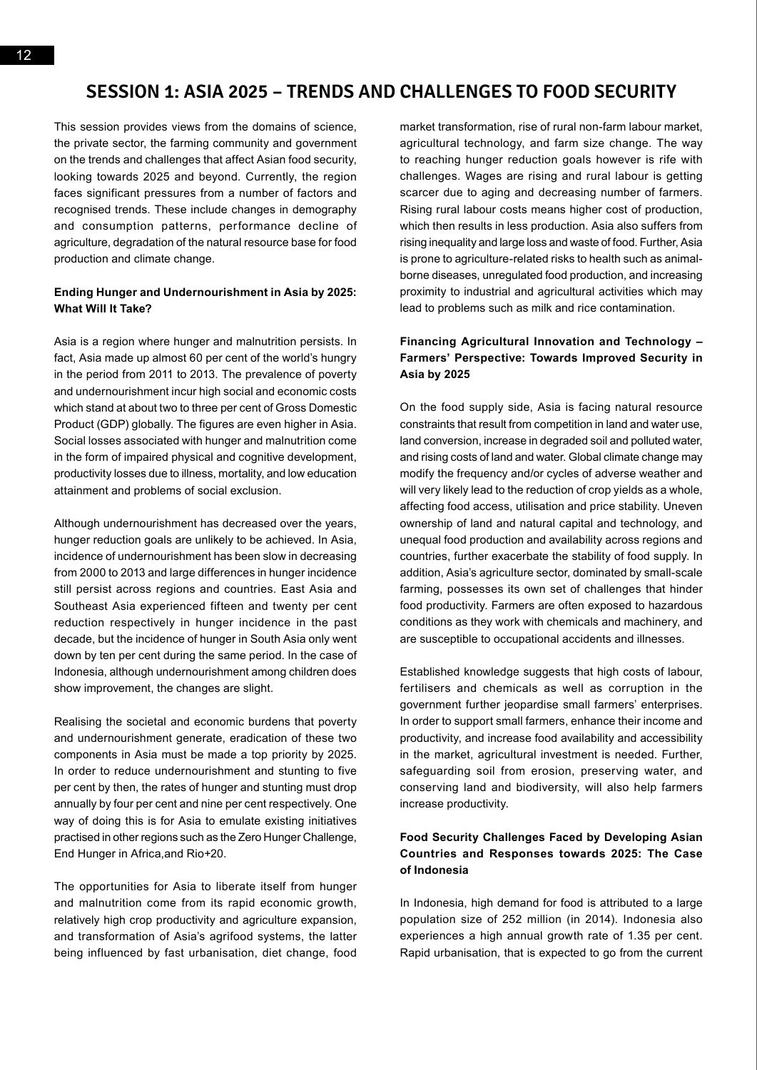## SESSION 1: ASIA 2025 – TRENDS AND CHALLENGES TO FOOD SECURITY

This session provides views from the domains of science, the private sector, the farming community and government on the trends and challenges that affect Asian food security, looking towards 2025 and beyond. Currently, the region faces significant pressures from a number of factors and recognised trends. These include changes in demography and consumption patterns, performance decline of agriculture, degradation of the natural resource base for food production and climate change.

### Ending Hunger and Undernourishment in Asia by 2025: What Will It Take?

Asia is a region where hunger and malnutrition persists. In fact, Asia made up almost 60 per cent of the world's hungry in the period from 2011 to 2013. The prevalence of poverty and undernourishment incur high social and economic costs which stand at about two to three per cent of Gross Domestic Product (GDP) globally. The figures are even higher in Asia. Social losses associated with hunger and malnutrition come in the form of impaired physical and cognitive development, productivity losses due to illness, mortality, and low education attainment and problems of social exclusion.

Although undernourishment has decreased over the years, hunger reduction goals are unlikely to be achieved. In Asia, incidence of undernourishment has been slow in decreasing from 2000 to 2013 and large differences in hunger incidence still persist across regions and countries. East Asia and Southeast Asia experienced fifteen and twenty per cent reduction respectively in hunger incidence in the past decade, but the incidence of hunger in South Asia only went down by ten per cent during the same period. In the case of Indonesia, although undernourishment among children does show improvement, the changes are slight.

Realising the societal and economic burdens that poverty and undernourishment generate, eradication of these two components in Asia must be made a top priority by 2025. In order to reduce undernourishment and stunting to five per cent by then, the rates of hunger and stunting must drop annually by four per cent and nine per cent respectively. One way of doing this is for Asia to emulate existing initiatives practised in other regions such as the Zero Hunger Challenge, End Hunger in Africa,and Rio+20.

The opportunities for Asia to liberate itself from hunger and malnutrition come from its rapid economic growth, relatively high crop productivity and agriculture expansion, and transformation of Asia's agrifood systems, the latter being influenced by fast urbanisation, diet change, food market transformation, rise of rural non-farm labour market, agricultural technology, and farm size change. The way to reaching hunger reduction goals however is rife with challenges. Wages are rising and rural labour is getting scarcer due to aging and decreasing number of farmers. Rising rural labour costs means higher cost of production, which then results in less production. Asia also suffers from rising inequality and large loss and waste of food. Further, Asia is prone to agriculture-related risks to health such as animal-borne diseases, unregulated food production, and increasing proximity to industrial and agricultural activities which may lead to problems such as milk and rice contamination.

### Financing Agricultural Innovation and Technology – Farmers' Perspective: Towards Improved Security in Asia by 2025

On the food supply side, Asia is facing natural resource constraints that result from competition in land and water use, land conversion, increase in degraded soil and polluted water, and rising costs of land and water. Global climate change may modify the frequency and/or cycles of adverse weather and will very likely lead to the reduction of crop yields as a whole, affecting food access, utilisation and price stability. Uneven ownership of land and natural capital and technology, and unequal food production and availability across regions and countries, further exacerbate the stability of food supply. In addition, Asia's agriculture sector, dominated by small-scale farming, possesses its own set of challenges that hinder food productivity. Farmers are often exposed to hazardous conditions as they work with chemicals and machinery, and are susceptible to occupational accidents and illnesses.

Established knowledge suggests that high costs of labour, fertilisers and chemicals as well as corruption in the government further jeopardise small farmers' enterprises. In order to support small farmers, enhance their income and productivity, and increase food availability and accessibility in the market, agricultural investment is needed. Further, safeguarding soil from erosion, preserving water, and conserving land and biodiversity, will also help farmers increase productivity.

### Food Security Challenges Faced by Developing Asian Countries and Responses towards 2025: The Case of Indonesia

In Indonesia, high demand for food is attributed to a large population size of 252 million (in 2014). Indonesia also experiences a high annual growth rate of 1.35 per cent. Rapid urbanisation, that is expected to go from the current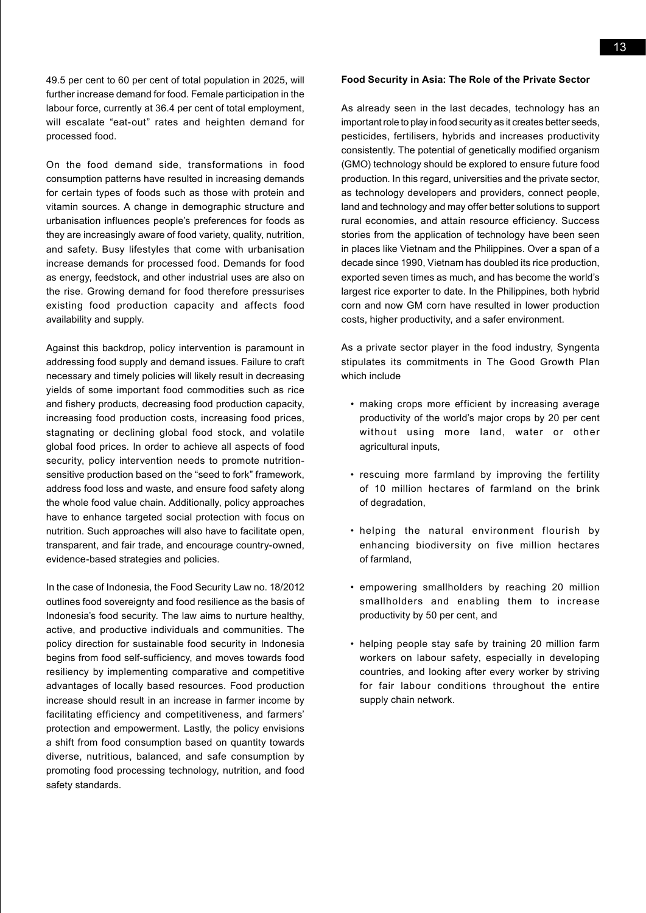49.5 per cent to 60 per cent of total population in 2025, will further increase demand for food. Female participation in the labour force, currently at 36.4 per cent of total employment, will escalate "eat-out" rates and heighten demand for processed food.

On the food demand side, transformations in food consumption patterns have resulted in increasing demands for certain types of foods such as those with protein and vitamin sources. A change in demographic structure and urbanisation influences people's preferences for foods as they are increasingly aware of food variety, quality, nutrition, and safety. Busy lifestyles that come with urbanisation increase demands for processed food. Demands for food as energy, feedstock, and other industrial uses are also on the rise. Growing demand for food therefore pressurises existing food production capacity and affects food availability and supply.

Against this backdrop, policy intervention is paramount in addressing food supply and demand issues. Failure to craft necessary and timely policies will likely result in decreasing yields of some important food commodities such as rice and fishery products, decreasing food production capacity, increasing food production costs, increasing food prices, stagnating or declining global food stock, and volatile global food prices. In order to achieve all aspects of food security, policy intervention needs to promote nutrition-sensitive production based on the "seed to fork" framework, address food loss and waste, and ensure food safety along the whole food value chain. Additionally, policy approaches have to enhance targeted social protection with focus on nutrition. Such approaches will also have to facilitate open, transparent, and fair trade, and encourage country-owned, evidence-based strategies and policies.

In the case of Indonesia, the Food Security Law no. 18/2012 outlines food sovereignty and food resilience as the basis of Indonesia's food security. The law aims to nurture healthy, active, and productive individuals and communities. The policy direction for sustainable food security in Indonesia begins from food self-sufficiency, and moves towards food resiliency by implementing comparative and competitive advantages of locally based resources. Food production increase should result in an increase in farmer income by facilitating efficiency and competitiveness, and farmers' protection and empowerment. Lastly, the policy envisions a shift from food consumption based on quantity towards diverse, nutritious, balanced, and safe consumption by promoting food processing technology, nutrition, and food safety standards.

**Food Security in Asia: The Role of the Private Sector**

As already seen in the last decades, technology has an important role to play in food security as it creates better seeds, pesticides, fertilisers, hybrids and increases productivity consistently. The potential of genetically modified organism (GMO) technology should be explored to ensure future food production. In this regard, universities and the private sector, as technology developers and providers, connect people, land and technology and may offer better solutions to support rural economies, and attain resource efficiency. Success stories from the application of technology have been seen in places like Vietnam and the Philippines. Over a span of a decade since 1990, Vietnam has doubled its rice production, exported seven times as much, and has become the world's largest rice exporter to date. In the Philippines, both hybrid corn and now GM corn have resulted in lower production costs, higher productivity, and a safer environment.

As a private sector player in the food industry, Syngenta stipulates its commitments in The Good Growth Plan which include

- making crops more efficient by increasing average productivity of the world's major crops by 20 per cent without using more land, water or other agricultural inputs,
- rescuing more farmland by improving the fertility of 10 million hectares of farmland on the brink of degradation,
- helping the natural environment flourish by enhancing biodiversity on five million hectares of farmland,
- empowering smallholders by reaching 20 million smallholders and enabling them to increase productivity by 50 per cent, and
- helping people stay safe by training 20 million farm workers on labour safety, especially in developing countries, and looking after every worker by striving for fair labour conditions throughout the entire supply chain network.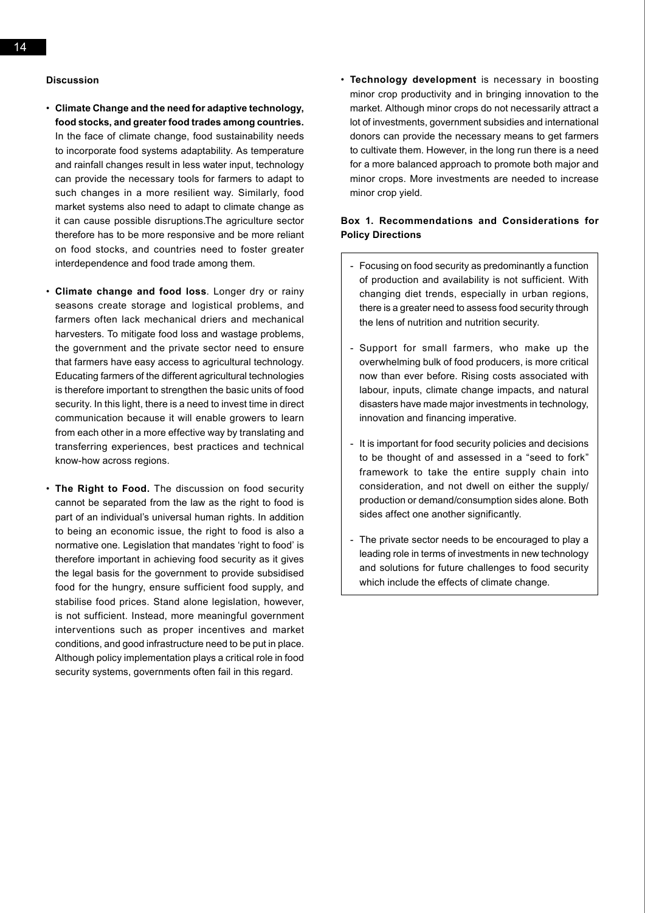### Discussion

- **Climate Change and the need for adaptive technology, food stocks, and greater food trades among countries.** In the face of climate change, food sustainability needs to incorporate food systems adaptability. As temperature and rainfall changes result in less water input, technology can provide the necessary tools for farmers to adapt to such changes in a more resilient way. Similarly, food market systems also need to adapt to climate change as it can cause possible disruptions.The agriculture sector therefore has to be more responsive and be more reliant on food stocks, and countries need to foster greater interdependence and food trade among them.

- **Climate change and food loss**. Longer dry or rainy seasons create storage and logistical problems, and farmers often lack mechanical driers and mechanical harvesters. To mitigate food loss and wastage problems, the government and the private sector need to ensure that farmers have easy access to agricultural technology. Educating farmers of the different agricultural technologies is therefore important to strengthen the basic units of food security. In this light, there is a need to invest time in direct communication because it will enable growers to learn from each other in a more effective way by translating and transferring experiences, best practices and technical know-how across regions.

- **The Right to Food.** The discussion on food security cannot be separated from the law as the right to food is part of an individual's universal human rights. In addition to being an economic issue, the right to food is also a normative one. Legislation that mandates 'right to food' is therefore important in achieving food security as it gives the legal basis for the government to provide subsidised food for the hungry, ensure sufficient food supply, and stabilise food prices. Stand alone legislation, however, is not sufficient. Instead, more meaningful government interventions such as proper incentives and market conditions, and good infrastructure need to be put in place. Although policy implementation plays a critical role in food security systems, governments often fail in this regard.

- **Technology development** is necessary in boosting minor crop productivity and in bringing innovation to the market. Although minor crops do not necessarily attract a lot of investments, government subsidies and international donors can provide the necessary means to get farmers to cultivate them. However, in the long run there is a need for a more balanced approach to promote both major and minor crops. More investments are needed to increase minor crop yield.

**Box 1. Recommendations and Considerations for Policy Directions**

- Focusing on food security as predominantly a function of production and availability is not sufficient. With changing diet trends, especially in urban regions, there is a greater need to assess food security through the lens of nutrition and nutrition security.

- Support for small farmers, who make up the overwhelming bulk of food producers, is more critical now than ever before. Rising costs associated with labour, inputs, climate change impacts, and natural disasters have made major investments in technology, innovation and financing imperative.

- It is important for food security policies and decisions to be thought of and assessed in a "seed to fork" framework to take the entire supply chain into consideration, and not dwell on either the supply/ production or demand/consumption sides alone. Both sides affect one another significantly.

- The private sector needs to be encouraged to play a leading role in terms of investments in new technology and solutions for future challenges to food security which include the effects of climate change.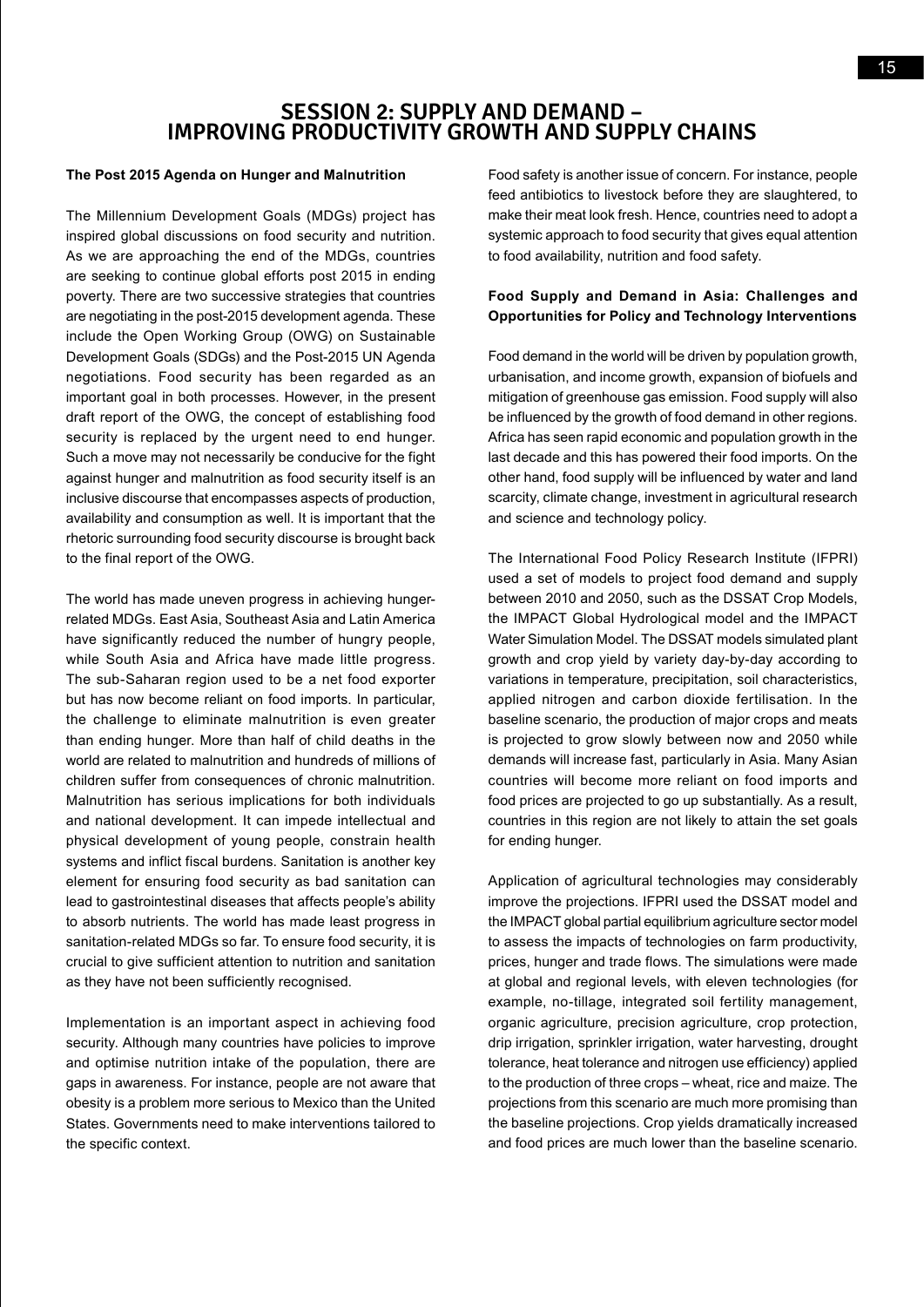# SESSION 2: SUPPLY AND DEMAND – IMPROVING PRODUCTIVITY GROWTH AND SUPPLY CHAINS

**The Post 2015 Agenda on Hunger and Malnutrition**

The Millennium Development Goals (MDGs) project has inspired global discussions on food security and nutrition. As we are approaching the end of the MDGs, countries are seeking to continue global efforts post 2015 in ending poverty. There are two successive strategies that countries are negotiating in the post-2015 development agenda. These include the Open Working Group (OWG) on Sustainable Development Goals (SDGs) and the Post-2015 UN Agenda negotiations. Food security has been regarded as an important goal in both processes. However, in the present draft report of the OWG, the concept of establishing food security is replaced by the urgent need to end hunger. Such a move may not necessarily be conducive for the fight against hunger and malnutrition as food security itself is an inclusive discourse that encompasses aspects of production, availability and consumption as well. It is important that the rhetoric surrounding food security discourse is brought back to the final report of the OWG.

The world has made uneven progress in achieving hunger-related MDGs. East Asia, Southeast Asia and Latin America have significantly reduced the number of hungry people, while South Asia and Africa have made little progress. The sub-Saharan region used to be a net food exporter but has now become reliant on food imports. In particular, the challenge to eliminate malnutrition is even greater than ending hunger. More than half of child deaths in the world are related to malnutrition and hundreds of millions of children suffer from consequences of chronic malnutrition. Malnutrition has serious implications for both individuals and national development. It can impede intellectual and physical development of young people, constrain health systems and inflict fiscal burdens. Sanitation is another key element for ensuring food security as bad sanitation can lead to gastrointestinal diseases that affects people's ability to absorb nutrients. The world has made least progress in sanitation-related MDGs so far. To ensure food security, it is crucial to give sufficient attention to nutrition and sanitation as they have not been sufficiently recognised.

Implementation is an important aspect in achieving food security. Although many countries have policies to improve and optimise nutrition intake of the population, there are gaps in awareness. For instance, people are not aware that obesity is a problem more serious to Mexico than the United States. Governments need to make interventions tailored to the specific context.

Food safety is another issue of concern. For instance, people feed antibiotics to livestock before they are slaughtered, to make their meat look fresh. Hence, countries need to adopt a systemic approach to food security that gives equal attention to food availability, nutrition and food safety.

**Food Supply and Demand in Asia: Challenges and Opportunities for Policy and Technology Interventions**

Food demand in the world will be driven by population growth, urbanisation, and income growth, expansion of biofuels and mitigation of greenhouse gas emission. Food supply will also be influenced by the growth of food demand in other regions. Africa has seen rapid economic and population growth in the last decade and this has powered their food imports. On the other hand, food supply will be influenced by water and land scarcity, climate change, investment in agricultural research and science and technology policy.

The International Food Policy Research Institute (IFPRI) used a set of models to project food demand and supply between 2010 and 2050, such as the DSSAT Crop Models, the IMPACT Global Hydrological model and the IMPACT Water Simulation Model. The DSSAT models simulated plant growth and crop yield by variety day-by-day according to variations in temperature, precipitation, soil characteristics, applied nitrogen and carbon dioxide fertilisation. In the baseline scenario, the production of major crops and meats is projected to grow slowly between now and 2050 while demands will increase fast, particularly in Asia. Many Asian countries will become more reliant on food imports and food prices are projected to go up substantially. As a result, countries in this region are not likely to attain the set goals for ending hunger.

Application of agricultural technologies may considerably improve the projections. IFPRI used the DSSAT model and the IMPACT global partial equilibrium agriculture sector model to assess the impacts of technologies on farm productivity, prices, hunger and trade flows. The simulations were made at global and regional levels, with eleven technologies (for example, no-tillage, integrated soil fertility management, organic agriculture, precision agriculture, crop protection, drip irrigation, sprinkler irrigation, water harvesting, drought tolerance, heat tolerance and nitrogen use efficiency) applied to the production of three crops – wheat, rice and maize. The projections from this scenario are much more promising than the baseline projections. Crop yields dramatically increased and food prices are much lower than the baseline scenario.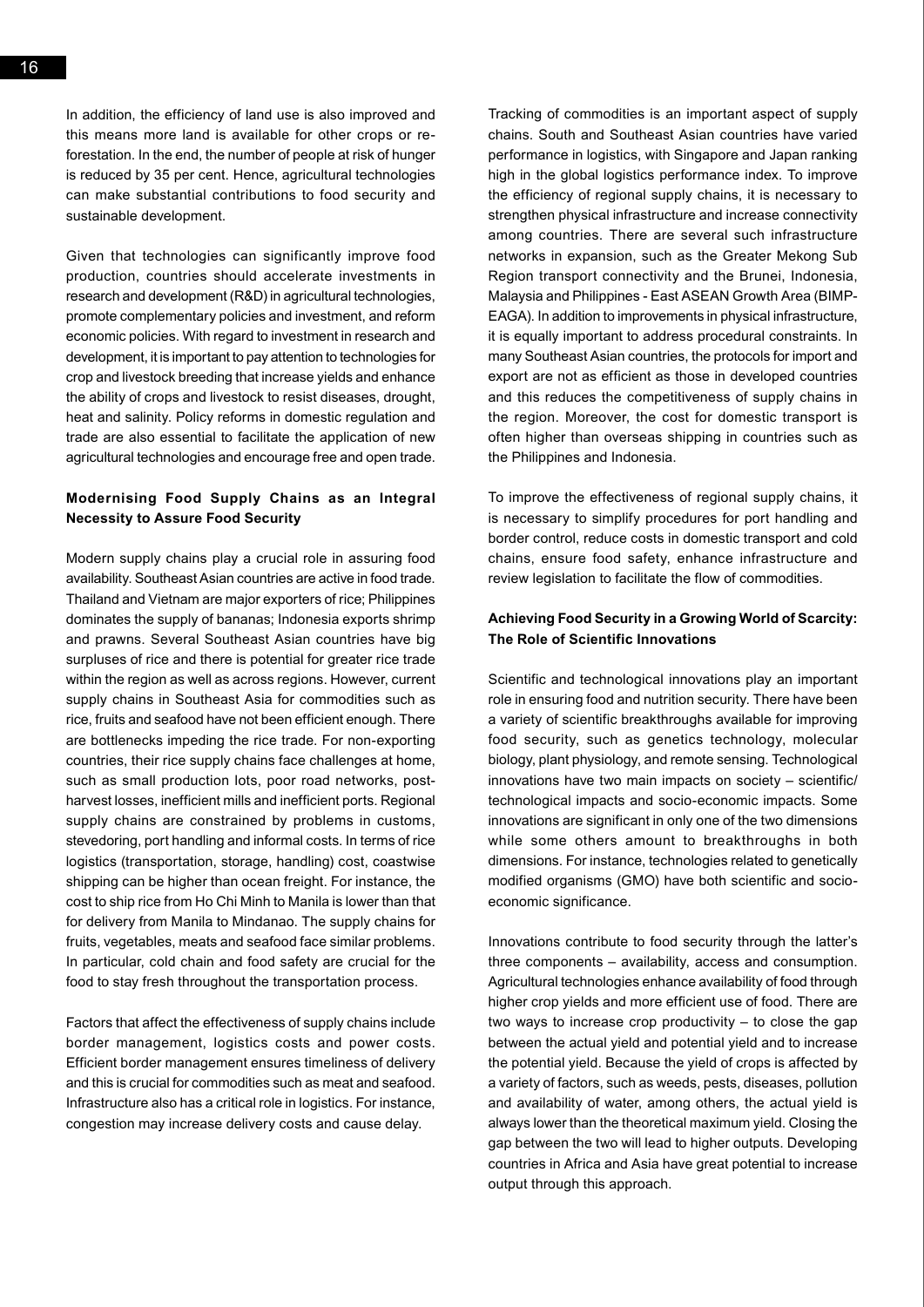In addition, the efficiency of land use is also improved and this means more land is available for other crops or re-forestation. In the end, the number of people at risk of hunger is reduced by 35 per cent. Hence, agricultural technologies can make substantial contributions to food security and sustainable development.

Given that technologies can significantly improve food production, countries should accelerate investments in research and development (R&D) in agricultural technologies, promote complementary policies and investment, and reform economic policies. With regard to investment in research and development, it is important to pay attention to technologies for crop and livestock breeding that increase yields and enhance the ability of crops and livestock to resist diseases, drought, heat and salinity. Policy reforms in domestic regulation and trade are also essential to facilitate the application of new agricultural technologies and encourage free and open trade.

**Modernising Food Supply Chains as an Integral Necessity to Assure Food Security**

Modern supply chains play a crucial role in assuring food availability. Southeast Asian countries are active in food trade. Thailand and Vietnam are major exporters of rice; Philippines dominates the supply of bananas; Indonesia exports shrimp and prawns. Several Southeast Asian countries have big surpluses of rice and there is potential for greater rice trade within the region as well as across regions. However, current supply chains in Southeast Asia for commodities such as rice, fruits and seafood have not been efficient enough. There are bottlenecks impeding the rice trade. For non-exporting countries, their rice supply chains face challenges at home, such as small production lots, poor road networks, post-harvest losses, inefficient mills and inefficient ports. Regional supply chains are constrained by problems in customs, stevedoring, port handling and informal costs. In terms of rice logistics (transportation, storage, handling) cost, coastwise shipping can be higher than ocean freight. For instance, the cost to ship rice from Ho Chi Minh to Manila is lower than that for delivery from Manila to Mindanao. The supply chains for fruits, vegetables, meats and seafood face similar problems. In particular, cold chain and food safety are crucial for the food to stay fresh throughout the transportation process.

Factors that affect the effectiveness of supply chains include border management, logistics costs and power costs. Efficient border management ensures timeliness of delivery and this is crucial for commodities such as meat and seafood. Infrastructure also has a critical role in logistics. For instance, congestion may increase delivery costs and cause delay.

Tracking of commodities is an important aspect of supply chains. South and Southeast Asian countries have varied performance in logistics, with Singapore and Japan ranking high in the global logistics performance index. To improve the efficiency of regional supply chains, it is necessary to strengthen physical infrastructure and increase connectivity among countries. There are several such infrastructure networks in expansion, such as the Greater Mekong Sub Region transport connectivity and the Brunei, Indonesia, Malaysia and Philippines - East ASEAN Growth Area (BIMP-EAGA). In addition to improvements in physical infrastructure, it is equally important to address procedural constraints. In many Southeast Asian countries, the protocols for import and export are not as efficient as those in developed countries and this reduces the competitiveness of supply chains in the region. Moreover, the cost for domestic transport is often higher than overseas shipping in countries such as the Philippines and Indonesia.

To improve the effectiveness of regional supply chains, it is necessary to simplify procedures for port handling and border control, reduce costs in domestic transport and cold chains, ensure food safety, enhance infrastructure and review legislation to facilitate the flow of commodities.

**Achieving Food Security in a Growing World of Scarcity: The Role of Scientific Innovations**

Scientific and technological innovations play an important role in ensuring food and nutrition security. There have been a variety of scientific breakthroughs available for improving food security, such as genetics technology, molecular biology, plant physiology, and remote sensing. Technological innovations have two main impacts on society – scientific/technological impacts and socio-economic impacts. Some innovations are significant in only one of the two dimensions while some others amount to breakthroughs in both dimensions. For instance, technologies related to genetically modified organisms (GMO) have both scientific and socio-economic significance.

Innovations contribute to food security through the latter's three components – availability, access and consumption. Agricultural technologies enhance availability of food through higher crop yields and more efficient use of food. There are two ways to increase crop productivity – to close the gap between the actual yield and potential yield and to increase the potential yield. Because the yield of crops is affected by a variety of factors, such as weeds, pests, diseases, pollution and availability of water, among others, the actual yield is always lower than the theoretical maximum yield. Closing the gap between the two will lead to higher outputs. Developing countries in Africa and Asia have great potential to increase output through this approach.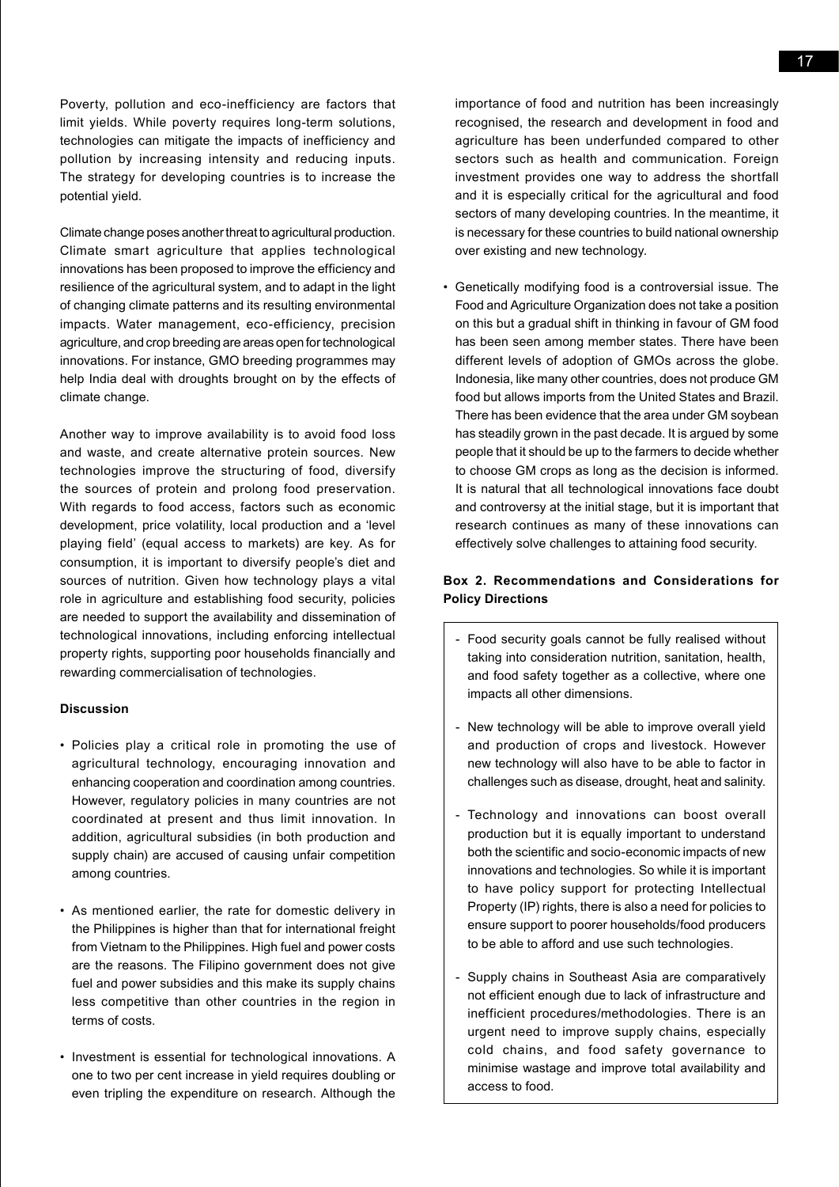Poverty, pollution and eco-inefficiency are factors that limit yields. While poverty requires long-term solutions, technologies can mitigate the impacts of inefficiency and pollution by increasing intensity and reducing inputs. The strategy for developing countries is to increase the potential yield.

Climate change poses another threat to agricultural production. Climate smart agriculture that applies technological innovations has been proposed to improve the efficiency and resilience of the agricultural system, and to adapt in the light of changing climate patterns and its resulting environmental impacts. Water management, eco-efficiency, precision agriculture, and crop breeding are areas open for technological innovations. For instance, GMO breeding programmes may help India deal with droughts brought on by the effects of climate change.

Another way to improve availability is to avoid food loss and waste, and create alternative protein sources. New technologies improve the structuring of food, diversify the sources of protein and prolong food preservation. With regards to food access, factors such as economic development, price volatility, local production and a 'level playing field' (equal access to markets) are key. As for consumption, it is important to diversify people's diet and sources of nutrition. Given how technology plays a vital role in agriculture and establishing food security, policies are needed to support the availability and dissemination of technological innovations, including enforcing intellectual property rights, supporting poor households financially and rewarding commercialisation of technologies.

**Discussion**

- Policies play a critical role in promoting the use of agricultural technology, encouraging innovation and enhancing cooperation and coordination among countries. However, regulatory policies in many countries are not coordinated at present and thus limit innovation. In addition, agricultural subsidies (in both production and supply chain) are accused of causing unfair competition among countries.

- As mentioned earlier, the rate for domestic delivery in the Philippines is higher than that for international freight from Vietnam to the Philippines. High fuel and power costs are the reasons. The Filipino government does not give fuel and power subsidies and this make its supply chains less competitive than other countries in the region in terms of costs.

- Investment is essential for technological innovations. A one to two per cent increase in yield requires doubling or even tripling the expenditure on research. Although the importance of food and nutrition has been increasingly recognised, the research and development in food and agriculture has been underfunded compared to other sectors such as health and communication. Foreign investment provides one way to address the shortfall and it is especially critical for the agricultural and food sectors of many developing countries. In the meantime, it is necessary for these countries to build national ownership over existing and new technology.

- Genetically modifying food is a controversial issue. The Food and Agriculture Organization does not take a position on this but a gradual shift in thinking in favour of GM food has been seen among member states. There have been different levels of adoption of GMOs across the globe. Indonesia, like many other countries, does not produce GM food but allows imports from the United States and Brazil. There has been evidence that the area under GM soybean has steadily grown in the past decade. It is argued by some people that it should be up to the farmers to decide whether to choose GM crops as long as the decision is informed. It is natural that all technological innovations face doubt and controversy at the initial stage, but it is important that research continues as many of these innovations can effectively solve challenges to attaining food security.

**Box 2. Recommendations and Considerations for Policy Directions**

- Food security goals cannot be fully realised without taking into consideration nutrition, sanitation, health, and food safety together as a collective, where one impacts all other dimensions.

- New technology will be able to improve overall yield and production of crops and livestock. However new technology will also have to be able to factor in challenges such as disease, drought, heat and salinity.

- Technology and innovations can boost overall production but it is equally important to understand both the scientific and socio-economic impacts of new innovations and technologies. So while it is important to have policy support for protecting Intellectual Property (IP) rights, there is also a need for policies to ensure support to poorer households/food producers to be able to afford and use such technologies.

- Supply chains in Southeast Asia are comparatively not efficient enough due to lack of infrastructure and inefficient procedures/methodologies. There is an urgent need to improve supply chains, especially cold chains, and food safety governance to minimise wastage and improve total availability and access to food.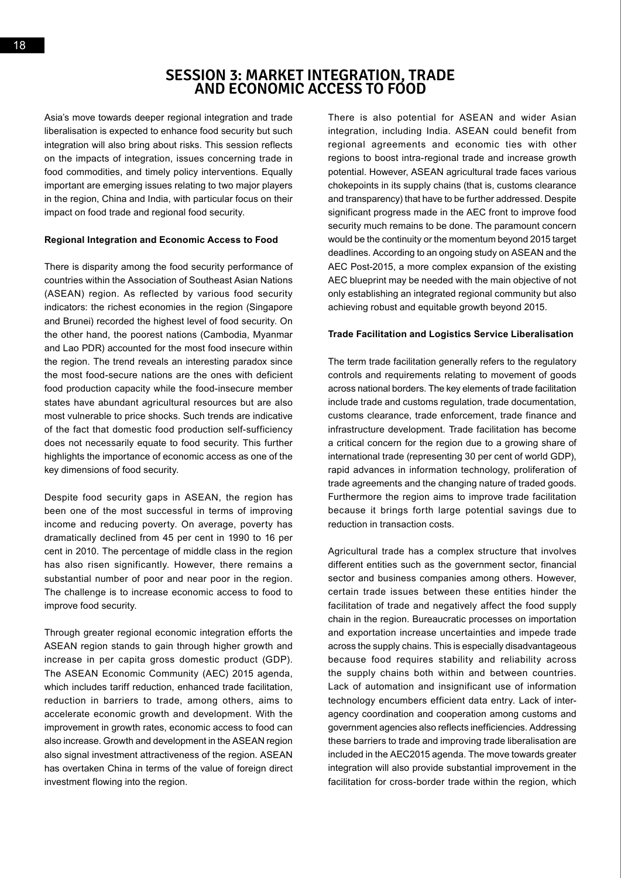# SESSION 3: MARKET INTEGRATION, TRADE AND ECONOMIC ACCESS TO FOOD

Asia's move towards deeper regional integration and trade liberalisation is expected to enhance food security but such integration will also bring about risks. This session reflects on the impacts of integration, issues concerning trade in food commodities, and timely policy interventions. Equally important are emerging issues relating to two major players in the region, China and India, with particular focus on their impact on food trade and regional food security.

**Regional Integration and Economic Access to Food**

There is disparity among the food security performance of countries within the Association of Southeast Asian Nations (ASEAN) region. As reflected by various food security indicators: the richest economies in the region (Singapore and Brunei) recorded the highest level of food security. On the other hand, the poorest nations (Cambodia, Myanmar and Lao PDR) accounted for the most food insecure within the region. The trend reveals an interesting paradox since the most food-secure nations are the ones with deficient food production capacity while the food-insecure member states have abundant agricultural resources but are also most vulnerable to price shocks. Such trends are indicative of the fact that domestic food production self-sufficiency does not necessarily equate to food security. This further highlights the importance of economic access as one of the key dimensions of food security.

Despite food security gaps in ASEAN, the region has been one of the most successful in terms of improving income and reducing poverty. On average, poverty has dramatically declined from 45 per cent in 1990 to 16 per cent in 2010. The percentage of middle class in the region has also risen significantly. However, there remains a substantial number of poor and near poor in the region. The challenge is to increase economic access to food to improve food security.

Through greater regional economic integration efforts the ASEAN region stands to gain through higher growth and increase in per capita gross domestic product (GDP). The ASEAN Economic Community (AEC) 2015 agenda, which includes tariff reduction, enhanced trade facilitation, reduction in barriers to trade, among others, aims to accelerate economic growth and development. With the improvement in growth rates, economic access to food can also increase. Growth and development in the ASEAN region also signal investment attractiveness of the region. ASEAN has overtaken China in terms of the value of foreign direct investment flowing into the region.

There is also potential for ASEAN and wider Asian integration, including India. ASEAN could benefit from regional agreements and economic ties with other regions to boost intra-regional trade and increase growth potential. However, ASEAN agricultural trade faces various chokepoints in its supply chains (that is, customs clearance and transparency) that have to be further addressed. Despite significant progress made in the AEC front to improve food security much remains to be done. The paramount concern would be the continuity or the momentum beyond 2015 target deadlines. According to an ongoing study on ASEAN and the AEC Post-2015, a more complex expansion of the existing AEC blueprint may be needed with the main objective of not only establishing an integrated regional community but also achieving robust and equitable growth beyond 2015.

**Trade Facilitation and Logistics Service Liberalisation**

The term trade facilitation generally refers to the regulatory controls and requirements relating to movement of goods across national borders. The key elements of trade facilitation include trade and customs regulation, trade documentation, customs clearance, trade enforcement, trade finance and infrastructure development. Trade facilitation has become a critical concern for the region due to a growing share of international trade (representing 30 per cent of world GDP), rapid advances in information technology, proliferation of trade agreements and the changing nature of traded goods. Furthermore the region aims to improve trade facilitation because it brings forth large potential savings due to reduction in transaction costs.

Agricultural trade has a complex structure that involves different entities such as the government sector, financial sector and business companies among others. However, certain trade issues between these entities hinder the facilitation of trade and negatively affect the food supply chain in the region. Bureaucratic processes on importation and exportation increase uncertainties and impede trade across the supply chains. This is especially disadvantageous because food requires stability and reliability across the supply chains both within and between countries. Lack of automation and insignificant use of information technology encumbers efficient data entry. Lack of inter-agency coordination and cooperation among customs and government agencies also reflects inefficiencies. Addressing these barriers to trade and improving trade liberalisation are included in the AEC2015 agenda. The move towards greater integration will also provide substantial improvement in the facilitation for cross-border trade within the region, which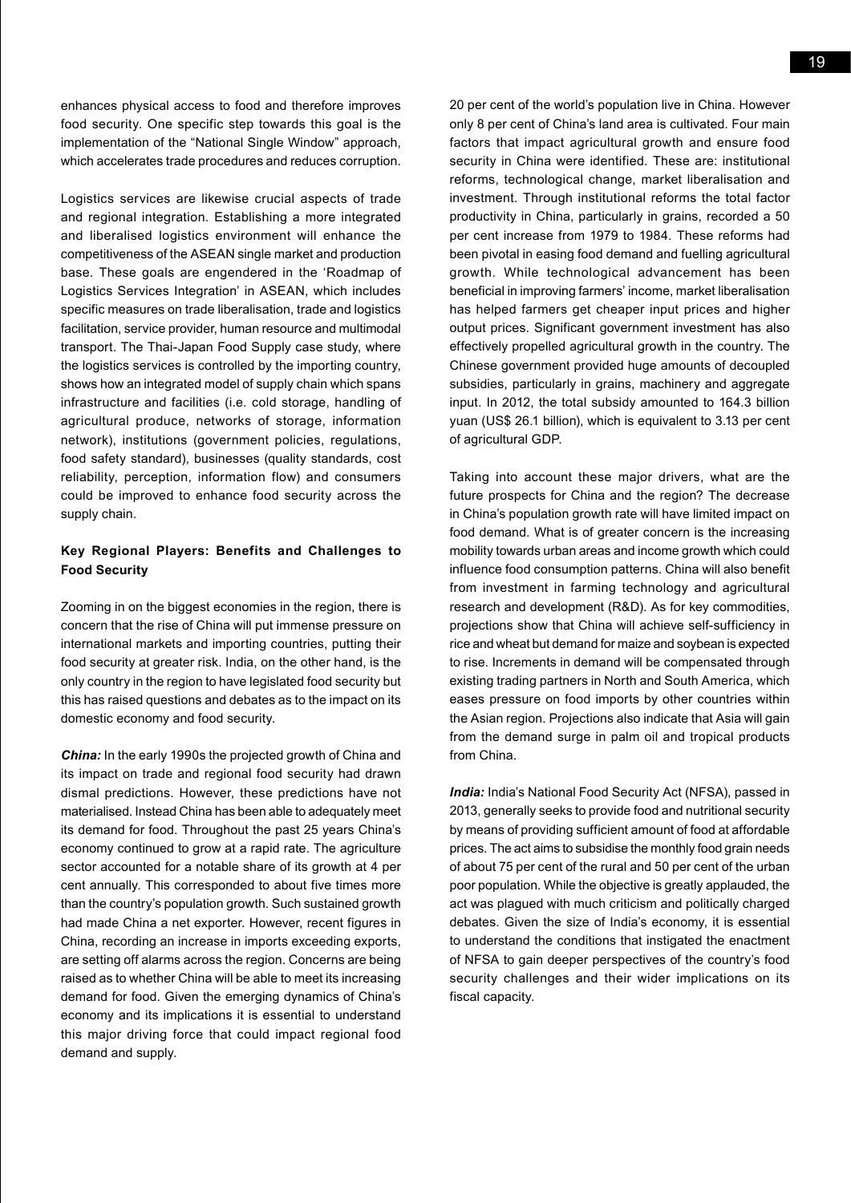enhances physical access to food and therefore improves food security. One specific step towards this goal is the implementation of the "National Single Window" approach, which accelerates trade procedures and reduces corruption.

Logistics services are likewise crucial aspects of trade and regional integration. Establishing a more integrated and liberalised logistics environment will enhance the competitiveness of the ASEAN single market and production base. These goals are engendered in the 'Roadmap of Logistics Services Integration' in ASEAN, which includes specific measures on trade liberalisation, trade and logistics facilitation, service provider, human resource and multimodal transport. The Thai-Japan Food Supply case study, where the logistics services is controlled by the importing country, shows how an integrated model of supply chain which spans infrastructure and facilities (i.e. cold storage, handling of agricultural produce, networks of storage, information network), institutions (government policies, regulations, food safety standard), businesses (quality standards, cost reliability, perception, information flow) and consumers could be improved to enhance food security across the supply chain.

### Key Regional Players: Benefits and Challenges to Food Security

Zooming in on the biggest economies in the region, there is concern that the rise of China will put immense pressure on international markets and importing countries, putting their food security at greater risk. India, on the other hand, is the only country in the region to have legislated food security but this has raised questions and debates as to the impact on its domestic economy and food security.

***China:*** In the early 1990s the projected growth of China and its impact on trade and regional food security had drawn dismal predictions. However, these predictions have not materialised. Instead China has been able to adequately meet its demand for food. Throughout the past 25 years China's economy continued to grow at a rapid rate. The agriculture sector accounted for a notable share of its growth at 4 per cent annually. This corresponded to about five times more than the country's population growth. Such sustained growth had made China a net exporter. However, recent figures in China, recording an increase in imports exceeding exports, are setting off alarms across the region. Concerns are being raised as to whether China will be able to meet its increasing demand for food. Given the emerging dynamics of China's economy and its implications it is essential to understand this major driving force that could impact regional food demand and supply.

20 per cent of the world's population live in China. However only 8 per cent of China's land area is cultivated. Four main factors that impact agricultural growth and ensure food security in China were identified. These are: institutional reforms, technological change, market liberalisation and investment. Through institutional reforms the total factor productivity in China, particularly in grains, recorded a 50 per cent increase from 1979 to 1984. These reforms had been pivotal in easing food demand and fuelling agricultural growth. While technological advancement has been beneficial in improving farmers' income, market liberalisation has helped farmers get cheaper input prices and higher output prices. Significant government investment has also effectively propelled agricultural growth in the country. The Chinese government provided huge amounts of decoupled subsidies, particularly in grains, machinery and aggregate input. In 2012, the total subsidy amounted to 164.3 billion yuan (US$ 26.1 billion), which is equivalent to 3.13 per cent of agricultural GDP.

Taking into account these major drivers, what are the future prospects for China and the region? The decrease in China's population growth rate will have limited impact on food demand. What is of greater concern is the increasing mobility towards urban areas and income growth which could influence food consumption patterns. China will also benefit from investment in farming technology and agricultural research and development (R&D). As for key commodities, projections show that China will achieve self-sufficiency in rice and wheat but demand for maize and soybean is expected to rise. Increments in demand will be compensated through existing trading partners in North and South America, which eases pressure on food imports by other countries within the Asian region. Projections also indicate that Asia will gain from the demand surge in palm oil and tropical products from China.

***India:*** India's National Food Security Act (NFSA), passed in 2013, generally seeks to provide food and nutritional security by means of providing sufficient amount of food at affordable prices. The act aims to subsidise the monthly food grain needs of about 75 per cent of the rural and 50 per cent of the urban poor population. While the objective is greatly applauded, the act was plagued with much criticism and politically charged debates. Given the size of India's economy, it is essential to understand the conditions that instigated the enactment of NFSA to gain deeper perspectives of the country's food security challenges and their wider implications on its fiscal capacity.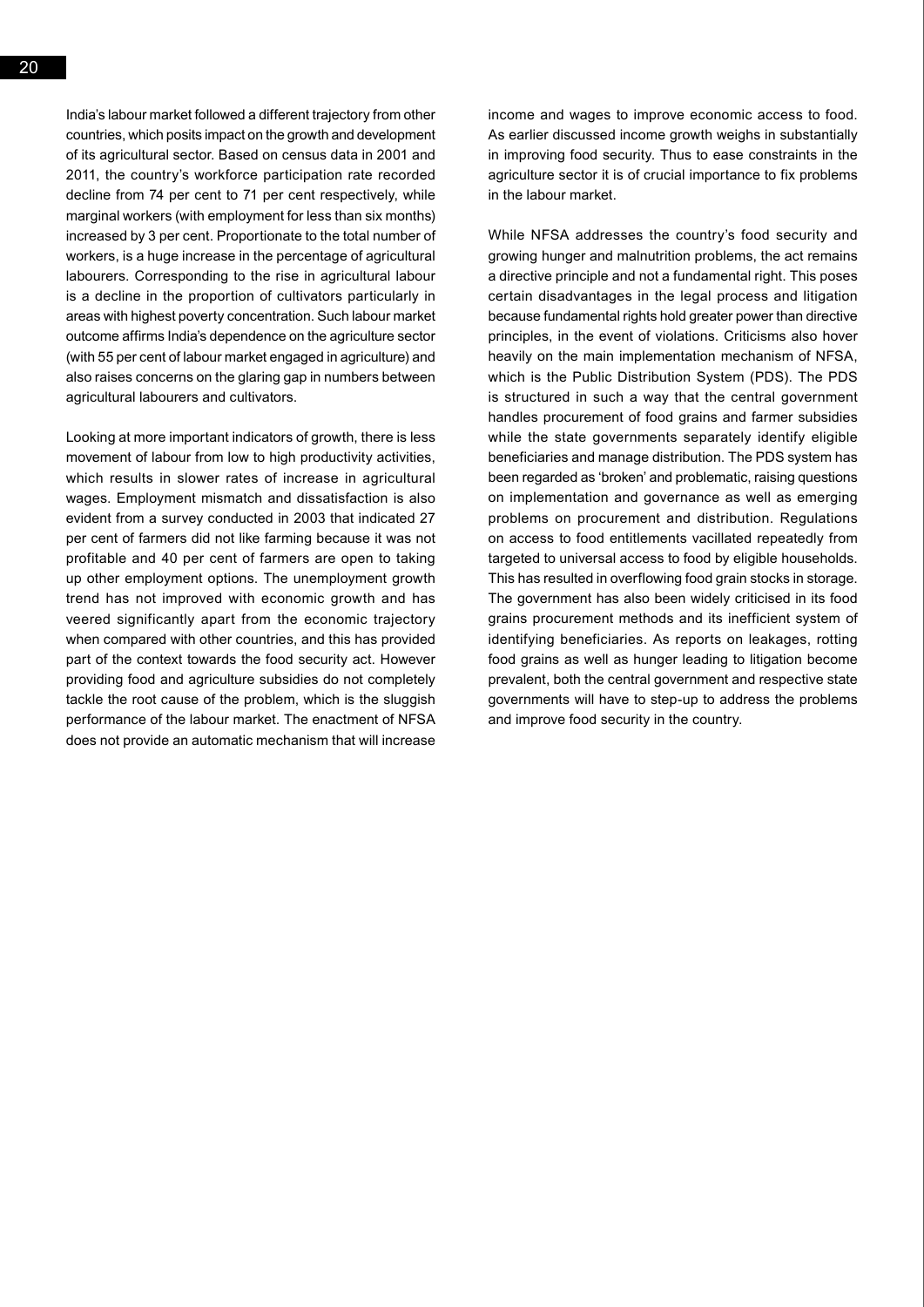India's labour market followed a different trajectory from other countries, which posits impact on the growth and development of its agricultural sector. Based on census data in 2001 and 2011, the country's workforce participation rate recorded decline from 74 per cent to 71 per cent respectively, while marginal workers (with employment for less than six months) increased by 3 per cent. Proportionate to the total number of workers, is a huge increase in the percentage of agricultural labourers. Corresponding to the rise in agricultural labour is a decline in the proportion of cultivators particularly in areas with highest poverty concentration. Such labour market outcome affirms India's dependence on the agriculture sector (with 55 per cent of labour market engaged in agriculture) and also raises concerns on the glaring gap in numbers between agricultural labourers and cultivators.

Looking at more important indicators of growth, there is less movement of labour from low to high productivity activities, which results in slower rates of increase in agricultural wages. Employment mismatch and dissatisfaction is also evident from a survey conducted in 2003 that indicated 27 per cent of farmers did not like farming because it was not profitable and 40 per cent of farmers are open to taking up other employment options. The unemployment growth trend has not improved with economic growth and has veered significantly apart from the economic trajectory when compared with other countries, and this has provided part of the context towards the food security act. However providing food and agriculture subsidies do not completely tackle the root cause of the problem, which is the sluggish performance of the labour market. The enactment of NFSA does not provide an automatic mechanism that will increase income and wages to improve economic access to food. As earlier discussed income growth weighs in substantially in improving food security. Thus to ease constraints in the agriculture sector it is of crucial importance to fix problems in the labour market.

While NFSA addresses the country's food security and growing hunger and malnutrition problems, the act remains a directive principle and not a fundamental right. This poses certain disadvantages in the legal process and litigation because fundamental rights hold greater power than directive principles, in the event of violations. Criticisms also hover heavily on the main implementation mechanism of NFSA, which is the Public Distribution System (PDS). The PDS is structured in such a way that the central government handles procurement of food grains and farmer subsidies while the state governments separately identify eligible beneficiaries and manage distribution. The PDS system has been regarded as 'broken' and problematic, raising questions on implementation and governance as well as emerging problems on procurement and distribution. Regulations on access to food entitlements vacillated repeatedly from targeted to universal access to food by eligible households. This has resulted in overflowing food grain stocks in storage. The government has also been widely criticised in its food grains procurement methods and its inefficient system of identifying beneficiaries. As reports on leakages, rotting food grains as well as hunger leading to litigation become prevalent, both the central government and respective state governments will have to step-up to address the problems and improve food security in the country.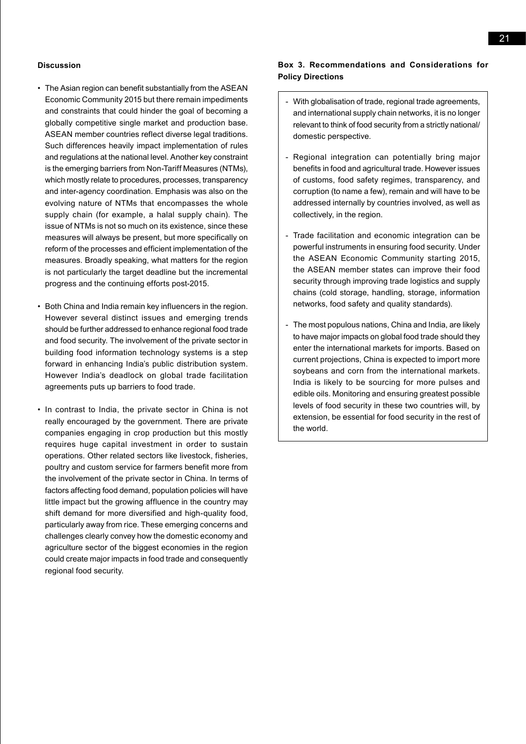#### Discussion

- The Asian region can benefit substantially from the ASEAN Economic Community 2015 but there remain impediments and constraints that could hinder the goal of becoming a globally competitive single market and production base. ASEAN member countries reflect diverse legal traditions. Such differences heavily impact implementation of rules and regulations at the national level. Another key constraint is the emerging barriers from Non-Tariff Measures (NTMs), which mostly relate to procedures, processes, transparency and inter-agency coordination. Emphasis was also on the evolving nature of NTMs that encompasses the whole supply chain (for example, a halal supply chain). The issue of NTMs is not so much on its existence, since these measures will always be present, but more specifically on reform of the processes and efficient implementation of the measures. Broadly speaking, what matters for the region is not particularly the target deadline but the incremental progress and the continuing efforts post-2015.

- Both China and India remain key influencers in the region. However several distinct issues and emerging trends should be further addressed to enhance regional food trade and food security. The involvement of the private sector in building food information technology systems is a step forward in enhancing India's public distribution system. However India's deadlock on global trade facilitation agreements puts up barriers to food trade.

- In contrast to India, the private sector in China is not really encouraged by the government. There are private companies engaging in crop production but this mostly requires huge capital investment in order to sustain operations. Other related sectors like livestock, fisheries, poultry and custom service for farmers benefit more from the involvement of the private sector in China. In terms of factors affecting food demand, population policies will have little impact but the growing affluence in the country may shift demand for more diversified and high-quality food, particularly away from rice. These emerging concerns and challenges clearly convey how the domestic economy and agriculture sector of the biggest economies in the region could create major impacts in food trade and consequently regional food security.

#### Box 3. Recommendations and Considerations for Policy Directions

- With globalisation of trade, regional trade agreements, and international supply chain networks, it is no longer relevant to think of food security from a strictly national/domestic perspective.

- Regional integration can potentially bring major benefits in food and agricultural trade. However issues of customs, food safety regimes, transparency, and corruption (to name a few), remain and will have to be addressed internally by countries involved, as well as collectively, in the region.

- Trade facilitation and economic integration can be powerful instruments in ensuring food security. Under the ASEAN Economic Community starting 2015, the ASEAN member states can improve their food security through improving trade logistics and supply chains (cold storage, handling, storage, information networks, food safety and quality standards).

- The most populous nations, China and India, are likely to have major impacts on global food trade should they enter the international markets for imports. Based on current projections, China is expected to import more soybeans and corn from the international markets. India is likely to be sourcing for more pulses and edible oils. Monitoring and ensuring greatest possible levels of food security in these two countries will, by extension, be essential for food security in the rest of the world.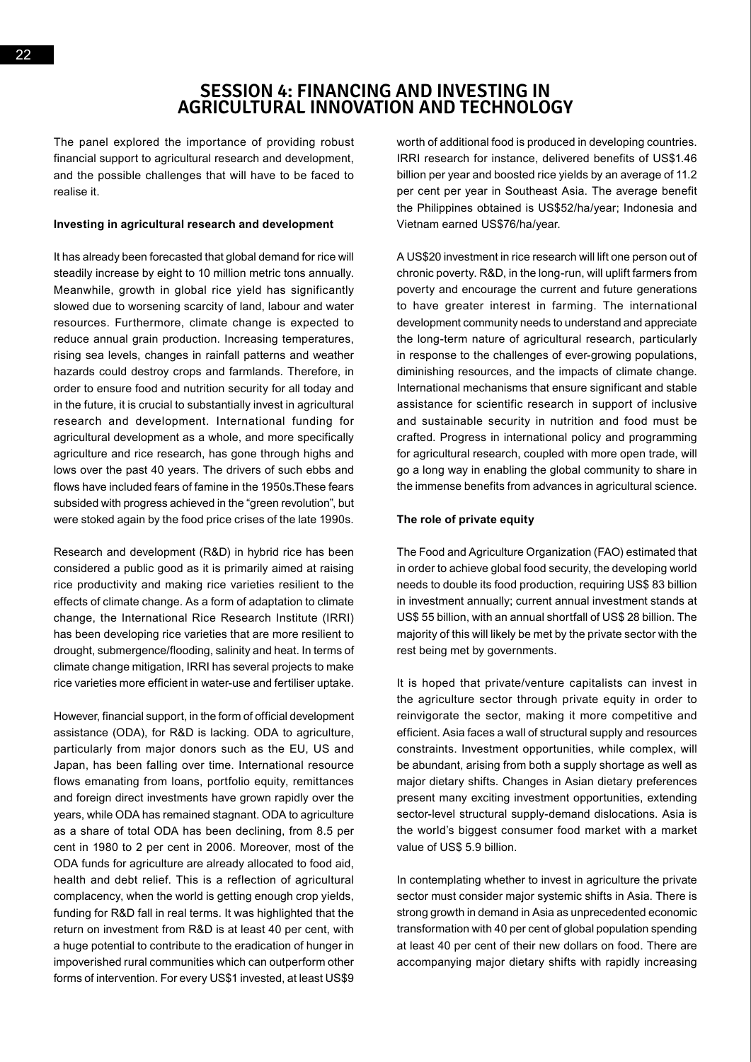# SESSION 4: FINANCING AND INVESTING IN AGRICULTURAL INNOVATION AND TECHNOLOGY

The panel explored the importance of providing robust financial support to agricultural research and development, and the possible challenges that will have to be faced to realise it.

**Investing in agricultural research and development**

It has already been forecasted that global demand for rice will steadily increase by eight to 10 million metric tons annually. Meanwhile, growth in global rice yield has significantly slowed due to worsening scarcity of land, labour and water resources. Furthermore, climate change is expected to reduce annual grain production. Increasing temperatures, rising sea levels, changes in rainfall patterns and weather hazards could destroy crops and farmlands. Therefore, in order to ensure food and nutrition security for all today and in the future, it is crucial to substantially invest in agricultural research and development. International funding for agricultural development as a whole, and more specifically agriculture and rice research, has gone through highs and lows over the past 40 years. The drivers of such ebbs and flows have included fears of famine in the 1950s.These fears subsided with progress achieved in the "green revolution", but were stoked again by the food price crises of the late 1990s.

Research and development (R&D) in hybrid rice has been considered a public good as it is primarily aimed at raising rice productivity and making rice varieties resilient to the effects of climate change. As a form of adaptation to climate change, the International Rice Research Institute (IRRI) has been developing rice varieties that are more resilient to drought, submergence/flooding, salinity and heat. In terms of climate change mitigation, IRRI has several projects to make rice varieties more efficient in water-use and fertiliser uptake.

However, financial support, in the form of official development assistance (ODA), for R&D is lacking. ODA to agriculture, particularly from major donors such as the EU, US and Japan, has been falling over time. International resource flows emanating from loans, portfolio equity, remittances and foreign direct investments have grown rapidly over the years, while ODA has remained stagnant. ODA to agriculture as a share of total ODA has been declining, from 8.5 per cent in 1980 to 2 per cent in 2006. Moreover, most of the ODA funds for agriculture are already allocated to food aid, health and debt relief. This is a reflection of agricultural complacency, when the world is getting enough crop yields, funding for R&D fall in real terms. It was highlighted that the return on investment from R&D is at least 40 per cent, with a huge potential to contribute to the eradication of hunger in impoverished rural communities which can outperform other forms of intervention. For every US$1 invested, at least US$9 worth of additional food is produced in developing countries. IRRI research for instance, delivered benefits of US$1.46 billion per year and boosted rice yields by an average of 11.2 per cent per year in Southeast Asia. The average benefit the Philippines obtained is US$52/ha/year; Indonesia and Vietnam earned US$76/ha/year.

A US$20 investment in rice research will lift one person out of chronic poverty. R&D, in the long-run, will uplift farmers from poverty and encourage the current and future generations to have greater interest in farming. The international development community needs to understand and appreciate the long-term nature of agricultural research, particularly in response to the challenges of ever-growing populations, diminishing resources, and the impacts of climate change. International mechanisms that ensure significant and stable assistance for scientific research in support of inclusive and sustainable security in nutrition and food must be crafted. Progress in international policy and programming for agricultural research, coupled with more open trade, will go a long way in enabling the global community to share in the immense benefits from advances in agricultural science.

**The role of private equity**

The Food and Agriculture Organization (FAO) estimated that in order to achieve global food security, the developing world needs to double its food production, requiring US$ 83 billion in investment annually; current annual investment stands at US$ 55 billion, with an annual shortfall of US$ 28 billion. The majority of this will likely be met by the private sector with the rest being met by governments.

It is hoped that private/venture capitalists can invest in the agriculture sector through private equity in order to reinvigorate the sector, making it more competitive and efficient. Asia faces a wall of structural supply and resources constraints. Investment opportunities, while complex, will be abundant, arising from both a supply shortage as well as major dietary shifts. Changes in Asian dietary preferences present many exciting investment opportunities, extending sector-level structural supply-demand dislocations. Asia is the world's biggest consumer food market with a market value of US$ 5.9 billion.

In contemplating whether to invest in agriculture the private sector must consider major systemic shifts in Asia. There is strong growth in demand in Asia as unprecedented economic transformation with 40 per cent of global population spending at least 40 per cent of their new dollars on food. There are accompanying major dietary shifts with rapidly increasing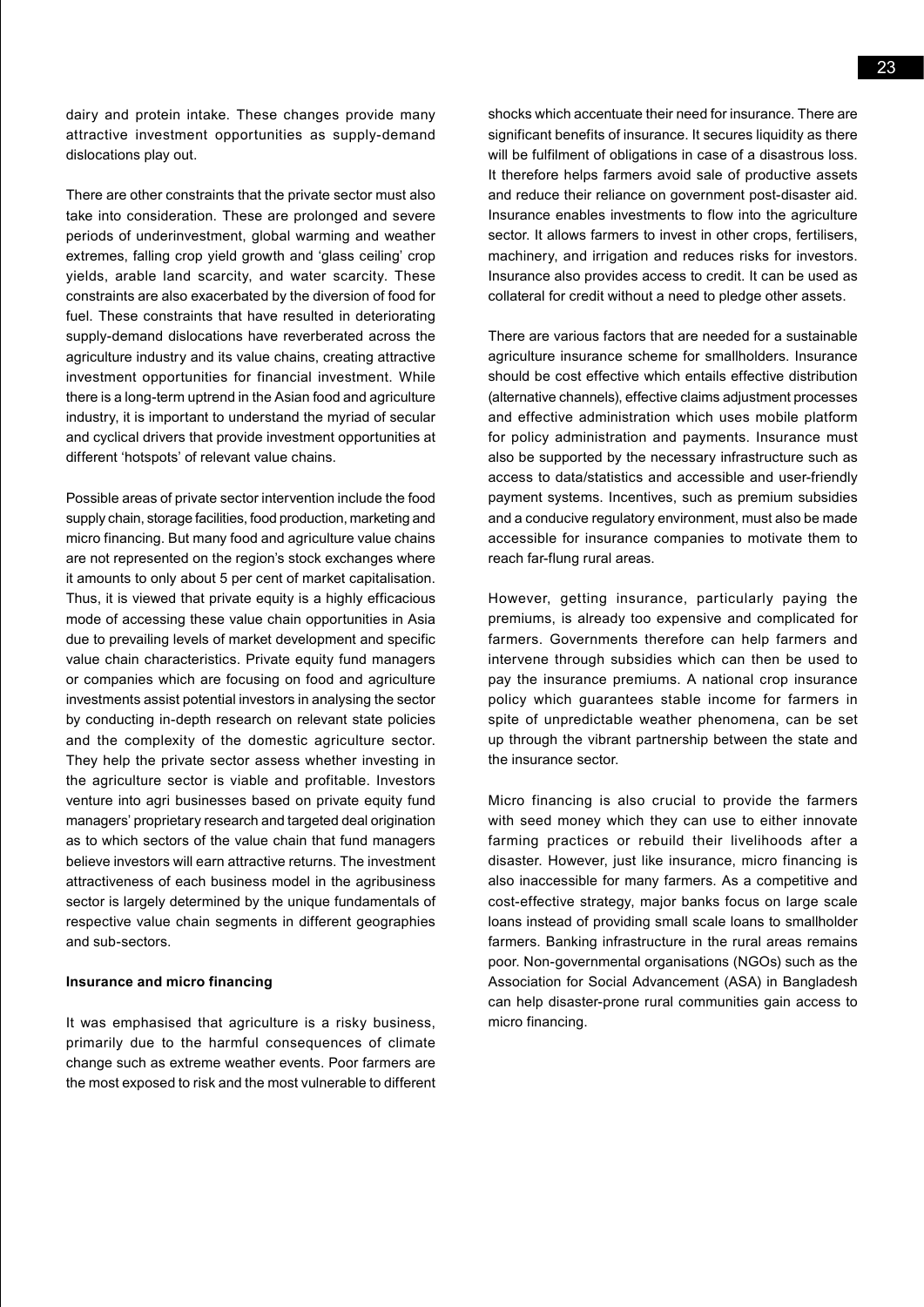dairy and protein intake. These changes provide many attractive investment opportunities as supply-demand dislocations play out.

There are other constraints that the private sector must also take into consideration. These are prolonged and severe periods of underinvestment, global warming and weather extremes, falling crop yield growth and 'glass ceiling' crop yields, arable land scarcity, and water scarcity. These constraints are also exacerbated by the diversion of food for fuel. These constraints that have resulted in deteriorating supply-demand dislocations have reverberated across the agriculture industry and its value chains, creating attractive investment opportunities for financial investment. While there is a long-term uptrend in the Asian food and agriculture industry, it is important to understand the myriad of secular and cyclical drivers that provide investment opportunities at different 'hotspots' of relevant value chains.

Possible areas of private sector intervention include the food supply chain, storage facilities, food production, marketing and micro financing. But many food and agriculture value chains are not represented on the region's stock exchanges where it amounts to only about 5 per cent of market capitalisation. Thus, it is viewed that private equity is a highly efficacious mode of accessing these value chain opportunities in Asia due to prevailing levels of market development and specific value chain characteristics. Private equity fund managers or companies which are focusing on food and agriculture investments assist potential investors in analysing the sector by conducting in-depth research on relevant state policies and the complexity of the domestic agriculture sector. They help the private sector assess whether investing in the agriculture sector is viable and profitable. Investors venture into agri businesses based on private equity fund managers' proprietary research and targeted deal origination as to which sectors of the value chain that fund managers believe investors will earn attractive returns. The investment attractiveness of each business model in the agribusiness sector is largely determined by the unique fundamentals of respective value chain segments in different geographies and sub-sectors.

**Insurance and micro financing**

It was emphasised that agriculture is a risky business, primarily due to the harmful consequences of climate change such as extreme weather events. Poor farmers are the most exposed to risk and the most vulnerable to different shocks which accentuate their need for insurance. There are significant benefits of insurance. It secures liquidity as there will be fulfilment of obligations in case of a disastrous loss. It therefore helps farmers avoid sale of productive assets and reduce their reliance on government post-disaster aid. Insurance enables investments to flow into the agriculture sector. It allows farmers to invest in other crops, fertilisers, machinery, and irrigation and reduces risks for investors. Insurance also provides access to credit. It can be used as collateral for credit without a need to pledge other assets.

There are various factors that are needed for a sustainable agriculture insurance scheme for smallholders. Insurance should be cost effective which entails effective distribution (alternative channels), effective claims adjustment processes and effective administration which uses mobile platform for policy administration and payments. Insurance must also be supported by the necessary infrastructure such as access to data/statistics and accessible and user-friendly payment systems. Incentives, such as premium subsidies and a conducive regulatory environment, must also be made accessible for insurance companies to motivate them to reach far-flung rural areas.

However, getting insurance, particularly paying the premiums, is already too expensive and complicated for farmers. Governments therefore can help farmers and intervene through subsidies which can then be used to pay the insurance premiums. A national crop insurance policy which guarantees stable income for farmers in spite of unpredictable weather phenomena, can be set up through the vibrant partnership between the state and the insurance sector.

Micro financing is also crucial to provide the farmers with seed money which they can use to either innovate farming practices or rebuild their livelihoods after a disaster. However, just like insurance, micro financing is also inaccessible for many farmers. As a competitive and cost-effective strategy, major banks focus on large scale loans instead of providing small scale loans to smallholder farmers. Banking infrastructure in the rural areas remains poor. Non-governmental organisations (NGOs) such as the Association for Social Advancement (ASA) in Bangladesh can help disaster-prone rural communities gain access to micro financing.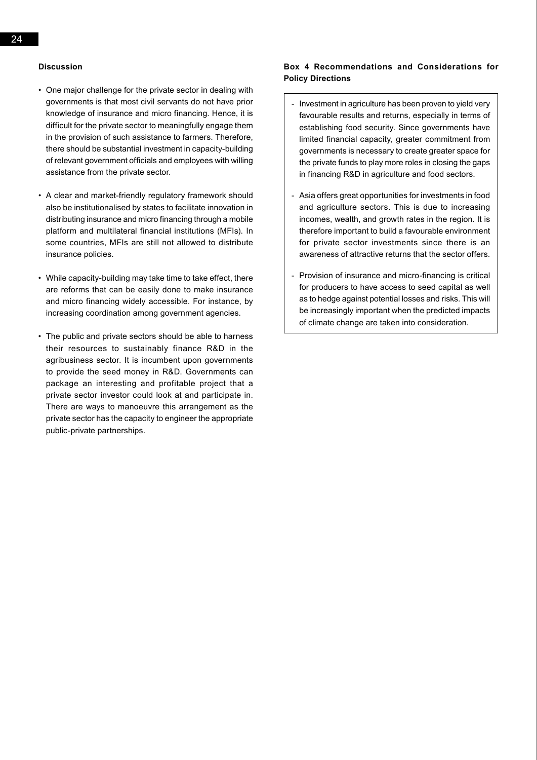### Discussion

- One major challenge for the private sector in dealing with governments is that most civil servants do not have prior knowledge of insurance and micro financing. Hence, it is difficult for the private sector to meaningfully engage them in the provision of such assistance to farmers. Therefore, there should be substantial investment in capacity-building of relevant government officials and employees with willing assistance from the private sector.

- A clear and market-friendly regulatory framework should also be institutionalised by states to facilitate innovation in distributing insurance and micro financing through a mobile platform and multilateral financial institutions (MFIs). In some countries, MFIs are still not allowed to distribute insurance policies.

- While capacity-building may take time to take effect, there are reforms that can be easily done to make insurance and micro financing widely accessible. For instance, by increasing coordination among government agencies.

- The public and private sectors should be able to harness their resources to sustainably finance R&D in the agribusiness sector. It is incumbent upon governments to provide the seed money in R&D. Governments can package an interesting and profitable project that a private sector investor could look at and participate in. There are ways to manoeuvre this arrangement as the private sector has the capacity to engineer the appropriate public-private partnerships.

### Box 4 Recommendations and Considerations for Policy Directions

- Investment in agriculture has been proven to yield very favourable results and returns, especially in terms of establishing food security. Since governments have limited financial capacity, greater commitment from governments is necessary to create greater space for the private funds to play more roles in closing the gaps in financing R&D in agriculture and food sectors.

- Asia offers great opportunities for investments in food and agriculture sectors. This is due to increasing incomes, wealth, and growth rates in the region. It is therefore important to build a favourable environment for private sector investments since there is an awareness of attractive returns that the sector offers.

- Provision of insurance and micro-financing is critical for producers to have access to seed capital as well as to hedge against potential losses and risks. This will be increasingly important when the predicted impacts of climate change are taken into consideration.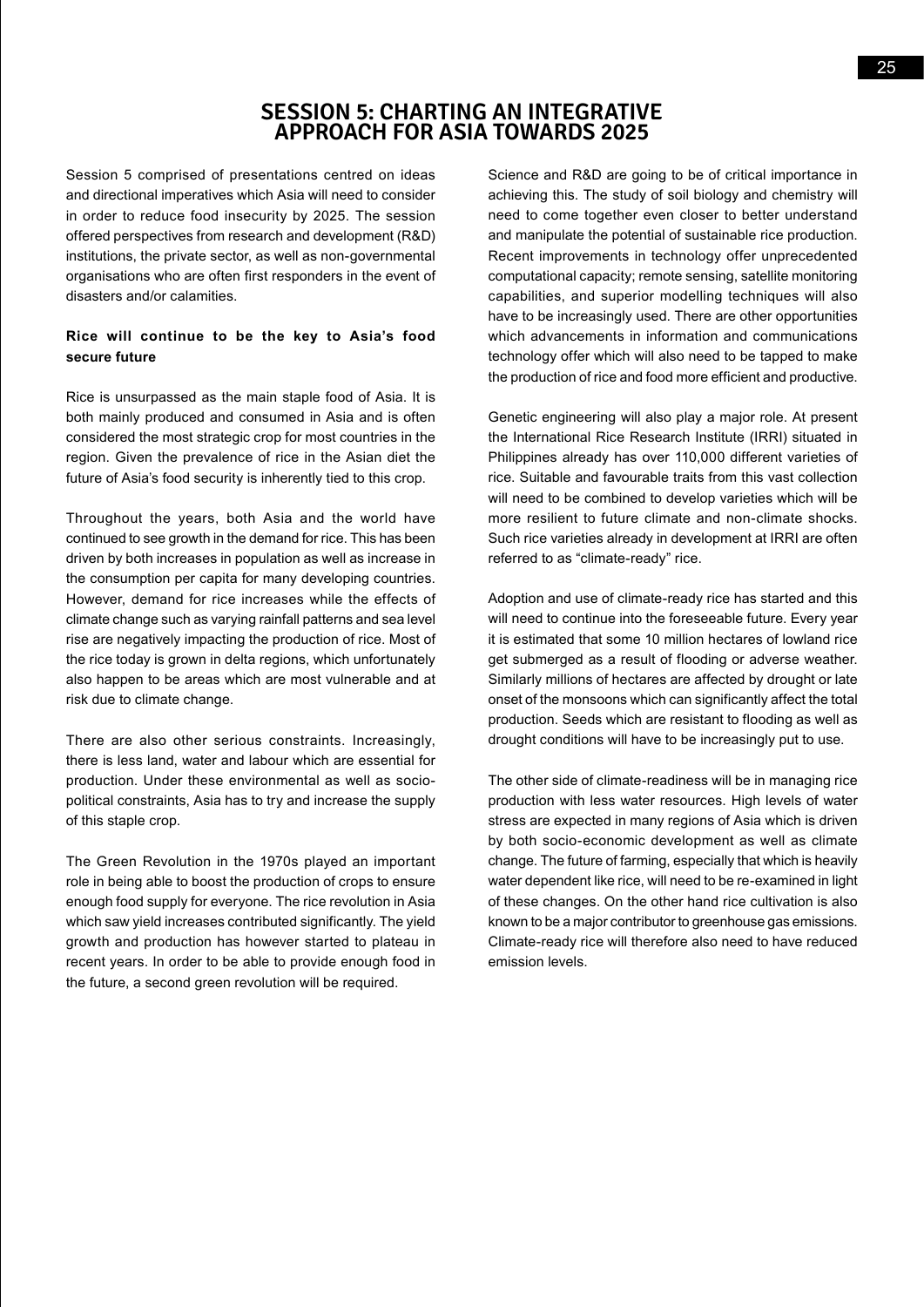# SESSION 5: CHARTING AN INTEGRATIVE APPROACH FOR ASIA TOWARDS 2025

Session 5 comprised of presentations centred on ideas and directional imperatives which Asia will need to consider in order to reduce food insecurity by 2025. The session offered perspectives from research and development (R&D) institutions, the private sector, as well as non-governmental organisations who are often first responders in the event of disasters and/or calamities.

**Rice will continue to be the key to Asia's food secure future**

Rice is unsurpassed as the main staple food of Asia. It is both mainly produced and consumed in Asia and is often considered the most strategic crop for most countries in the region. Given the prevalence of rice in the Asian diet the future of Asia's food security is inherently tied to this crop.

Throughout the years, both Asia and the world have continued to see growth in the demand for rice. This has been driven by both increases in population as well as increase in the consumption per capita for many developing countries. However, demand for rice increases while the effects of climate change such as varying rainfall patterns and sea level rise are negatively impacting the production of rice. Most of the rice today is grown in delta regions, which unfortunately also happen to be areas which are most vulnerable and at risk due to climate change.

There are also other serious constraints. Increasingly, there is less land, water and labour which are essential for production. Under these environmental as well as socio-political constraints, Asia has to try and increase the supply of this staple crop.

The Green Revolution in the 1970s played an important role in being able to boost the production of crops to ensure enough food supply for everyone. The rice revolution in Asia which saw yield increases contributed significantly. The yield growth and production has however started to plateau in recent years. In order to be able to provide enough food in the future, a second green revolution will be required.

Science and R&D are going to be of critical importance in achieving this. The study of soil biology and chemistry will need to come together even closer to better understand and manipulate the potential of sustainable rice production. Recent improvements in technology offer unprecedented computational capacity; remote sensing, satellite monitoring capabilities, and superior modelling techniques will also have to be increasingly used. There are other opportunities which advancements in information and communications technology offer which will also need to be tapped to make the production of rice and food more efficient and productive.

Genetic engineering will also play a major role. At present the International Rice Research Institute (IRRI) situated in Philippines already has over 110,000 different varieties of rice. Suitable and favourable traits from this vast collection will need to be combined to develop varieties which will be more resilient to future climate and non-climate shocks. Such rice varieties already in development at IRRI are often referred to as "climate-ready" rice.

Adoption and use of climate-ready rice has started and this will need to continue into the foreseeable future. Every year it is estimated that some 10 million hectares of lowland rice get submerged as a result of flooding or adverse weather. Similarly millions of hectares are affected by drought or late onset of the monsoons which can significantly affect the total production. Seeds which are resistant to flooding as well as drought conditions will have to be increasingly put to use.

The other side of climate-readiness will be in managing rice production with less water resources. High levels of water stress are expected in many regions of Asia which is driven by both socio-economic development as well as climate change. The future of farming, especially that which is heavily water dependent like rice, will need to be re-examined in light of these changes. On the other hand rice cultivation is also known to be a major contributor to greenhouse gas emissions. Climate-ready rice will therefore also need to have reduced emission levels.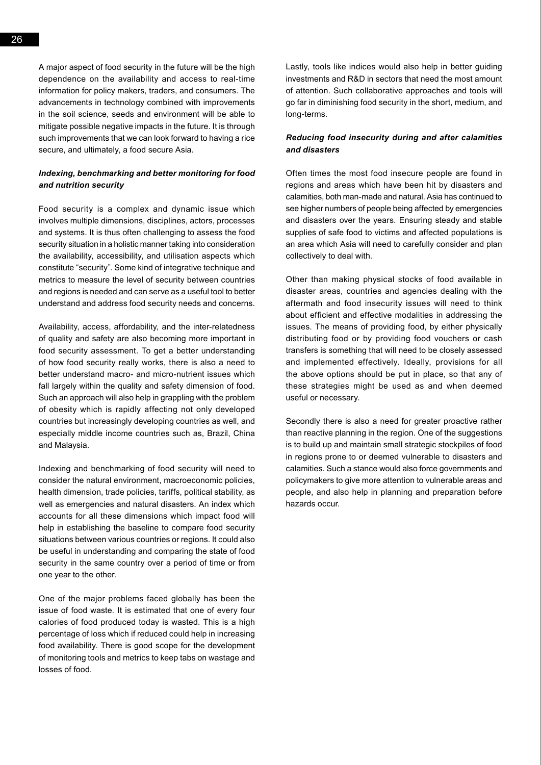A major aspect of food security in the future will be the high dependence on the availability and access to real-time information for policy makers, traders, and consumers. The advancements in technology combined with improvements in the soil science, seeds and environment will be able to mitigate possible negative impacts in the future. It is through such improvements that we can look forward to having a rice secure, and ultimately, a food secure Asia.

### *Indexing, benchmarking and better monitoring for food and nutrition security*

Food security is a complex and dynamic issue which involves multiple dimensions, disciplines, actors, processes and systems. It is thus often challenging to assess the food security situation in a holistic manner taking into consideration the availability, accessibility, and utilisation aspects which constitute "security". Some kind of integrative technique and metrics to measure the level of security between countries and regions is needed and can serve as a useful tool to better understand and address food security needs and concerns.

Availability, access, affordability, and the inter-relatedness of quality and safety are also becoming more important in food security assessment. To get a better understanding of how food security really works, there is also a need to better understand macro- and micro-nutrient issues which fall largely within the quality and safety dimension of food. Such an approach will also help in grappling with the problem of obesity which is rapidly affecting not only developed countries but increasingly developing countries as well, and especially middle income countries such as, Brazil, China and Malaysia.

Indexing and benchmarking of food security will need to consider the natural environment, macroeconomic policies, health dimension, trade policies, tariffs, political stability, as well as emergencies and natural disasters. An index which accounts for all these dimensions which impact food will help in establishing the baseline to compare food security situations between various countries or regions. It could also be useful in understanding and comparing the state of food security in the same country over a period of time or from one year to the other.

One of the major problems faced globally has been the issue of food waste. It is estimated that one of every four calories of food produced today is wasted. This is a high percentage of loss which if reduced could help in increasing food availability. There is good scope for the development of monitoring tools and metrics to keep tabs on wastage and losses of food.

Lastly, tools like indices would also help in better guiding investments and R&D in sectors that need the most amount of attention. Such collaborative approaches and tools will go far in diminishing food security in the short, medium, and long-terms.

### *Reducing food insecurity during and after calamities and disasters*

Often times the most food insecure people are found in regions and areas which have been hit by disasters and calamities, both man-made and natural. Asia has continued to see higher numbers of people being affected by emergencies and disasters over the years. Ensuring steady and stable supplies of safe food to victims and affected populations is an area which Asia will need to carefully consider and plan collectively to deal with.

Other than making physical stocks of food available in disaster areas, countries and agencies dealing with the aftermath and food insecurity issues will need to think about efficient and effective modalities in addressing the issues. The means of providing food, by either physically distributing food or by providing food vouchers or cash transfers is something that will need to be closely assessed and implemented effectively. Ideally, provisions for all the above options should be put in place, so that any of these strategies might be used as and when deemed useful or necessary.

Secondly there is also a need for greater proactive rather than reactive planning in the region. One of the suggestions is to build up and maintain small strategic stockpiles of food in regions prone to or deemed vulnerable to disasters and calamities. Such a stance would also force governments and policymakers to give more attention to vulnerable areas and people, and also help in planning and preparation before hazards occur.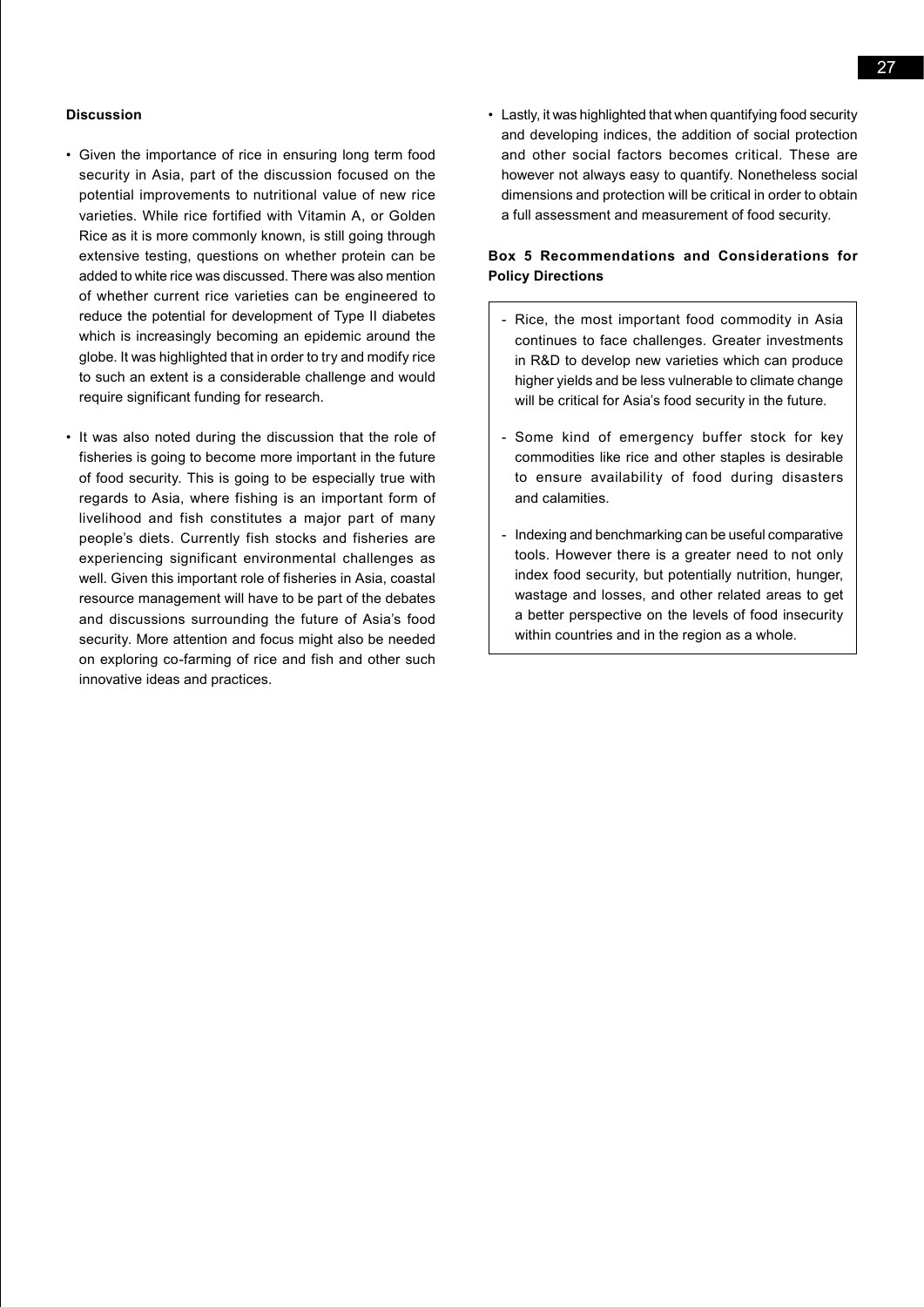**Discussion**

- Given the importance of rice in ensuring long term food security in Asia, part of the discussion focused on the potential improvements to nutritional value of new rice varieties. While rice fortified with Vitamin A, or Golden Rice as it is more commonly known, is still going through extensive testing, questions on whether protein can be added to white rice was discussed. There was also mention of whether current rice varieties can be engineered to reduce the potential for development of Type II diabetes which is increasingly becoming an epidemic around the globe. It was highlighted that in order to try and modify rice to such an extent is a considerable challenge and would require significant funding for research.

- It was also noted during the discussion that the role of fisheries is going to become more important in the future of food security. This is going to be especially true with regards to Asia, where fishing is an important form of livelihood and fish constitutes a major part of many people's diets. Currently fish stocks and fisheries are experiencing significant environmental challenges as well. Given this important role of fisheries in Asia, coastal resource management will have to be part of the debates and discussions surrounding the future of Asia's food security. More attention and focus might also be needed on exploring co-farming of rice and fish and other such innovative ideas and practices.

- Lastly, it was highlighted that when quantifying food security and developing indices, the addition of social protection and other social factors becomes critical. These are however not always easy to quantify. Nonetheless social dimensions and protection will be critical in order to obtain a full assessment and measurement of food security.

**Box 5 Recommendations and Considerations for Policy Directions**

- Rice, the most important food commodity in Asia continues to face challenges. Greater investments in R&D to develop new varieties which can produce higher yields and be less vulnerable to climate change will be critical for Asia's food security in the future.

- Some kind of emergency buffer stock for key commodities like rice and other staples is desirable to ensure availability of food during disasters and calamities.

- Indexing and benchmarking can be useful comparative tools. However there is a greater need to not only index food security, but potentially nutrition, hunger, wastage and losses, and other related areas to get a better perspective on the levels of food insecurity within countries and in the region as a whole.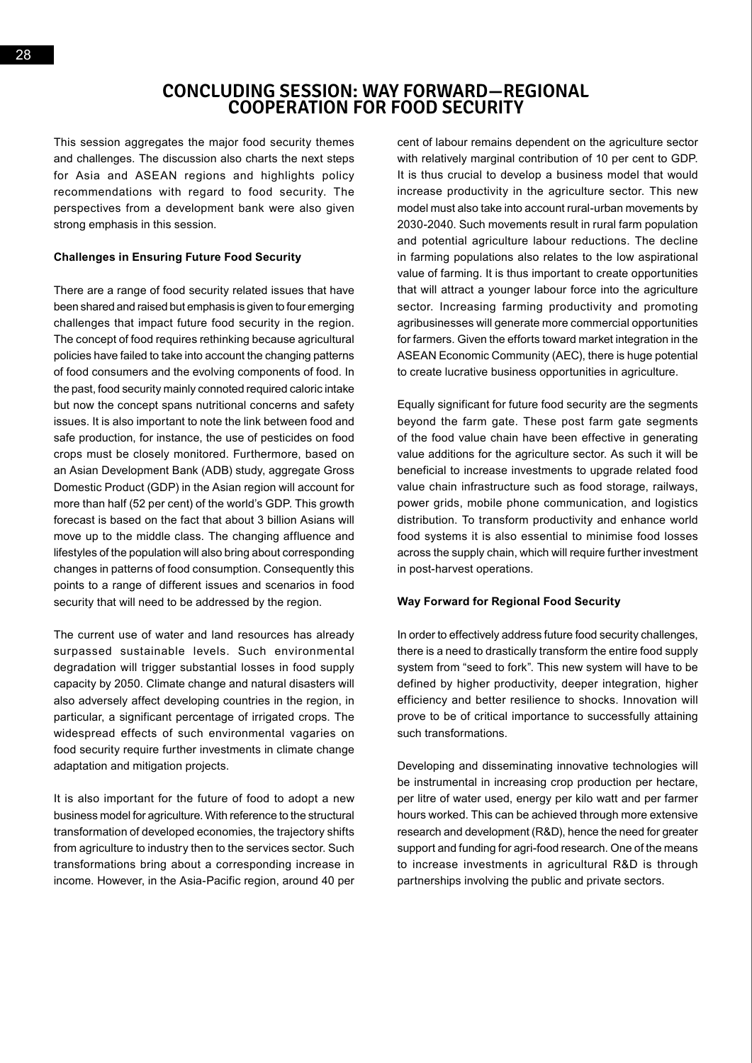# CONCLUDING SESSION: WAY FORWARD—REGIONAL COOPERATION FOR FOOD SECURITY

This session aggregates the major food security themes and challenges. The discussion also charts the next steps for Asia and ASEAN regions and highlights policy recommendations with regard to food security. The perspectives from a development bank were also given strong emphasis in this session.

**Challenges in Ensuring Future Food Security**

There are a range of food security related issues that have been shared and raised but emphasis is given to four emerging challenges that impact future food security in the region. The concept of food requires rethinking because agricultural policies have failed to take into account the changing patterns of food consumers and the evolving components of food. In the past, food security mainly connoted required caloric intake but now the concept spans nutritional concerns and safety issues. It is also important to note the link between food and safe production, for instance, the use of pesticides on food crops must be closely monitored. Furthermore, based on an Asian Development Bank (ADB) study, aggregate Gross Domestic Product (GDP) in the Asian region will account for more than half (52 per cent) of the world's GDP. This growth forecast is based on the fact that about 3 billion Asians will move up to the middle class. The changing affluence and lifestyles of the population will also bring about corresponding changes in patterns of food consumption. Consequently this points to a range of different issues and scenarios in food security that will need to be addressed by the region.

The current use of water and land resources has already surpassed sustainable levels. Such environmental degradation will trigger substantial losses in food supply capacity by 2050. Climate change and natural disasters will also adversely affect developing countries in the region, in particular, a significant percentage of irrigated crops. The widespread effects of such environmental vagaries on food security require further investments in climate change adaptation and mitigation projects.

It is also important for the future of food to adopt a new business model for agriculture. With reference to the structural transformation of developed economies, the trajectory shifts from agriculture to industry then to the services sector. Such transformations bring about a corresponding increase in income. However, in the Asia-Pacific region, around 40 per cent of labour remains dependent on the agriculture sector with relatively marginal contribution of 10 per cent to GDP. It is thus crucial to develop a business model that would increase productivity in the agriculture sector. This new model must also take into account rural-urban movements by 2030-2040. Such movements result in rural farm population and potential agriculture labour reductions. The decline in farming populations also relates to the low aspirational value of farming. It is thus important to create opportunities that will attract a younger labour force into the agriculture sector. Increasing farming productivity and promoting agribusinesses will generate more commercial opportunities for farmers. Given the efforts toward market integration in the ASEAN Economic Community (AEC), there is huge potential to create lucrative business opportunities in agriculture.

Equally significant for future food security are the segments beyond the farm gate. These post farm gate segments of the food value chain have been effective in generating value additions for the agriculture sector. As such it will be beneficial to increase investments to upgrade related food value chain infrastructure such as food storage, railways, power grids, mobile phone communication, and logistics distribution. To transform productivity and enhance world food systems it is also essential to minimise food losses across the supply chain, which will require further investment in post-harvest operations.

**Way Forward for Regional Food Security**

In order to effectively address future food security challenges, there is a need to drastically transform the entire food supply system from "seed to fork". This new system will have to be defined by higher productivity, deeper integration, higher efficiency and better resilience to shocks. Innovation will prove to be of critical importance to successfully attaining such transformations.

Developing and disseminating innovative technologies will be instrumental in increasing crop production per hectare, per litre of water used, energy per kilo watt and per farmer hours worked. This can be achieved through more extensive research and development (R&D), hence the need for greater support and funding for agri-food research. One of the means to increase investments in agricultural R&D is through partnerships involving the public and private sectors.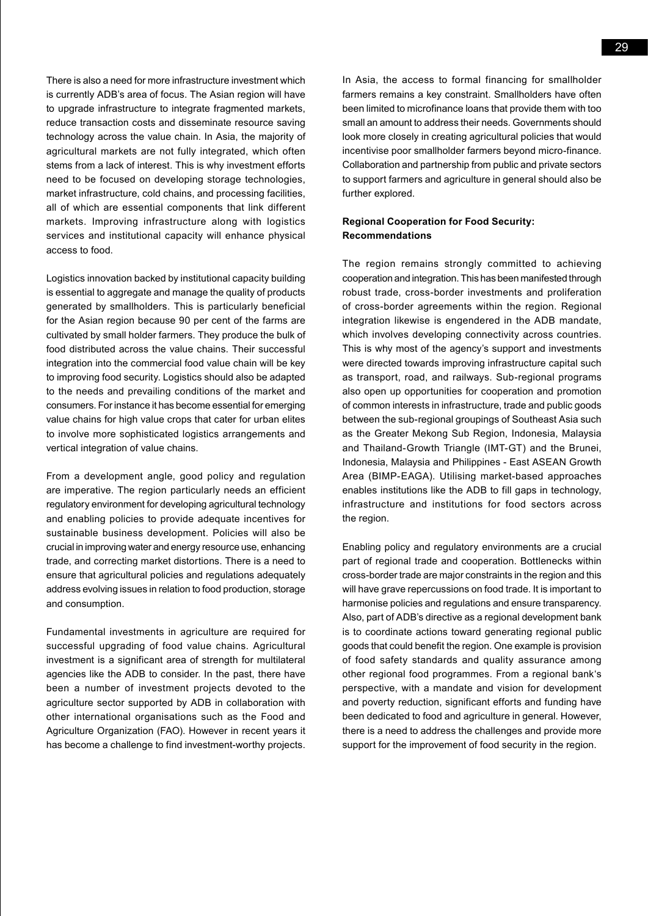There is also a need for more infrastructure investment which is currently ADB's area of focus. The Asian region will have to upgrade infrastructure to integrate fragmented markets, reduce transaction costs and disseminate resource saving technology across the value chain. In Asia, the majority of agricultural markets are not fully integrated, which often stems from a lack of interest. This is why investment efforts need to be focused on developing storage technologies, market infrastructure, cold chains, and processing facilities, all of which are essential components that link different markets. Improving infrastructure along with logistics services and institutional capacity will enhance physical access to food.

Logistics innovation backed by institutional capacity building is essential to aggregate and manage the quality of products generated by smallholders. This is particularly beneficial for the Asian region because 90 per cent of the farms are cultivated by small holder farmers. They produce the bulk of food distributed across the value chains. Their successful integration into the commercial food value chain will be key to improving food security. Logistics should also be adapted to the needs and prevailing conditions of the market and consumers. For instance it has become essential for emerging value chains for high value crops that cater for urban elites to involve more sophisticated logistics arrangements and vertical integration of value chains.

From a development angle, good policy and regulation are imperative. The region particularly needs an efficient regulatory environment for developing agricultural technology and enabling policies to provide adequate incentives for sustainable business development. Policies will also be crucial in improving water and energy resource use, enhancing trade, and correcting market distortions. There is a need to ensure that agricultural policies and regulations adequately address evolving issues in relation to food production, storage and consumption.

Fundamental investments in agriculture are required for successful upgrading of food value chains. Agricultural investment is a significant area of strength for multilateral agencies like the ADB to consider. In the past, there have been a number of investment projects devoted to the agriculture sector supported by ADB in collaboration with other international organisations such as the Food and Agriculture Organization (FAO). However in recent years it has become a challenge to find investment-worthy projects.

In Asia, the access to formal financing for smallholder farmers remains a key constraint. Smallholders have often been limited to microfinance loans that provide them with too small an amount to address their needs. Governments should look more closely in creating agricultural policies that would incentivise poor smallholder farmers beyond micro-finance. Collaboration and partnership from public and private sectors to support farmers and agriculture in general should also be further explored.

**Regional Cooperation for Food Security: Recommendations**

The region remains strongly committed to achieving cooperation and integration. This has been manifested through robust trade, cross-border investments and proliferation of cross-border agreements within the region. Regional integration likewise is engendered in the ADB mandate, which involves developing connectivity across countries. This is why most of the agency's support and investments were directed towards improving infrastructure capital such as transport, road, and railways. Sub-regional programs also open up opportunities for cooperation and promotion of common interests in infrastructure, trade and public goods between the sub-regional groupings of Southeast Asia such as the Greater Mekong Sub Region, Indonesia, Malaysia and Thailand-Growth Triangle (IMT-GT) and the Brunei, Indonesia, Malaysia and Philippines - East ASEAN Growth Area (BIMP-EAGA). Utilising market-based approaches enables institutions like the ADB to fill gaps in technology, infrastructure and institutions for food sectors across the region.

Enabling policy and regulatory environments are a crucial part of regional trade and cooperation. Bottlenecks within cross-border trade are major constraints in the region and this will have grave repercussions on food trade. It is important to harmonise policies and regulations and ensure transparency. Also, part of ADB's directive as a regional development bank is to coordinate actions toward generating regional public goods that could benefit the region. One example is provision of food safety standards and quality assurance among other regional food programmes. From a regional bank's perspective, with a mandate and vision for development and poverty reduction, significant efforts and funding have been dedicated to food and agriculture in general. However, there is a need to address the challenges and provide more support for the improvement of food security in the region.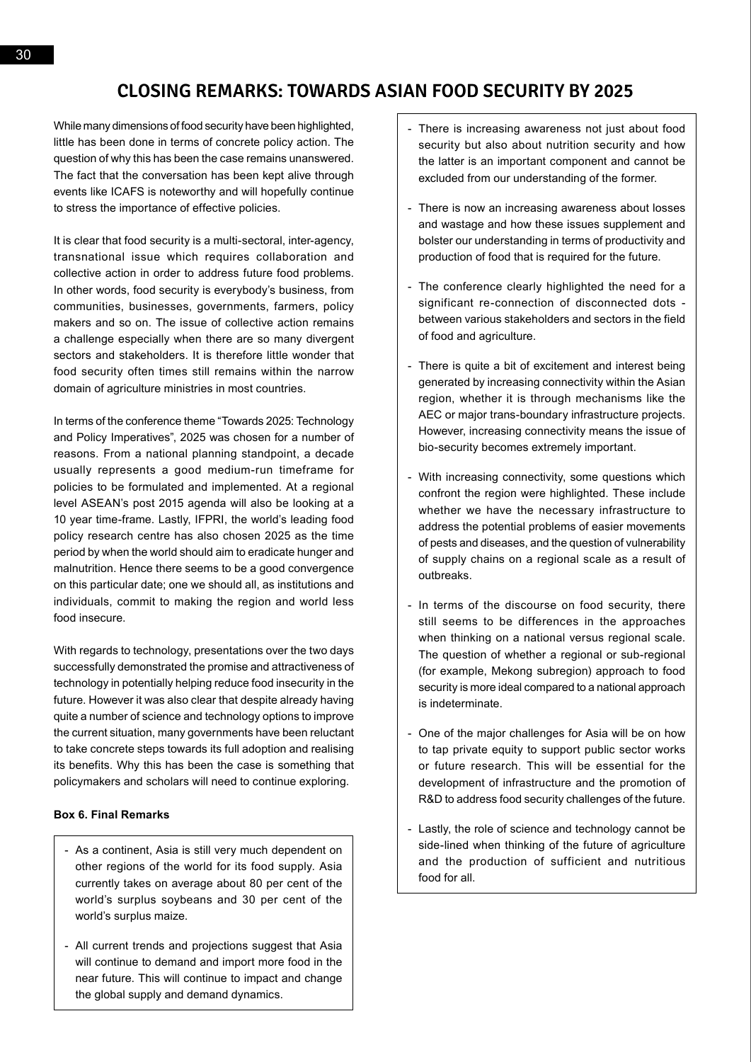# CLOSING REMARKS: TOWARDS ASIAN FOOD SECURITY BY 2025

While many dimensions of food security have been highlighted, little has been done in terms of concrete policy action. The question of why this has been the case remains unanswered. The fact that the conversation has been kept alive through events like ICAFS is noteworthy and will hopefully continue to stress the importance of effective policies.

It is clear that food security is a multi-sectoral, inter-agency, transnational issue which requires collaboration and collective action in order to address future food problems. In other words, food security is everybody's business, from communities, businesses, governments, farmers, policy makers and so on. The issue of collective action remains a challenge especially when there are so many divergent sectors and stakeholders. It is therefore little wonder that food security often times still remains within the narrow domain of agriculture ministries in most countries.

In terms of the conference theme "Towards 2025: Technology and Policy Imperatives", 2025 was chosen for a number of reasons. From a national planning standpoint, a decade usually represents a good medium-run timeframe for policies to be formulated and implemented. At a regional level ASEAN's post 2015 agenda will also be looking at a 10 year time-frame. Lastly, IFPRI, the world's leading food policy research centre has also chosen 2025 as the time period by when the world should aim to eradicate hunger and malnutrition. Hence there seems to be a good convergence on this particular date; one we should all, as institutions and individuals, commit to making the region and world less food insecure.

With regards to technology, presentations over the two days successfully demonstrated the promise and attractiveness of technology in potentially helping reduce food insecurity in the future. However it was also clear that despite already having quite a number of science and technology options to improve the current situation, many governments have been reluctant to take concrete steps towards its full adoption and realising its benefits. Why this has been the case is something that policymakers and scholars will need to continue exploring.

**Box 6. Final Remarks**

- As a continent, Asia is still very much dependent on other regions of the world for its food supply. Asia currently takes on average about 80 per cent of the world's surplus soybeans and 30 per cent of the world's surplus maize.
- All current trends and projections suggest that Asia will continue to demand and import more food in the near future. This will continue to impact and change the global supply and demand dynamics.
- There is increasing awareness not just about food security but also about nutrition security and how the latter is an important component and cannot be excluded from our understanding of the former.
- There is now an increasing awareness about losses and wastage and how these issues supplement and bolster our understanding in terms of productivity and production of food that is required for the future.
- The conference clearly highlighted the need for a significant re-connection of disconnected dots - between various stakeholders and sectors in the field of food and agriculture.
- There is quite a bit of excitement and interest being generated by increasing connectivity within the Asian region, whether it is through mechanisms like the AEC or major trans-boundary infrastructure projects. However, increasing connectivity means the issue of bio-security becomes extremely important.
- With increasing connectivity, some questions which confront the region were highlighted. These include whether we have the necessary infrastructure to address the potential problems of easier movements of pests and diseases, and the question of vulnerability of supply chains on a regional scale as a result of outbreaks.
- In terms of the discourse on food security, there still seems to be differences in the approaches when thinking on a national versus regional scale. The question of whether a regional or sub-regional (for example, Mekong subregion) approach to food security is more ideal compared to a national approach is indeterminate.
- One of the major challenges for Asia will be on how to tap private equity to support public sector works or future research. This will be essential for the development of infrastructure and the promotion of R&D to address food security challenges of the future.
- Lastly, the role of science and technology cannot be side-lined when thinking of the future of agriculture and the production of sufficient and nutritious food for all.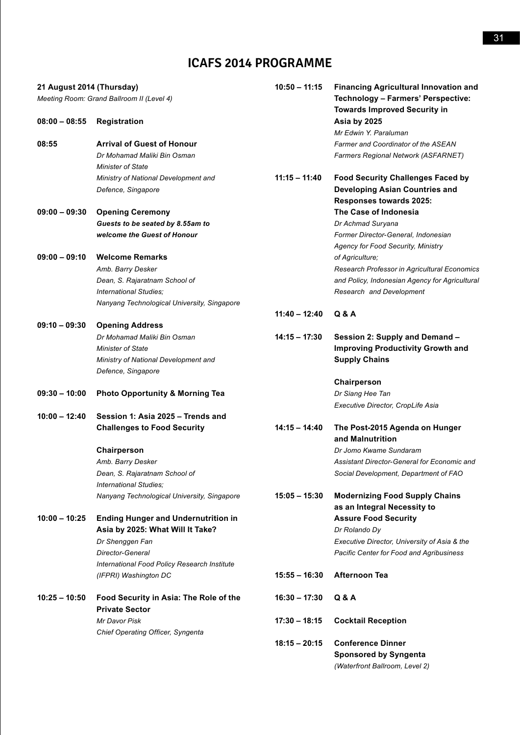# ICAFS 2014 PROGRAMME

**21 August 2014 (Thursday)**
*Meeting Room: Grand Ballroom II (Level 4)*

**08:00 – 08:55** **Registration**

**08:55** **Arrival of Guest of Honour**
*Dr Mohamad Maliki Bin Osman*
*Minister of State*
*Ministry of National Development and Defence, Singapore*

**09:00 – 09:30** **Opening Ceremony**
***Guests to be seated by 8.55am to welcome the Guest of Honour***

**09:00 – 09:10** **Welcome Remarks**
*Amb. Barry Desker*
*Dean, S. Rajaratnam School of International Studies;*
*Nanyang Technological University, Singapore*

**09:10 – 09:30** **Opening Address**
*Dr Mohamad Maliki Bin Osman*
*Minister of State*
*Ministry of National Development and Defence, Singapore*

**09:30 – 10:00** **Photo Opportunity & Morning Tea**

**10:00 – 12:40** **Session 1: Asia 2025 – Trends and Challenges to Food Security**

**Chairperson**
*Amb. Barry Desker*
*Dean, S. Rajaratnam School of International Studies;*
*Nanyang Technological University, Singapore*

**10:00 – 10:25** **Ending Hunger and Undernutrition in Asia by 2025: What Will It Take?**
*Dr Shenggen Fan*
*Director-General*
*International Food Policy Research Institute (IFPRI) Washington DC*

**10:25 – 10:50** **Food Security in Asia: The Role of the Private Sector**
*Mr Davor Pisk*
*Chief Operating Officer, Syngenta*

**10:50 – 11:15** **Financing Agricultural Innovation and Technology – Farmers' Perspective: Towards Improved Security in Asia by 2025**
*Mr Edwin Y. Paraluman*
*Farmer and Coordinator of the ASEAN Farmers Regional Network (ASFARNET)*

**11:15 – 11:40** **Food Security Challenges Faced by Developing Asian Countries and Responses towards 2025: The Case of Indonesia**
*Dr Achmad Suryana*
*Former Director-General, Indonesian Agency for Food Security, Ministry of Agriculture;*
*Research Professor in Agricultural Economics and Policy, Indonesian Agency for Agricultural Research and Development*

**11:40 – 12:40** **Q & A**

**14:15 – 17:30** **Session 2: Supply and Demand – Improving Productivity Growth and Supply Chains**

**Chairperson**
*Dr Siang Hee Tan*
*Executive Director, CropLife Asia*

**14:15 – 14:40** **The Post-2015 Agenda on Hunger and Malnutrition**
*Dr Jomo Kwame Sundaram*
*Assistant Director-General for Economic and Social Development, Department of FAO*

**15:05 – 15:30** **Modernizing Food Supply Chains as an Integral Necessity to Assure Food Security**
*Dr Rolando Dy*
*Executive Director, University of Asia & the Pacific Center for Food and Agribusiness*

**15:55 – 16:30** **Afternoon Tea**

**16:30 – 17:30** **Q & A**

**17:30 – 18:15** **Cocktail Reception**

**18:15 – 20:15** **Conference Dinner**
**Sponsored by Syngenta**
*(Waterfront Ballroom, Level 2)*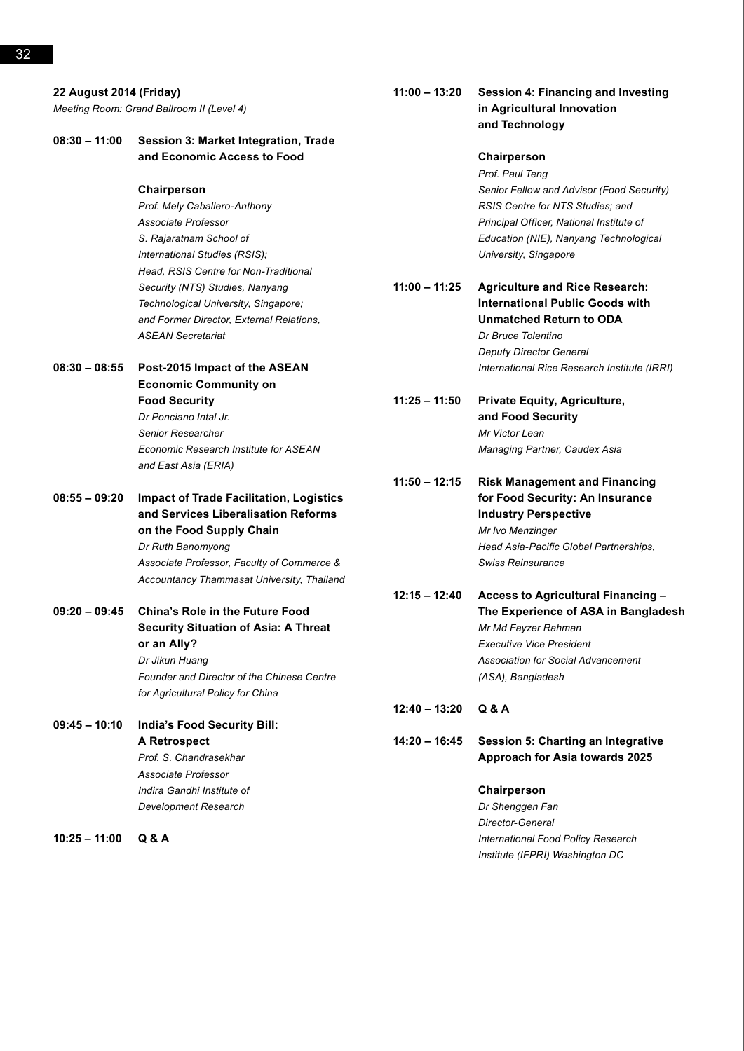**22 August 2014 (Friday)**
*Meeting Room: Grand Ballroom II (Level 4)*

**08:30 – 11:00 Session 3: Market Integration, Trade and Economic Access to Food**

**Chairperson**
*Prof. Mely Caballero-Anthony*
*Associate Professor*
*S. Rajaratnam School of International Studies (RSIS);*
*Head, RSIS Centre for Non-Traditional Security (NTS) Studies, Nanyang Technological University, Singapore;*
*and Former Director, External Relations, ASEAN Secretariat*

**08:30 – 08:55 Post-2015 Impact of the ASEAN Economic Community on Food Security**
*Dr Ponciano Intal Jr.*
*Senior Researcher*
*Economic Research Institute for ASEAN and East Asia (ERIA)*

**08:55 – 09:20 Impact of Trade Facilitation, Logistics and Services Liberalisation Reforms on the Food Supply Chain**
*Dr Ruth Banomyong*
*Associate Professor, Faculty of Commerce & Accountancy Thammasat University, Thailand*

**09:20 – 09:45 China's Role in the Future Food Security Situation of Asia: A Threat or an Ally?**
*Dr Jikun Huang*
*Founder and Director of the Chinese Centre for Agricultural Policy for China*

**09:45 – 10:10 India's Food Security Bill: A Retrospect**
*Prof. S. Chandrasekhar*
*Associate Professor*
*Indira Gandhi Institute of Development Research*

**10:25 – 11:00 Q & A**

**11:00 – 13:20 Session 4: Financing and Investing in Agricultural Innovation and Technology**

**Chairperson**
*Prof. Paul Teng*
*Senior Fellow and Advisor (Food Security)*
*RSIS Centre for NTS Studies; and*
*Principal Officer, National Institute of Education (NIE), Nanyang Technological University, Singapore*

**11:00 – 11:25 Agriculture and Rice Research: International Public Goods with Unmatched Return to ODA**
*Dr Bruce Tolentino*
*Deputy Director General*
*International Rice Research Institute (IRRI)*

**11:25 – 11:50 Private Equity, Agriculture, and Food Security**
*Mr Victor Lean*
*Managing Partner, Caudex Asia*

**11:50 – 12:15 Risk Management and Financing for Food Security: An Insurance Industry Perspective**
*Mr Ivo Menzinger*
*Head Asia-Pacific Global Partnerships, Swiss Reinsurance*

**12:15 – 12:40 Access to Agricultural Financing – The Experience of ASA in Bangladesh**
*Mr Md Fayzer Rahman*
*Executive Vice President*
*Association for Social Advancement (ASA), Bangladesh*

**12:40 – 13:20 Q & A**

**14:20 – 16:45 Session 5: Charting an Integrative Approach for Asia towards 2025**

**Chairperson**
*Dr Shenggen Fan*
*Director-General*
*International Food Policy Research Institute (IFPRI) Washington DC*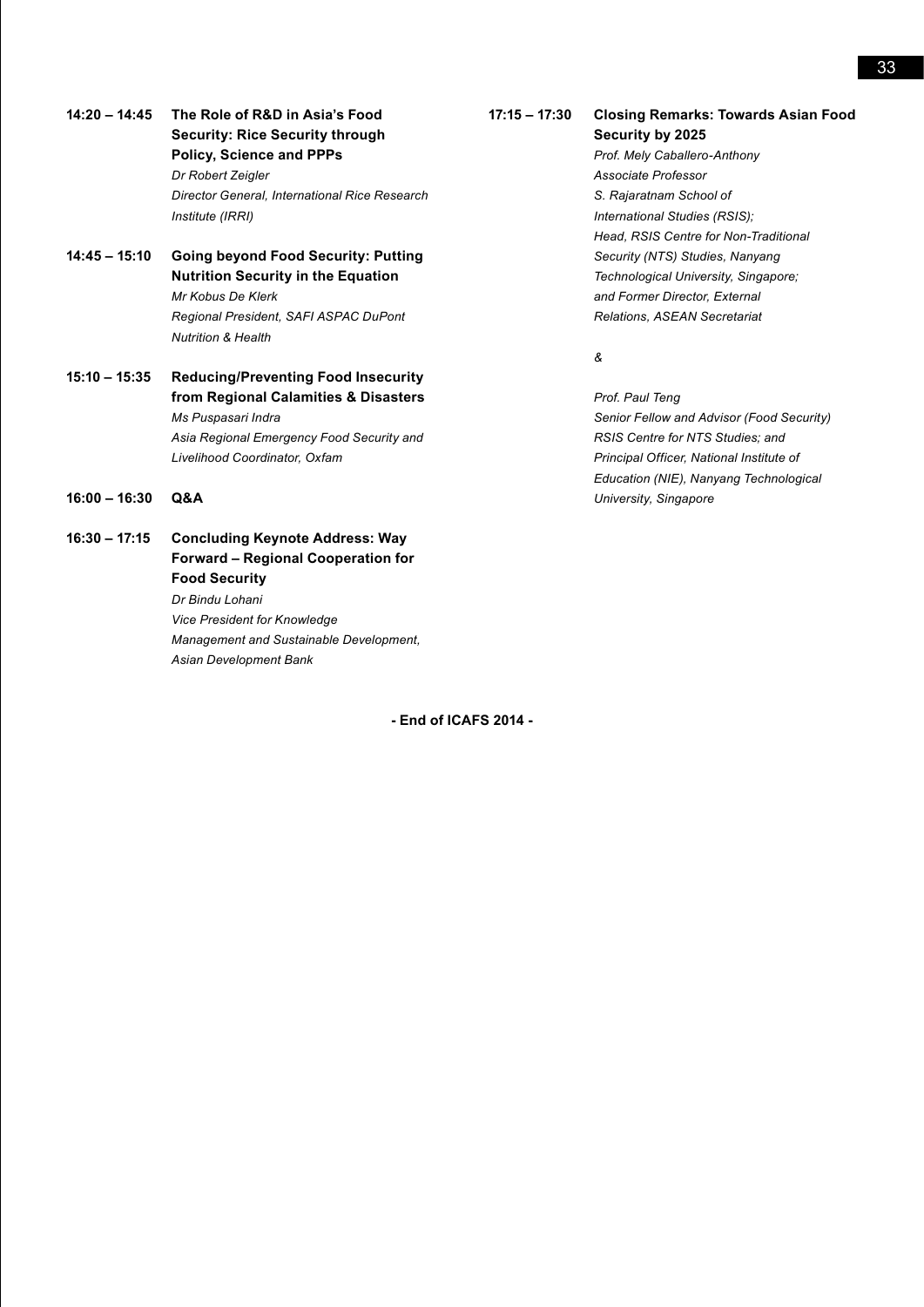**14:20 – 14:45** **The Role of R&D in Asia's Food Security: Rice Security through Policy, Science and PPPs**
*Dr Robert Zeigler*
*Director General, International Rice Research Institute (IRRI)*

**14:45 – 15:10** **Going beyond Food Security: Putting Nutrition Security in the Equation**
*Mr Kobus De Klerk*
*Regional President, SAFI ASPAC DuPont Nutrition & Health*

**15:10 – 15:35** **Reducing/Preventing Food Insecurity from Regional Calamities & Disasters**
*Ms Puspasari Indra*
*Asia Regional Emergency Food Security and Livelihood Coordinator, Oxfam*

**16:00 – 16:30** **Q&A**

**16:30 – 17:15** **Concluding Keynote Address: Way Forward – Regional Cooperation for Food Security**
*Dr Bindu Lohani*
*Vice President for Knowledge Management and Sustainable Development, Asian Development Bank*

**17:15 – 17:30** **Closing Remarks: Towards Asian Food Security by 2025**
*Prof. Mely Caballero-Anthony*
*Associate Professor*
*S. Rajaratnam School of International Studies (RSIS);*
*Head, RSIS Centre for Non-Traditional Security (NTS) Studies, Nanyang Technological University, Singapore;*
*and Former Director, External Relations, ASEAN Secretariat*

*&*

*Prof. Paul Teng*
*Senior Fellow and Advisor (Food Security) RSIS Centre for NTS Studies; and*
*Principal Officer, National Institute of Education (NIE), Nanyang Technological University, Singapore*

**- End of ICAFS 2014 -**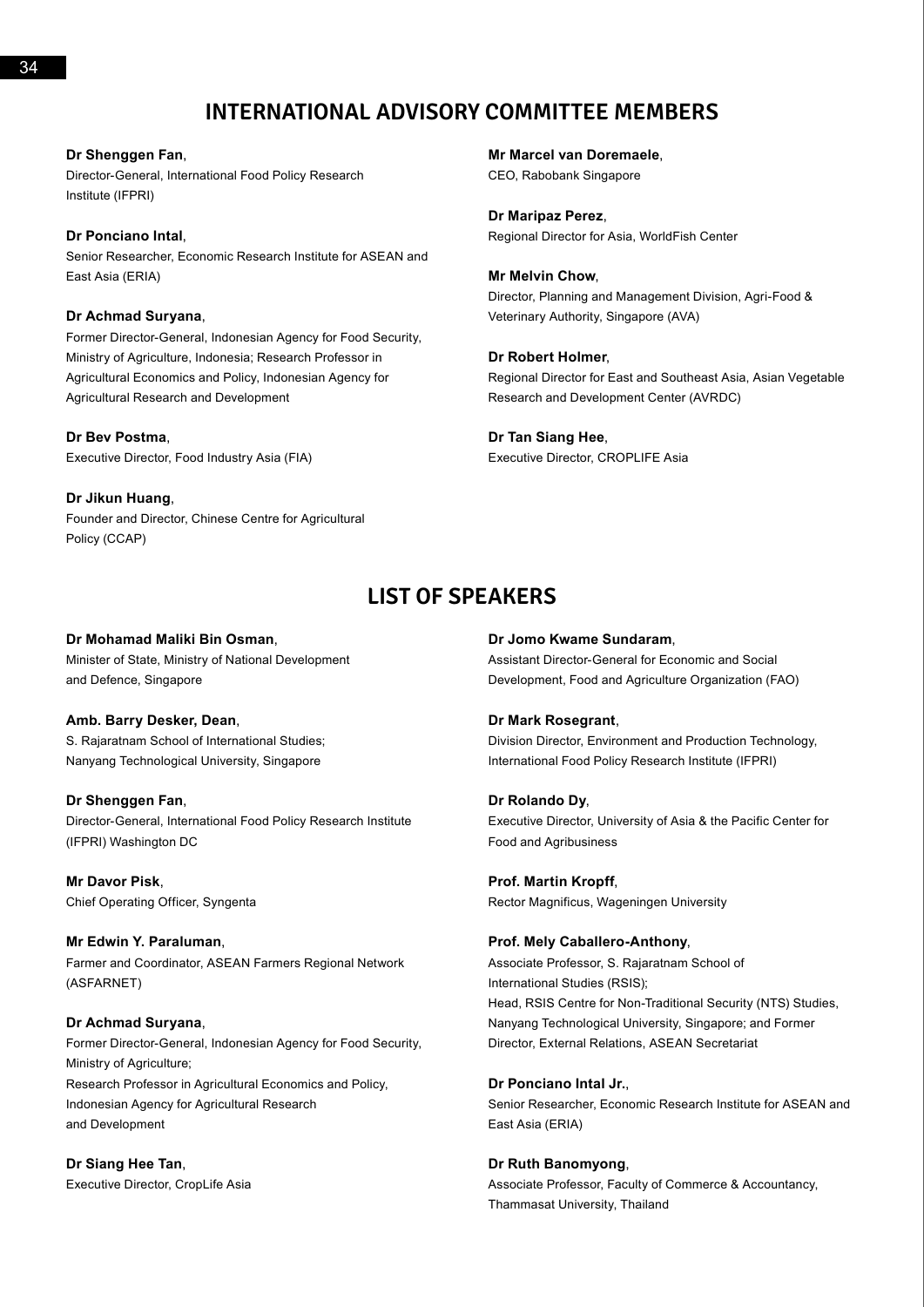## INTERNATIONAL ADVISORY COMMITTEE MEMBERS

**Dr Shenggen Fan**,
Director-General, International Food Policy Research Institute (IFPRI)

**Dr Ponciano Intal**,
Senior Researcher, Economic Research Institute for ASEAN and East Asia (ERIA)

**Dr Achmad Suryana**,
Former Director-General, Indonesian Agency for Food Security, Ministry of Agriculture, Indonesia; Research Professor in Agricultural Economics and Policy, Indonesian Agency for Agricultural Research and Development

**Dr Bev Postma**,
Executive Director, Food Industry Asia (FIA)

**Dr Jikun Huang**,
Founder and Director, Chinese Centre for Agricultural Policy (CCAP)

**Mr Marcel van Doremaele**,
CEO, Rabobank Singapore

**Dr Maripaz Perez**,
Regional Director for Asia, WorldFish Center

**Mr Melvin Chow**,
Director, Planning and Management Division, Agri-Food & Veterinary Authority, Singapore (AVA)

**Dr Robert Holmer**,
Regional Director for East and Southeast Asia, Asian Vegetable Research and Development Center (AVRDC)

**Dr Tan Siang Hee**,
Executive Director, CROPLIFE Asia

## LIST OF SPEAKERS

**Dr Mohamad Maliki Bin Osman**,
Minister of State, Ministry of National Development and Defence, Singapore

**Amb. Barry Desker, Dean**,
S. Rajaratnam School of International Studies; Nanyang Technological University, Singapore

**Dr Shenggen Fan**,
Director-General, International Food Policy Research Institute (IFPRI) Washington DC

**Mr Davor Pisk**,
Chief Operating Officer, Syngenta

**Mr Edwin Y. Paraluman**,
Farmer and Coordinator, ASEAN Farmers Regional Network (ASFARNET)

**Dr Achmad Suryana**,
Former Director-General, Indonesian Agency for Food Security, Ministry of Agriculture;
Research Professor in Agricultural Economics and Policy, Indonesian Agency for Agricultural Research and Development

**Dr Siang Hee Tan**,
Executive Director, CropLife Asia

**Dr Jomo Kwame Sundaram**,
Assistant Director-General for Economic and Social Development, Food and Agriculture Organization (FAO)

**Dr Mark Rosegrant**,
Division Director, Environment and Production Technology, International Food Policy Research Institute (IFPRI)

**Dr Rolando Dy**,
Executive Director, University of Asia & the Pacific Center for Food and Agribusiness

**Prof. Martin Kropff**,
Rector Magnificus, Wageningen University

**Prof. Mely Caballero-Anthony**,
Associate Professor, S. Rajaratnam School of International Studies (RSIS);
Head, RSIS Centre for Non-Traditional Security (NTS) Studies, Nanyang Technological University, Singapore; and Former Director, External Relations, ASEAN Secretariat

**Dr Ponciano Intal Jr.**,
Senior Researcher, Economic Research Institute for ASEAN and East Asia (ERIA)

**Dr Ruth Banomyong**,
Associate Professor, Faculty of Commerce & Accountancy, Thammasat University, Thailand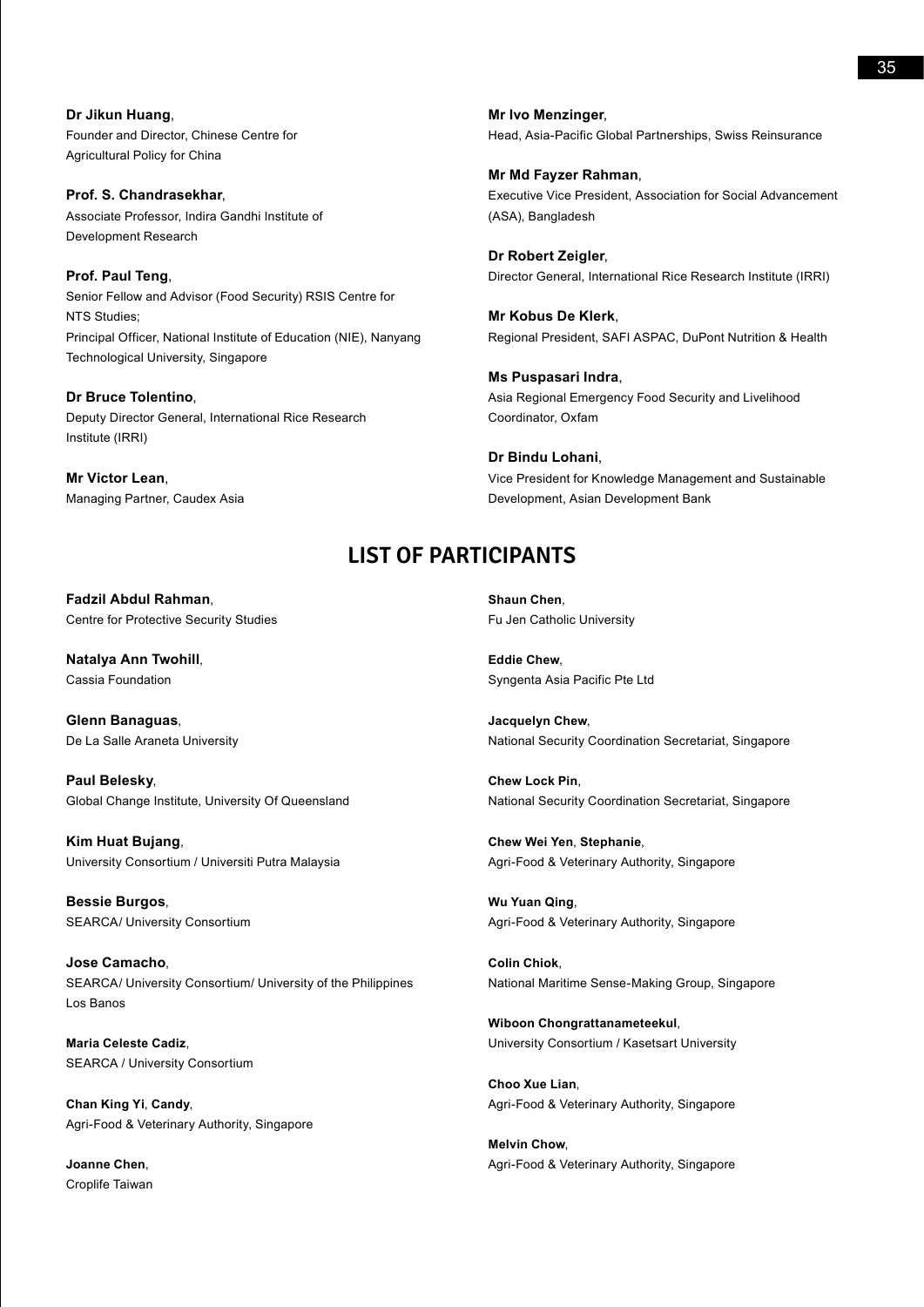**Dr Jikun Huang**,
Founder and Director, Chinese Centre for Agricultural Policy for China

**Prof. S. Chandrasekhar**,
Associate Professor, Indira Gandhi Institute of Development Research

**Prof. Paul Teng**,
Senior Fellow and Advisor (Food Security) RSIS Centre for NTS Studies;
Principal Officer, National Institute of Education (NIE), Nanyang Technological University, Singapore

**Dr Bruce Tolentino**,
Deputy Director General, International Rice Research Institute (IRRI)

**Mr Victor Lean**,
Managing Partner, Caudex Asia

**Mr Ivo Menzinger**,
Head, Asia-Pacific Global Partnerships, Swiss Reinsurance

**Mr Md Fayzer Rahman**,
Executive Vice President, Association for Social Advancement (ASA), Bangladesh

**Dr Robert Zeigler**,
Director General, International Rice Research Institute (IRRI)

**Mr Kobus De Klerk**,
Regional President, SAFI ASPAC, DuPont Nutrition & Health

**Ms Puspasari Indra**,
Asia Regional Emergency Food Security and Livelihood Coordinator, Oxfam

**Dr Bindu Lohani**,
Vice President for Knowledge Management and Sustainable Development, Asian Development Bank

## LIST OF PARTICIPANTS

**Fadzil Abdul Rahman**,
Centre for Protective Security Studies

**Natalya Ann Twohill**,
Cassia Foundation

**Glenn Banaguas**,
De La Salle Araneta University

**Paul Belesky**,
Global Change Institute, University Of Queensland

**Kim Huat Bujang**,
University Consortium / Universiti Putra Malaysia

**Bessie Burgos**,
SEARCA/ University Consortium

**Jose Camacho**,
SEARCA/ University Consortium/ University of the Philippines Los Banos

**Maria Celeste Cadiz**,
SEARCA / University Consortium

**Chan King Yi**, **Candy**,
Agri-Food & Veterinary Authority, Singapore

**Joanne Chen**,
Croplife Taiwan

**Shaun Chen**,
Fu Jen Catholic University

**Eddie Chew**,
Syngenta Asia Pacific Pte Ltd

**Jacquelyn Chew**,
National Security Coordination Secretariat, Singapore

**Chew Lock Pin**,
National Security Coordination Secretariat, Singapore

**Chew Wei Yen**, **Stephanie**,
Agri-Food & Veterinary Authority, Singapore

**Wu Yuan Qing**,
Agri-Food & Veterinary Authority, Singapore

**Colin Chiok**,
National Maritime Sense-Making Group, Singapore

**Wiboon Chongrattanameteekul**,
University Consortium / Kasetsart University

**Choo Xue Lian**,
Agri-Food & Veterinary Authority, Singapore

**Melvin Chow**,
Agri-Food & Veterinary Authority, Singapore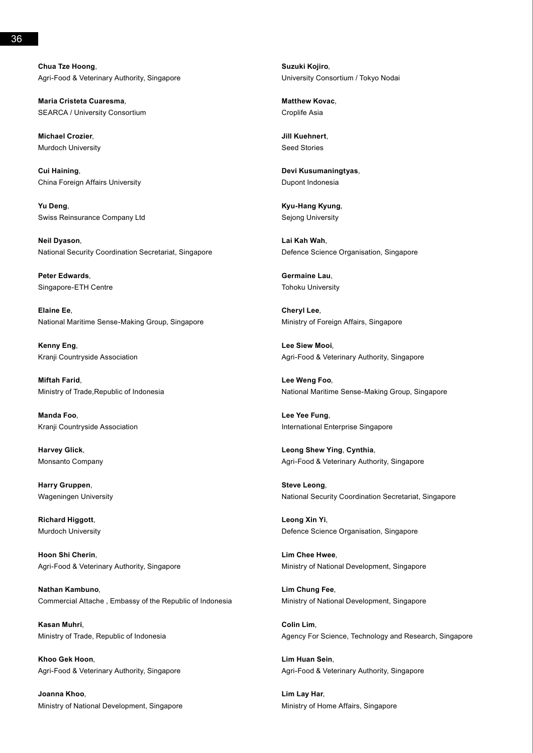**Chua Tze Hoong**,
Agri-Food & Veterinary Authority, Singapore

**Maria Cristeta Cuaresma**,
SEARCA / University Consortium

**Michael Crozier**,
Murdoch University

**Cui Haining**,
China Foreign Affairs University

**Yu Deng**,
Swiss Reinsurance Company Ltd

**Neil Dyason**,
National Security Coordination Secretariat, Singapore

**Peter Edwards**,
Singapore-ETH Centre

**Elaine Ee**,
National Maritime Sense-Making Group, Singapore

**Kenny Eng**,
Kranji Countryside Association

**Miftah Farid**,
Ministry of Trade,Republic of Indonesia

**Manda Foo**,
Kranji Countryside Association

**Harvey Glick**,
Monsanto Company

**Harry Gruppen**,
Wageningen University

**Richard Higgott**,
Murdoch University

**Hoon Shi Cherin**,
Agri-Food & Veterinary Authority, Singapore

**Nathan Kambuno**,
Commercial Attache , Embassy of the Republic of Indonesia

**Kasan Muhri**,
Ministry of Trade, Republic of Indonesia

**Khoo Gek Hoon**,
Agri-Food & Veterinary Authority, Singapore

**Joanna Khoo**,
Ministry of National Development, Singapore

**Suzuki Kojiro**,
University Consortium / Tokyo Nodai

**Matthew Kovac**,
Croplife Asia

**Jill Kuehnert**,
Seed Stories

**Devi Kusumaningtyas**,
Dupont Indonesia

**Kyu-Hang Kyung**,
Sejong University

**Lai Kah Wah**,
Defence Science Organisation, Singapore

**Germaine Lau**,
Tohoku University

**Cheryl Lee**,
Ministry of Foreign Affairs, Singapore

**Lee Siew Mooi**,
Agri-Food & Veterinary Authority, Singapore

**Lee Weng Foo**,
National Maritime Sense-Making Group, Singapore

**Lee Yee Fung**,
International Enterprise Singapore

**Leong Shew Ying**, **Cynthia**,
Agri-Food & Veterinary Authority, Singapore

**Steve Leong**,
National Security Coordination Secretariat, Singapore

**Leong Xin Yi**,
Defence Science Organisation, Singapore

**Lim Chee Hwee**,
Ministry of National Development, Singapore

**Lim Chung Fee**,
Ministry of National Development, Singapore

**Colin Lim**,
Agency For Science, Technology and Research, Singapore

**Lim Huan Sein**,
Agri-Food & Veterinary Authority, Singapore

**Lim Lay Har**,
Ministry of Home Affairs, Singapore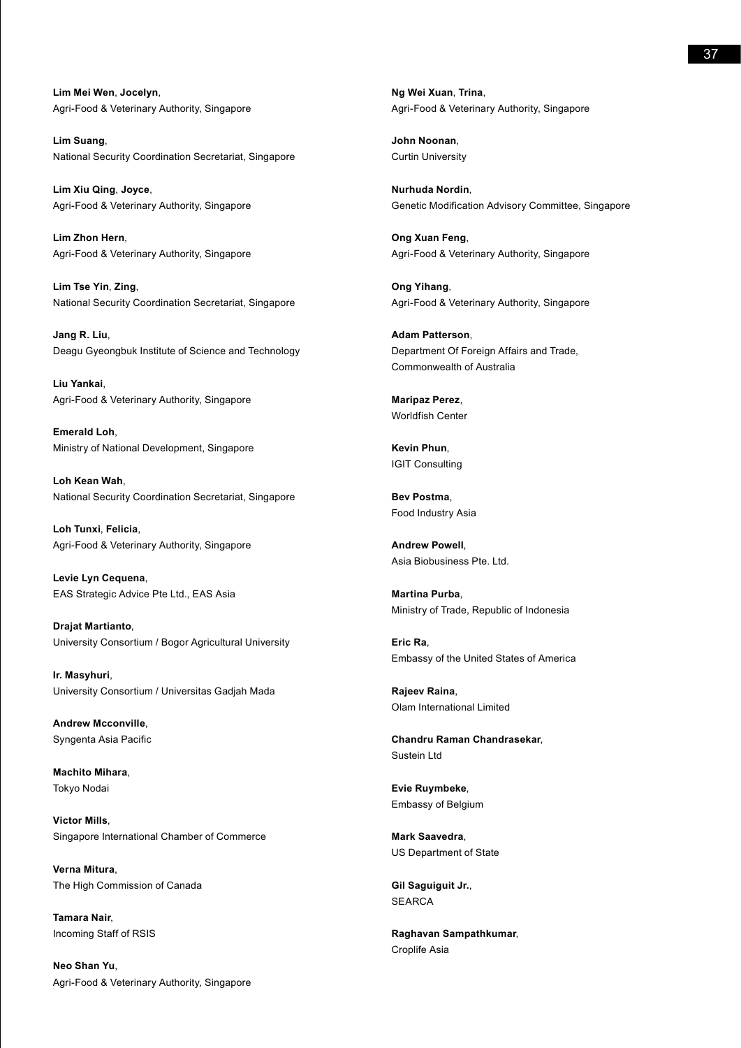**Lim Mei Wen**, **Jocelyn**,
Agri-Food & Veterinary Authority, Singapore

**Lim Suang**,
National Security Coordination Secretariat, Singapore

**Lim Xiu Qing**, **Joyce**,
Agri-Food & Veterinary Authority, Singapore

**Lim Zhon Hern**,
Agri-Food & Veterinary Authority, Singapore

**Lim Tse Yin**, **Zing**,
National Security Coordination Secretariat, Singapore

**Jang R. Liu**,
Deagu Gyeongbuk Institute of Science and Technology

**Liu Yankai**,
Agri-Food & Veterinary Authority, Singapore

**Emerald Loh**,
Ministry of National Development, Singapore

**Loh Kean Wah**,
National Security Coordination Secretariat, Singapore

**Loh Tunxi**, **Felicia**,
Agri-Food & Veterinary Authority, Singapore

**Levie Lyn Cequena**,
EAS Strategic Advice Pte Ltd., EAS Asia

**Drajat Martianto**,
University Consortium / Bogor Agricultural University

**Ir. Masyhuri**,
University Consortium / Universitas Gadjah Mada

**Andrew Mcconville**,
Syngenta Asia Pacific

**Machito Mihara**,
Tokyo Nodai

**Victor Mills**,
Singapore International Chamber of Commerce

**Verna Mitura**,
The High Commission of Canada

**Tamara Nair**,
Incoming Staff of RSIS

**Neo Shan Yu**,
Agri-Food & Veterinary Authority, Singapore

**Ng Wei Xuan**, **Trina**,
Agri-Food & Veterinary Authority, Singapore

**John Noonan**,
Curtin University

**Nurhuda Nordin**,
Genetic Modification Advisory Committee, Singapore

**Ong Xuan Feng**,
Agri-Food & Veterinary Authority, Singapore

**Ong Yihang**,
Agri-Food & Veterinary Authority, Singapore

**Adam Patterson**,
Department Of Foreign Affairs and Trade, Commonwealth of Australia

**Maripaz Perez**,
Worldfish Center

**Kevin Phun**,
IGIT Consulting

**Bev Postma**,
Food Industry Asia

**Andrew Powell**,
Asia Biobusiness Pte. Ltd.

**Martina Purba**,
Ministry of Trade, Republic of Indonesia

**Eric Ra**,
Embassy of the United States of America

**Rajeev Raina**,
Olam International Limited

**Chandru Raman Chandrasekar**,
Sustein Ltd

**Evie Ruymbeke**,
Embassy of Belgium

**Mark Saavedra**,
US Department of State

**Gil Saguiguit Jr.**,
SEARCA

**Raghavan Sampathkumar**,
Croplife Asia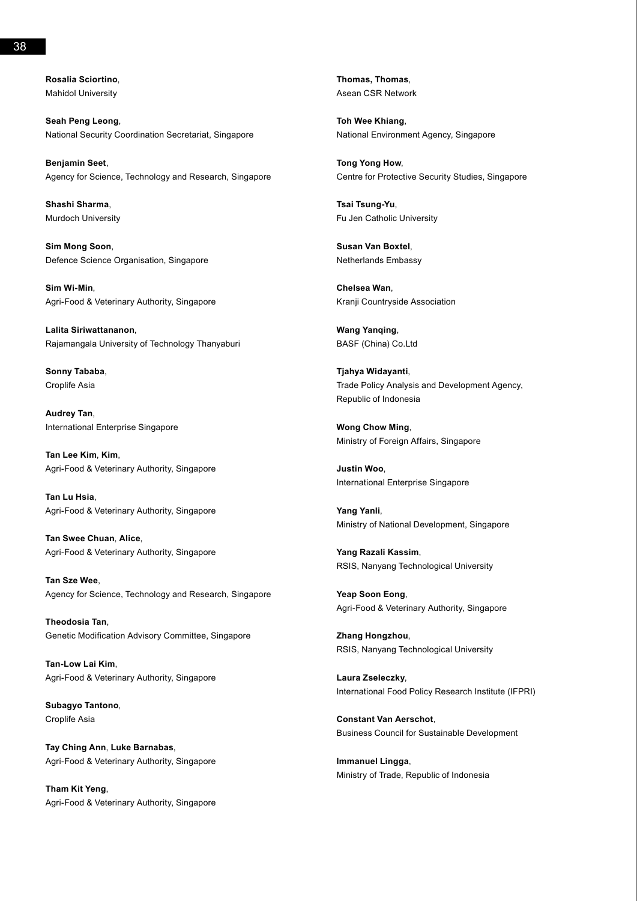**Rosalia Sciortino**,
Mahidol University

**Seah Peng Leong**,
National Security Coordination Secretariat, Singapore

**Benjamin Seet**,
Agency for Science, Technology and Research, Singapore

**Shashi Sharma**,
Murdoch University

**Sim Mong Soon**,
Defence Science Organisation, Singapore

**Sim Wi-Min**,
Agri-Food & Veterinary Authority, Singapore

**Lalita Siriwattananon**,
Rajamangala University of Technology Thanyaburi

**Sonny Tababa**,
Croplife Asia

**Audrey Tan**,
International Enterprise Singapore

**Tan Lee Kim**, **Kim**,
Agri-Food & Veterinary Authority, Singapore

**Tan Lu Hsia**,
Agri-Food & Veterinary Authority, Singapore

**Tan Swee Chuan**, **Alice**,
Agri-Food & Veterinary Authority, Singapore

**Tan Sze Wee**,
Agency for Science, Technology and Research, Singapore

**Theodosia Tan**,
Genetic Modification Advisory Committee, Singapore

**Tan-Low Lai Kim**,
Agri-Food & Veterinary Authority, Singapore

**Subagyo Tantono**,
Croplife Asia

**Tay Ching Ann**, **Luke Barnabas**,
Agri-Food & Veterinary Authority, Singapore

**Tham Kit Yeng**,
Agri-Food & Veterinary Authority, Singapore

**Thomas, Thomas**,
Asean CSR Network

**Toh Wee Khiang**,
National Environment Agency, Singapore

**Tong Yong How**,
Centre for Protective Security Studies, Singapore

**Tsai Tsung-Yu**,
Fu Jen Catholic University

**Susan Van Boxtel**,
Netherlands Embassy

**Chelsea Wan**,
Kranji Countryside Association

**Wang Yanqing**,
BASF (China) Co.Ltd

**Tjahya Widayanti**,
Trade Policy Analysis and Development Agency, Republic of Indonesia

**Wong Chow Ming**,
Ministry of Foreign Affairs, Singapore

**Justin Woo**,
International Enterprise Singapore

**Yang Yanli**,
Ministry of National Development, Singapore

**Yang Razali Kassim**,
RSIS, Nanyang Technological University

**Yeap Soon Eong**,
Agri-Food & Veterinary Authority, Singapore

**Zhang Hongzhou**,
RSIS, Nanyang Technological University

**Laura Zseleczky**,
International Food Policy Research Institute (IFPRI)

**Constant Van Aerschot**,
Business Council for Sustainable Development

**Immanuel Lingga**,
Ministry of Trade, Republic of Indonesia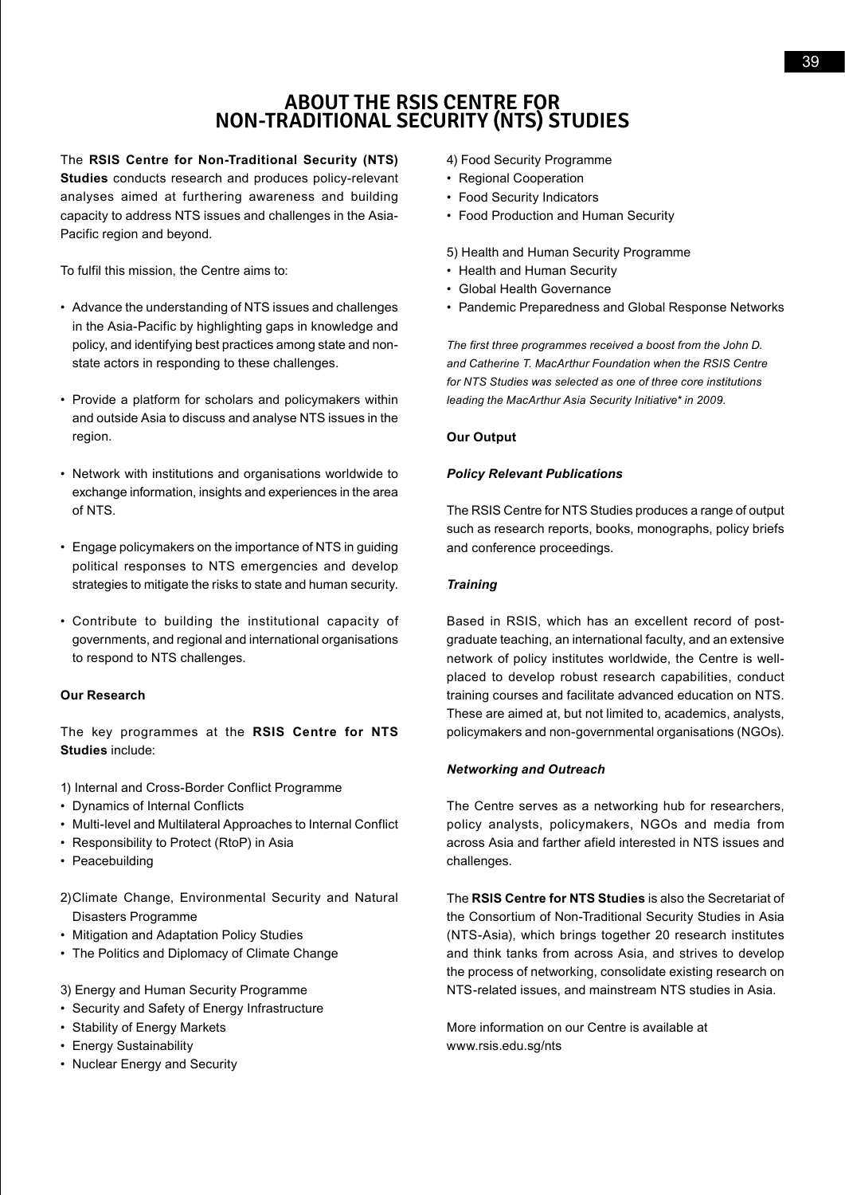# ABOUT THE RSIS CENTRE FOR NON-TRADITIONAL SECURITY (NTS) STUDIES

The **RSIS Centre for Non-Traditional Security (NTS) Studies** conducts research and produces policy-relevant analyses aimed at furthering awareness and building capacity to address NTS issues and challenges in the Asia-Pacific region and beyond.

To fulfil this mission, the Centre aims to:

- Advance the understanding of NTS issues and challenges in the Asia-Pacific by highlighting gaps in knowledge and policy, and identifying best practices among state and non-state actors in responding to these challenges.
- Provide a platform for scholars and policymakers within and outside Asia to discuss and analyse NTS issues in the region.
- Network with institutions and organisations worldwide to exchange information, insights and experiences in the area of NTS.
- Engage policymakers on the importance of NTS in guiding political responses to NTS emergencies and develop strategies to mitigate the risks to state and human security.
- Contribute to building the institutional capacity of governments, and regional and international organisations to respond to NTS challenges.

**Our Research**

The key programmes at the **RSIS Centre for NTS Studies** include:

1) Internal and Cross-Border Conflict Programme
- Dynamics of Internal Conflicts
- Multi-level and Multilateral Approaches to Internal Conflict
- Responsibility to Protect (RtoP) in Asia
- Peacebuilding

2) Climate Change, Environmental Security and Natural Disasters Programme
- Mitigation and Adaptation Policy Studies
- The Politics and Diplomacy of Climate Change

3) Energy and Human Security Programme
- Security and Safety of Energy Infrastructure
- Stability of Energy Markets
- Energy Sustainability
- Nuclear Energy and Security

4) Food Security Programme
- Regional Cooperation
- Food Security Indicators
- Food Production and Human Security

5) Health and Human Security Programme
- Health and Human Security
- Global Health Governance
- Pandemic Preparedness and Global Response Networks

*The first three programmes received a boost from the John D. and Catherine T. MacArthur Foundation when the RSIS Centre for NTS Studies was selected as one of three core institutions leading the MacArthur Asia Security Initiative* in 2009.*

**Our Output**

***Policy Relevant Publications***

The RSIS Centre for NTS Studies produces a range of output such as research reports, books, monographs, policy briefs and conference proceedings.

***Training***

Based in RSIS, which has an excellent record of post-graduate teaching, an international faculty, and an extensive network of policy institutes worldwide, the Centre is well-placed to develop robust research capabilities, conduct training courses and facilitate advanced education on NTS. These are aimed at, but not limited to, academics, analysts, policymakers and non-governmental organisations (NGOs).

***Networking and Outreach***

The Centre serves as a networking hub for researchers, policy analysts, policymakers, NGOs and media from across Asia and farther afield interested in NTS issues and challenges.

The **RSIS Centre for NTS Studies** is also the Secretariat of the Consortium of Non-Traditional Security Studies in Asia (NTS-Asia), which brings together 20 research institutes and think tanks from across Asia, and strives to develop the process of networking, consolidate existing research on NTS-related issues, and mainstream NTS studies in Asia.

More information on our Centre is available at www.rsis.edu.sg/nts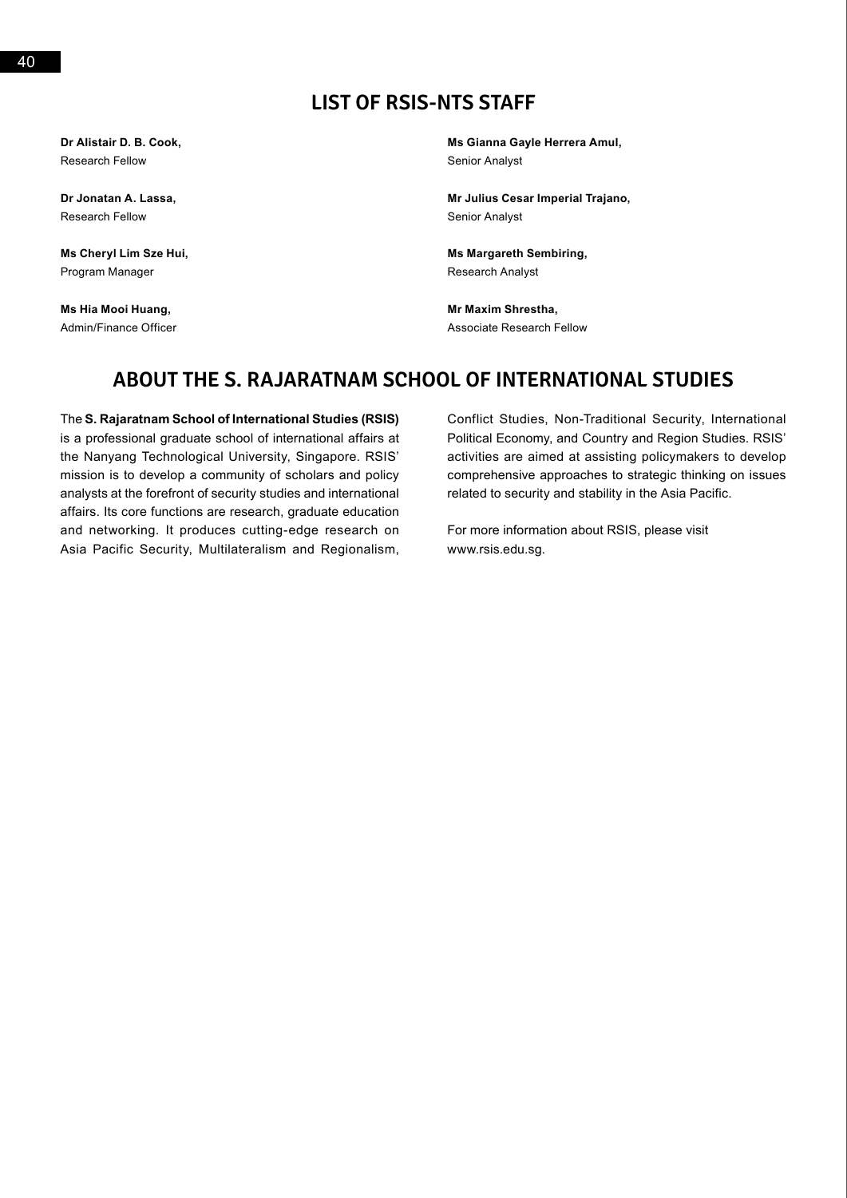## LIST OF RSIS-NTS STAFF

**Dr Alistair D. B. Cook,**
Research Fellow

**Dr Jonatan A. Lassa,**
Research Fellow

**Ms Cheryl Lim Sze Hui,**
Program Manager

**Ms Hia Mooi Huang,**
Admin/Finance Officer

**Ms Gianna Gayle Herrera Amul,**
Senior Analyst

**Mr Julius Cesar Imperial Trajano,**
Senior Analyst

**Ms Margareth Sembiring,**
Research Analyst

**Mr Maxim Shrestha,**
Associate Research Fellow

## ABOUT THE S. RAJARATNAM SCHOOL OF INTERNATIONAL STUDIES

The **S. Rajaratnam School of International Studies (RSIS)** is a professional graduate school of international affairs at the Nanyang Technological University, Singapore. RSIS' mission is to develop a community of scholars and policy analysts at the forefront of security studies and international affairs. Its core functions are research, graduate education and networking. It produces cutting-edge research on Asia Pacific Security, Multilateralism and Regionalism, Conflict Studies, Non-Traditional Security, International Political Economy, and Country and Region Studies. RSIS' activities are aimed at assisting policymakers to develop comprehensive approaches to strategic thinking on issues related to security and stability in the Asia Pacific.

For more information about RSIS, please visit www.rsis.edu.sg.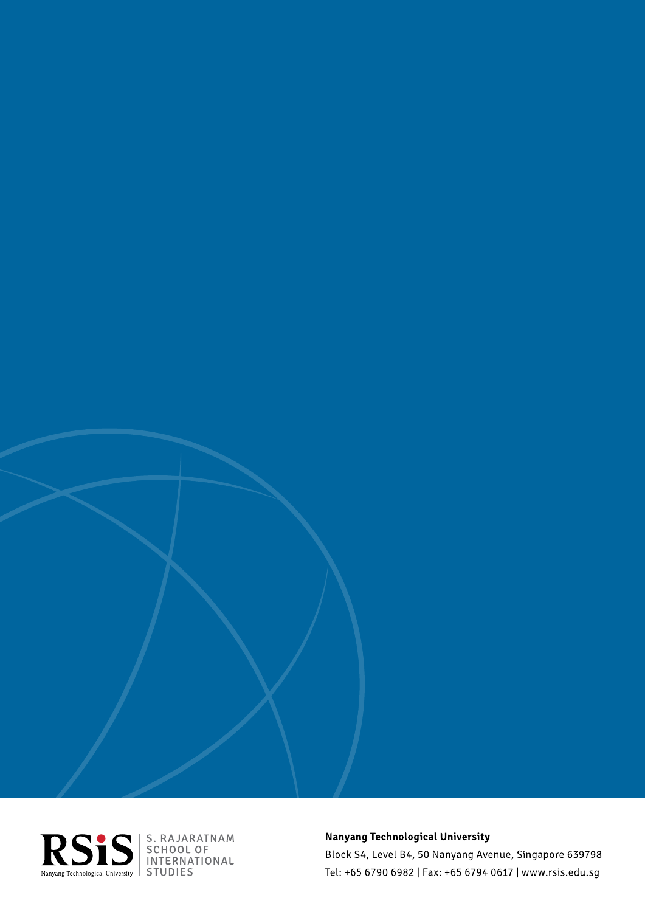RSiS
Nanyang Technological University

S. RAJARATNAM SCHOOL OF INTERNATIONAL STUDIES

**Nanyang Technological University**

Block S4, Level B4, 50 Nanyang Avenue, Singapore 639798

Tel: +65 6790 6982 | Fax: +65 6794 0617 | www.rsis.edu.sg